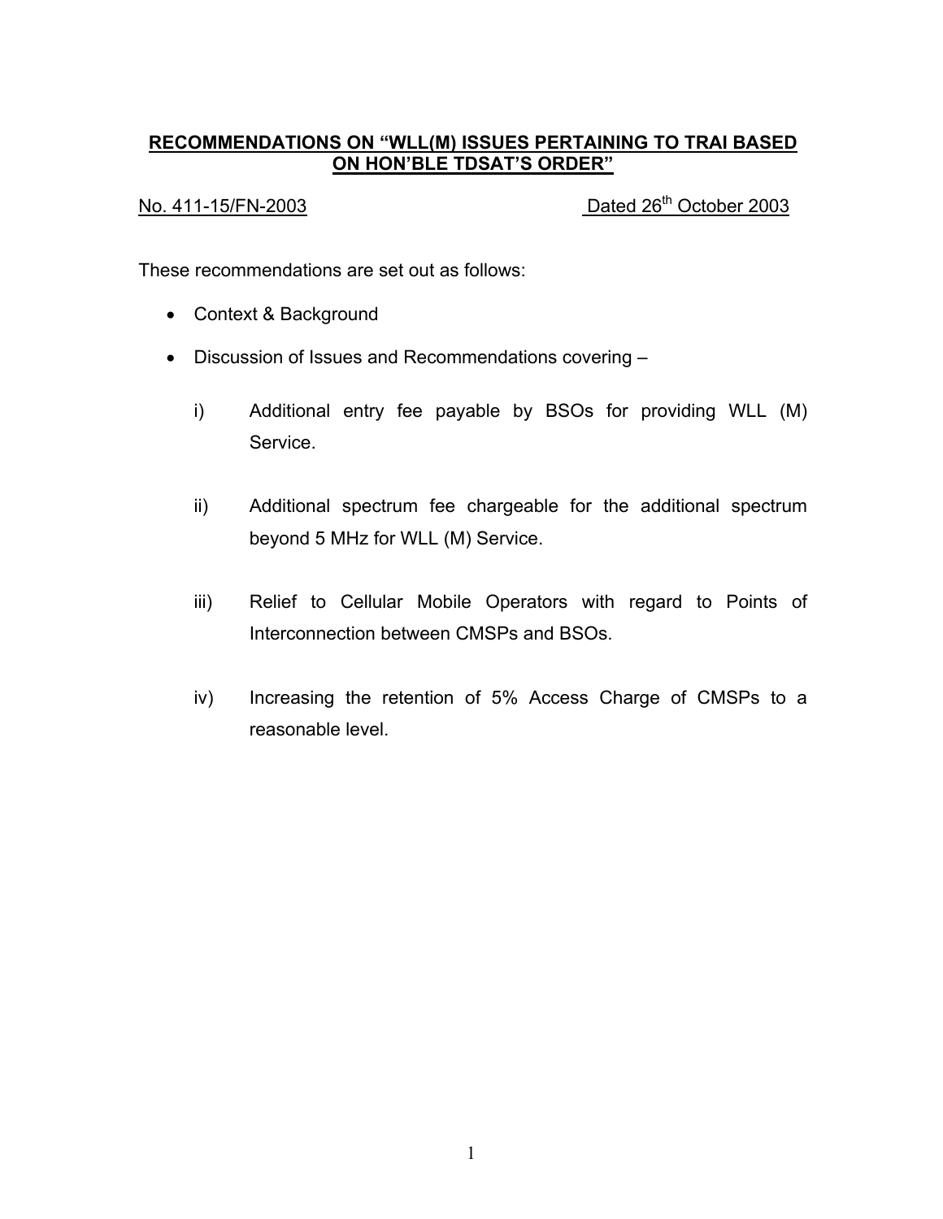# RECOMMENDATIONS ON "WLL(M) ISSUES PERTAINING TO TRAI BASED ON HON'BLE TDSAT'S ORDER"

No. 411-15/FN-2003 Dated 26th October 2003

These recommendations are set out as follows:

- Context & Background
- Discussion of Issues and Recommendations covering –
  - i) Additional entry fee payable by BSOs for providing WLL (M) Service.
  - ii) Additional spectrum fee chargeable for the additional spectrum beyond 5 MHz for WLL (M) Service.
  - iii) Relief to Cellular Mobile Operators with regard to Points of Interconnection between CMSPs and BSOs.
  - iv) Increasing the retention of 5% Access Charge of CMSPs to a reasonable level.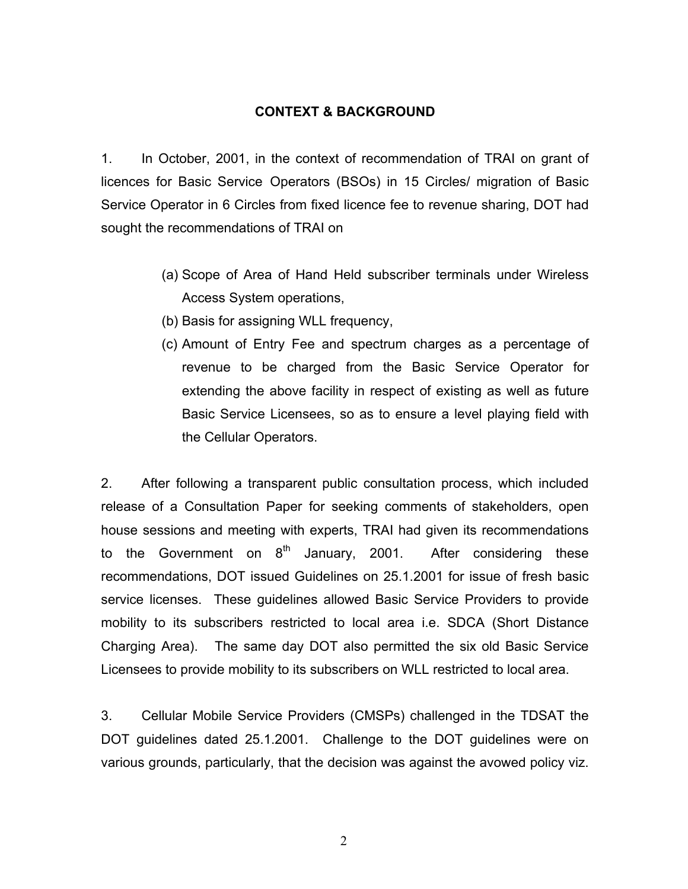## CONTEXT & BACKGROUND

1. In October, 2001, in the context of recommendation of TRAI on grant of licences for Basic Service Operators (BSOs) in 15 Circles/ migration of Basic Service Operator in 6 Circles from fixed licence fee to revenue sharing, DOT had sought the recommendations of TRAI on

   (a) Scope of Area of Hand Held subscriber terminals under Wireless Access System operations,
   (b) Basis for assigning WLL frequency,
   (c) Amount of Entry Fee and spectrum charges as a percentage of revenue to be charged from the Basic Service Operator for extending the above facility in respect of existing as well as future Basic Service Licensees, so as to ensure a level playing field with the Cellular Operators.

2. After following a transparent public consultation process, which included release of a Consultation Paper for seeking comments of stakeholders, open house sessions and meeting with experts, TRAI had given its recommendations to the Government on 8th January, 2001. After considering these recommendations, DOT issued Guidelines on 25.1.2001 for issue of fresh basic service licenses. These guidelines allowed Basic Service Providers to provide mobility to its subscribers restricted to local area i.e. SDCA (Short Distance Charging Area). The same day DOT also permitted the six old Basic Service Licensees to provide mobility to its subscribers on WLL restricted to local area.

3. Cellular Mobile Service Providers (CMSPs) challenged in the TDSAT the DOT guidelines dated 25.1.2001. Challenge to the DOT guidelines were on various grounds, particularly, that the decision was against the avowed policy viz.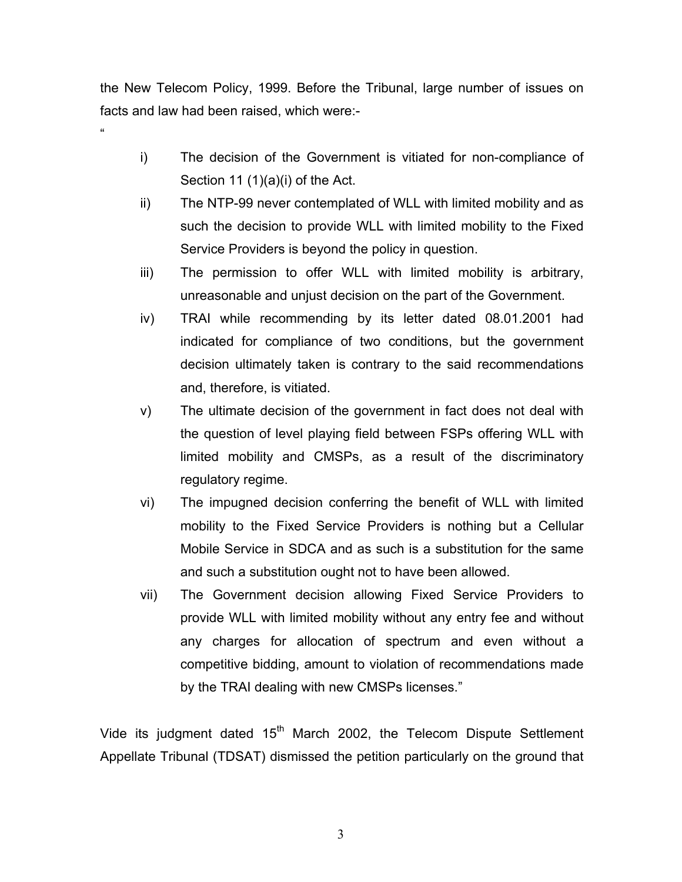the New Telecom Policy, 1999. Before the Tribunal, large number of issues on facts and law had been raised, which were:-

"

i) The decision of the Government is vitiated for non-compliance of Section 11 (1)(a)(i) of the Act.

ii) The NTP-99 never contemplated of WLL with limited mobility and as such the decision to provide WLL with limited mobility to the Fixed Service Providers is beyond the policy in question.

iii) The permission to offer WLL with limited mobility is arbitrary, unreasonable and unjust decision on the part of the Government.

iv) TRAI while recommending by its letter dated 08.01.2001 had indicated for compliance of two conditions, but the government decision ultimately taken is contrary to the said recommendations and, therefore, is vitiated.

v) The ultimate decision of the government in fact does not deal with the question of level playing field between FSPs offering WLL with limited mobility and CMSPs, as a result of the discriminatory regulatory regime.

vi) The impugned decision conferring the benefit of WLL with limited mobility to the Fixed Service Providers is nothing but a Cellular Mobile Service in SDCA and as such is a substitution for the same and such a substitution ought not to have been allowed.

vii) The Government decision allowing Fixed Service Providers to provide WLL with limited mobility without any entry fee and without any charges for allocation of spectrum and even without a competitive bidding, amount to violation of recommendations made by the TRAI dealing with new CMSPs licenses."

Vide its judgment dated 15th March 2002, the Telecom Dispute Settlement Appellate Tribunal (TDSAT) dismissed the petition particularly on the ground that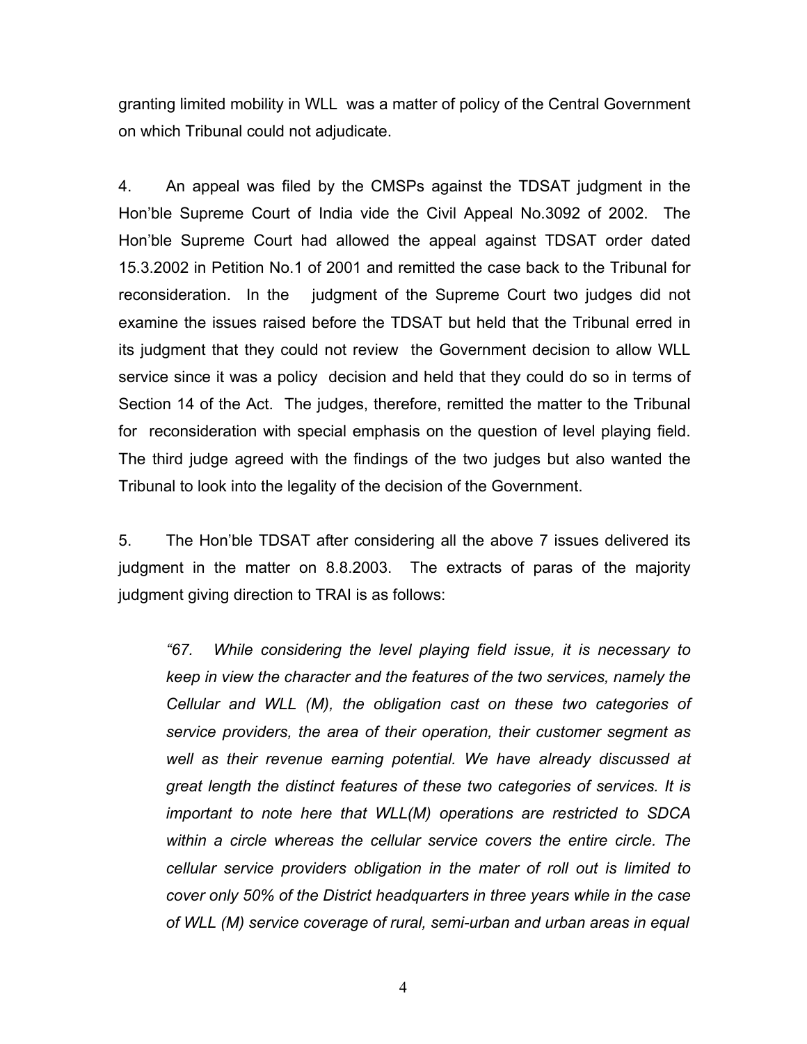granting limited mobility in WLL was a matter of policy of the Central Government on which Tribunal could not adjudicate.

4. An appeal was filed by the CMSPs against the TDSAT judgment in the Hon'ble Supreme Court of India vide the Civil Appeal No.3092 of 2002. The Hon'ble Supreme Court had allowed the appeal against TDSAT order dated 15.3.2002 in Petition No.1 of 2001 and remitted the case back to the Tribunal for reconsideration. In the judgment of the Supreme Court two judges did not examine the issues raised before the TDSAT but held that the Tribunal erred in its judgment that they could not review the Government decision to allow WLL service since it was a policy decision and held that they could do so in terms of Section 14 of the Act. The judges, therefore, remitted the matter to the Tribunal for reconsideration with special emphasis on the question of level playing field. The third judge agreed with the findings of the two judges but also wanted the Tribunal to look into the legality of the decision of the Government.

5. The Hon'ble TDSAT after considering all the above 7 issues delivered its judgment in the matter on 8.8.2003. The extracts of paras of the majority judgment giving direction to TRAI is as follows:

> *"67. While considering the level playing field issue, it is necessary to keep in view the character and the features of the two services, namely the Cellular and WLL (M), the obligation cast on these two categories of service providers, the area of their operation, their customer segment as well as their revenue earning potential. We have already discussed at great length the distinct features of these two categories of services. It is important to note here that WLL(M) operations are restricted to SDCA within a circle whereas the cellular service covers the entire circle. The cellular service providers obligation in the mater of roll out is limited to cover only 50% of the District headquarters in three years while in the case of WLL (M) service coverage of rural, semi-urban and urban areas in equal*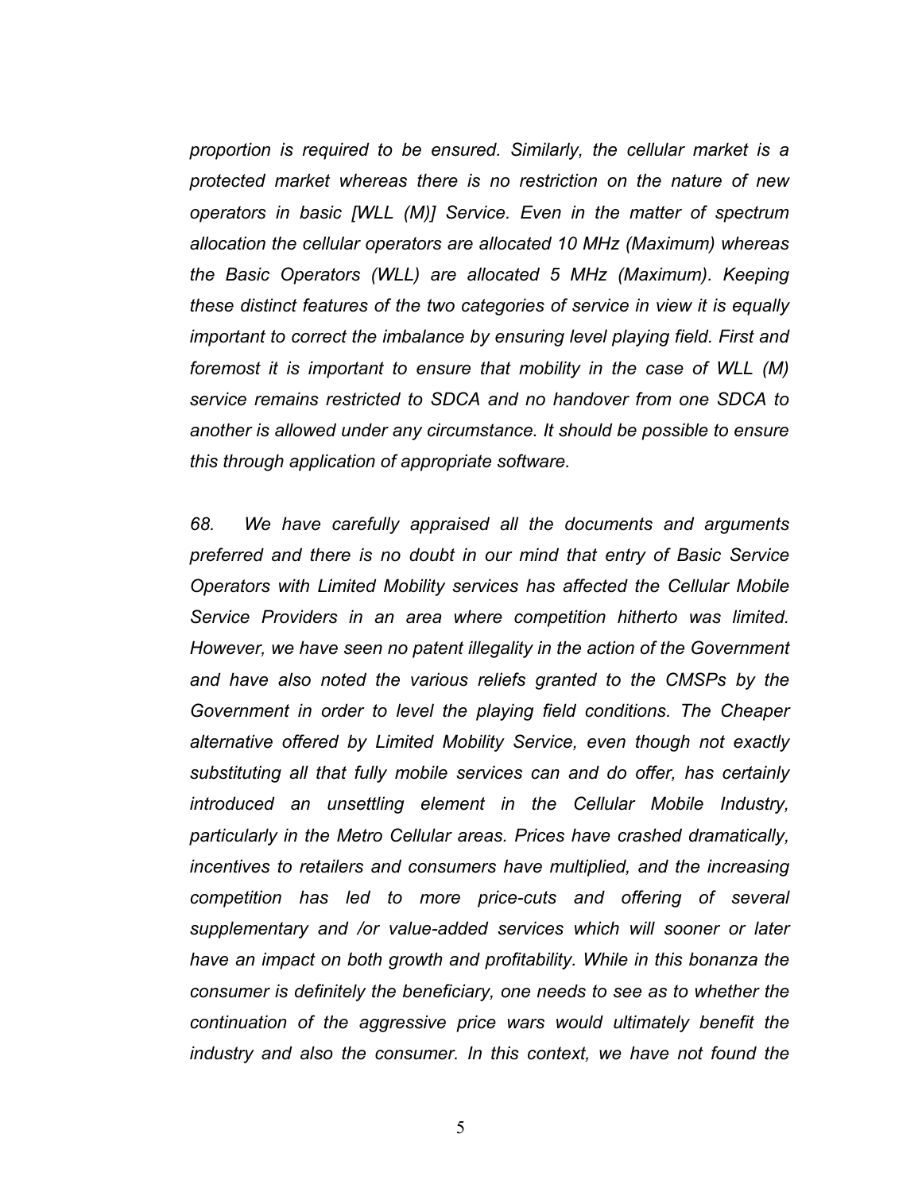*proportion is required to be ensured. Similarly, the cellular market is a protected market whereas there is no restriction on the nature of new operators in basic [WLL (M)] Service. Even in the matter of spectrum allocation the cellular operators are allocated 10 MHz (Maximum) whereas the Basic Operators (WLL) are allocated 5 MHz (Maximum). Keeping these distinct features of the two categories of service in view it is equally important to correct the imbalance by ensuring level playing field. First and foremost it is important to ensure that mobility in the case of WLL (M) service remains restricted to SDCA and no handover from one SDCA to another is allowed under any circumstance. It should be possible to ensure this through application of appropriate software.*

*68. We have carefully appraised all the documents and arguments preferred and there is no doubt in our mind that entry of Basic Service Operators with Limited Mobility services has affected the Cellular Mobile Service Providers in an area where competition hitherto was limited. However, we have seen no patent illegality in the action of the Government and have also noted the various reliefs granted to the CMSPs by the Government in order to level the playing field conditions. The Cheaper alternative offered by Limited Mobility Service, even though not exactly substituting all that fully mobile services can and do offer, has certainly introduced an unsettling element in the Cellular Mobile Industry, particularly in the Metro Cellular areas. Prices have crashed dramatically, incentives to retailers and consumers have multiplied, and the increasing competition has led to more price-cuts and offering of several supplementary and /or value-added services which will sooner or later have an impact on both growth and profitability. While in this bonanza the consumer is definitely the beneficiary, one needs to see as to whether the continuation of the aggressive price wars would ultimately benefit the industry and also the consumer. In this context, we have not found the*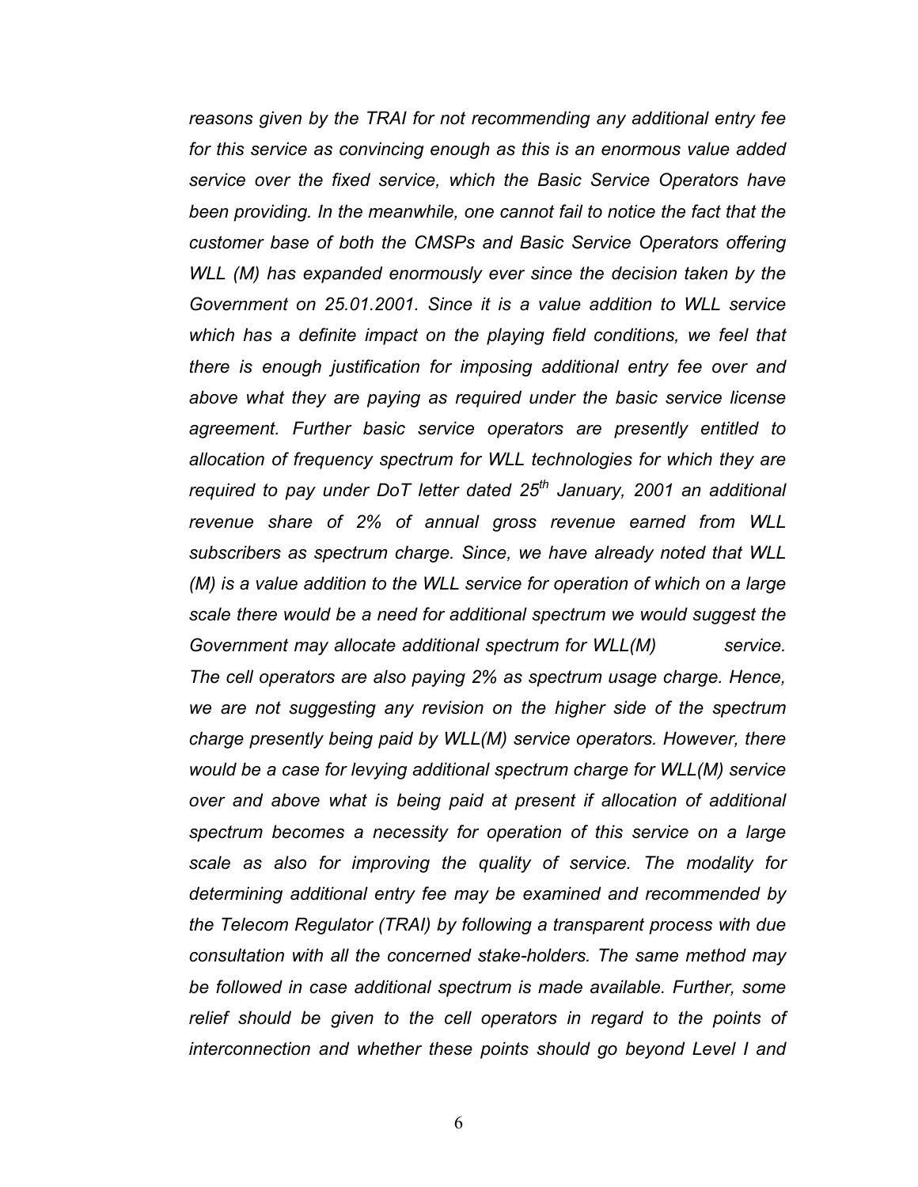*reasons given by the TRAI for not recommending any additional entry fee for this service as convincing enough as this is an enormous value added service over the fixed service, which the Basic Service Operators have been providing. In the meanwhile, one cannot fail to notice the fact that the customer base of both the CMSPs and Basic Service Operators offering WLL (M) has expanded enormously ever since the decision taken by the Government on 25.01.2001. Since it is a value addition to WLL service which has a definite impact on the playing field conditions, we feel that there is enough justification for imposing additional entry fee over and above what they are paying as required under the basic service license agreement. Further basic service operators are presently entitled to allocation of frequency spectrum for WLL technologies for which they are required to pay under DoT letter dated 25th January, 2001 an additional revenue share of 2% of annual gross revenue earned from WLL subscribers as spectrum charge. Since, we have already noted that WLL (M) is a value addition to the WLL service for operation of which on a large scale there would be a need for additional spectrum we would suggest the Government may allocate additional spectrum for WLL(M) service. The cell operators are also paying 2% as spectrum usage charge. Hence, we are not suggesting any revision on the higher side of the spectrum charge presently being paid by WLL(M) service operators. However, there would be a case for levying additional spectrum charge for WLL(M) service over and above what is being paid at present if allocation of additional spectrum becomes a necessity for operation of this service on a large scale as also for improving the quality of service. The modality for determining additional entry fee may be examined and recommended by the Telecom Regulator (TRAI) by following a transparent process with due consultation with all the concerned stake-holders. The same method may be followed in case additional spectrum is made available. Further, some relief should be given to the cell operators in regard to the points of interconnection and whether these points should go beyond Level I and*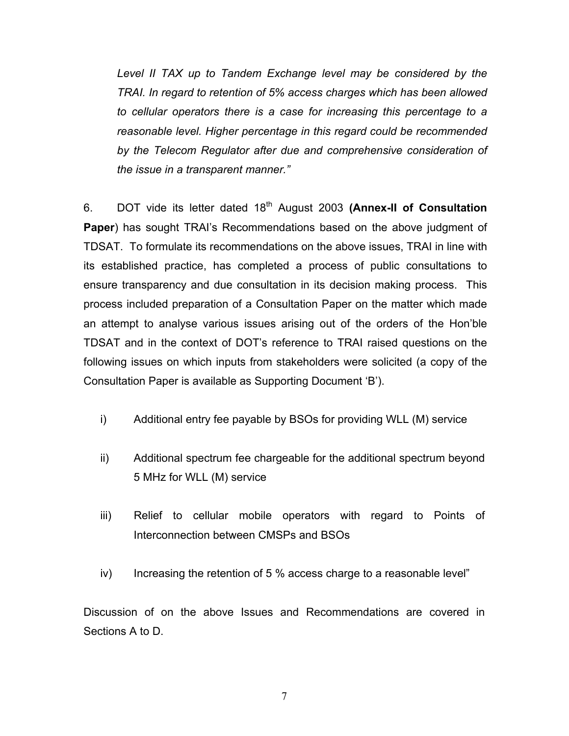*Level II TAX up to Tandem Exchange level may be considered by the TRAI. In regard to retention of 5% access charges which has been allowed to cellular operators there is a case for increasing this percentage to a reasonable level. Higher percentage in this regard could be recommended by the Telecom Regulator after due and comprehensive consideration of the issue in a transparent manner."*

6. DOT vide its letter dated 18th August 2003 **(Annex-II of Consultation Paper**) has sought TRAI's Recommendations based on the above judgment of TDSAT. To formulate its recommendations on the above issues, TRAI in line with its established practice, has completed a process of public consultations to ensure transparency and due consultation in its decision making process. This process included preparation of a Consultation Paper on the matter which made an attempt to analyse various issues arising out of the orders of the Hon'ble TDSAT and in the context of DOT's reference to TRAI raised questions on the following issues on which inputs from stakeholders were solicited (a copy of the Consultation Paper is available as Supporting Document 'B').

i) Additional entry fee payable by BSOs for providing WLL (M) service

ii) Additional spectrum fee chargeable for the additional spectrum beyond 5 MHz for WLL (M) service

iii) Relief to cellular mobile operators with regard to Points of Interconnection between CMSPs and BSOs

iv) Increasing the retention of 5 % access charge to a reasonable level"

Discussion of on the above Issues and Recommendations are covered in Sections A to D.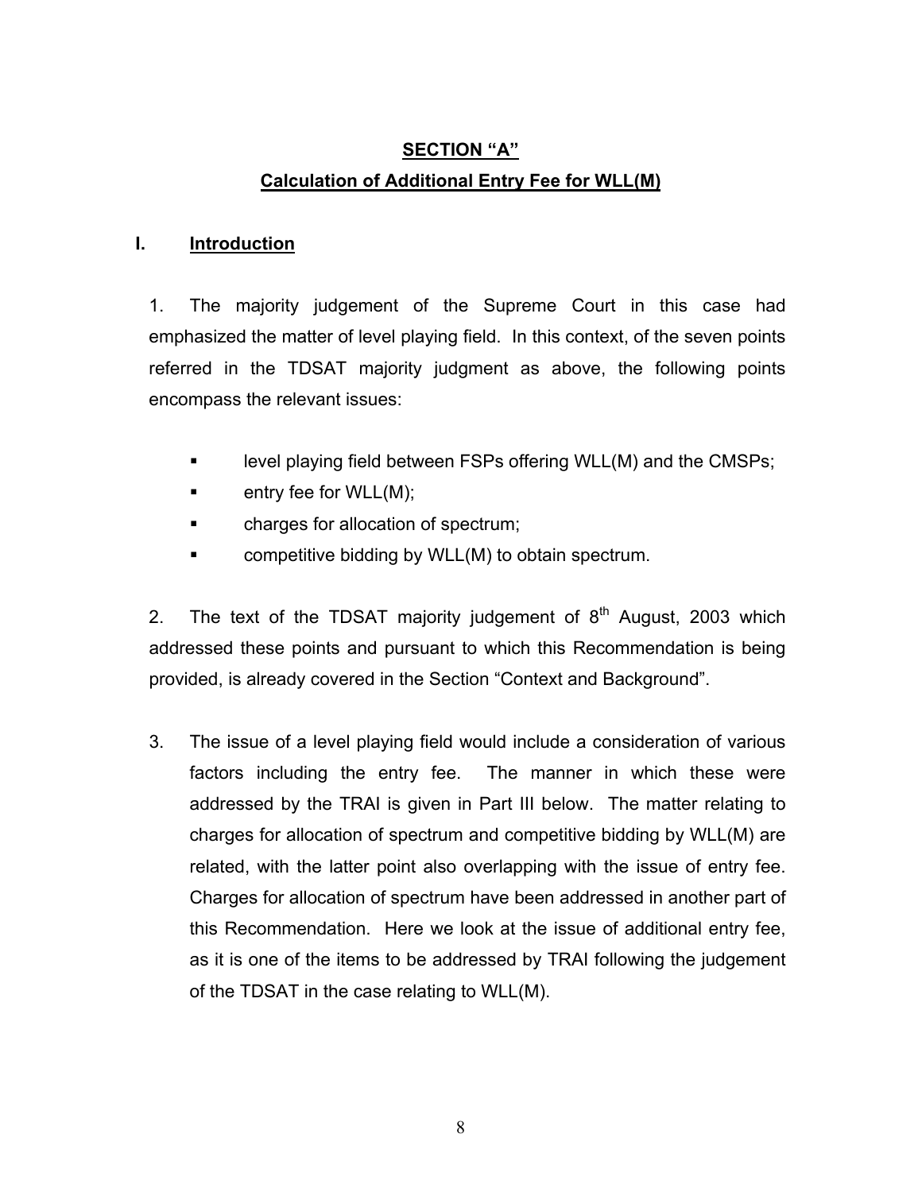## SECTION "A"

## Calculation of Additional Entry Fee for WLL(M)

### I. Introduction

1. The majority judgement of the Supreme Court in this case had emphasized the matter of level playing field. In this context, of the seven points referred in the TDSAT majority judgment as above, the following points encompass the relevant issues:

- level playing field between FSPs offering WLL(M) and the CMSPs;
- entry fee for WLL(M);
- charges for allocation of spectrum;
- competitive bidding by WLL(M) to obtain spectrum.

2. The text of the TDSAT majority judgement of 8th August, 2003 which addressed these points and pursuant to which this Recommendation is being provided, is already covered in the Section "Context and Background".

3. The issue of a level playing field would include a consideration of various factors including the entry fee. The manner in which these were addressed by the TRAI is given in Part III below. The matter relating to charges for allocation of spectrum and competitive bidding by WLL(M) are related, with the latter point also overlapping with the issue of entry fee. Charges for allocation of spectrum have been addressed in another part of this Recommendation. Here we look at the issue of additional entry fee, as it is one of the items to be addressed by TRAI following the judgement of the TDSAT in the case relating to WLL(M).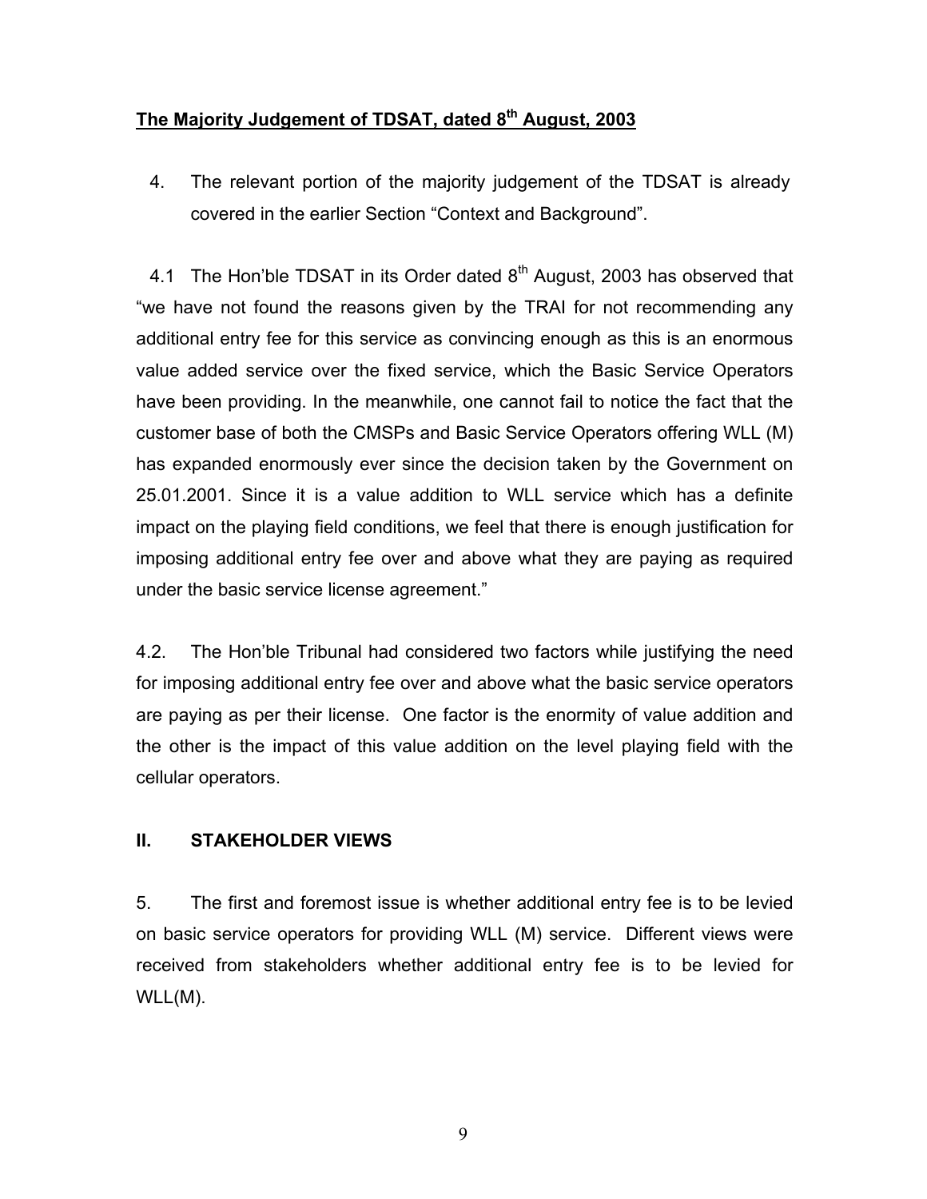## <u>The Majority Judgement of TDSAT, dated 8th August, 2003</u>

4. The relevant portion of the majority judgement of the TDSAT is already covered in the earlier Section "Context and Background".

4.1 The Hon'ble TDSAT in its Order dated 8th August, 2003 has observed that "we have not found the reasons given by the TRAI for not recommending any additional entry fee for this service as convincing enough as this is an enormous value added service over the fixed service, which the Basic Service Operators have been providing. In the meanwhile, one cannot fail to notice the fact that the customer base of both the CMSPs and Basic Service Operators offering WLL (M) has expanded enormously ever since the decision taken by the Government on 25.01.2001. Since it is a value addition to WLL service which has a definite impact on the playing field conditions, we feel that there is enough justification for imposing additional entry fee over and above what they are paying as required under the basic service license agreement."

4.2. The Hon'ble Tribunal had considered two factors while justifying the need for imposing additional entry fee over and above what the basic service operators are paying as per their license. One factor is the enormity of value addition and the other is the impact of this value addition on the level playing field with the cellular operators.

## II. STAKEHOLDER VIEWS

5. The first and foremost issue is whether additional entry fee is to be levied on basic service operators for providing WLL (M) service. Different views were received from stakeholders whether additional entry fee is to be levied for WLL(M).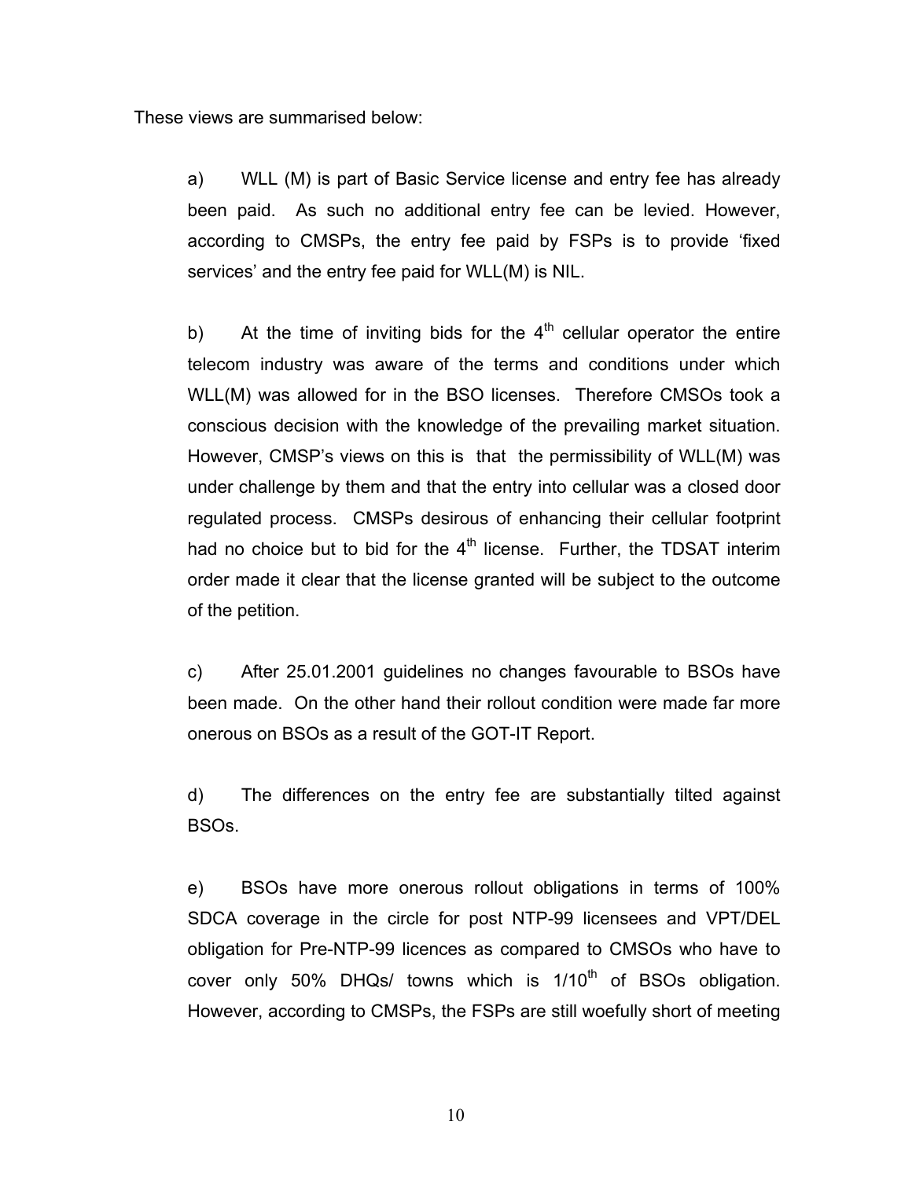These views are summarised below:

a) WLL (M) is part of Basic Service license and entry fee has already been paid. As such no additional entry fee can be levied. However, according to CMSPs, the entry fee paid by FSPs is to provide 'fixed services' and the entry fee paid for WLL(M) is NIL.

b) At the time of inviting bids for the 4th cellular operator the entire telecom industry was aware of the terms and conditions under which WLL(M) was allowed for in the BSO licenses. Therefore CMSOs took a conscious decision with the knowledge of the prevailing market situation. However, CMSP's views on this is that the permissibility of WLL(M) was under challenge by them and that the entry into cellular was a closed door regulated process. CMSPs desirous of enhancing their cellular footprint had no choice but to bid for the 4th license. Further, the TDSAT interim order made it clear that the license granted will be subject to the outcome of the petition.

c) After 25.01.2001 guidelines no changes favourable to BSOs have been made. On the other hand their rollout condition were made far more onerous on BSOs as a result of the GOT-IT Report.

d) The differences on the entry fee are substantially tilted against BSOs.

e) BSOs have more onerous rollout obligations in terms of 100% SDCA coverage in the circle for post NTP-99 licensees and VPT/DEL obligation for Pre-NTP-99 licences as compared to CMSOs who have to cover only 50% DHQs/ towns which is 1/10th of BSOs obligation. However, according to CMSPs, the FSPs are still woefully short of meeting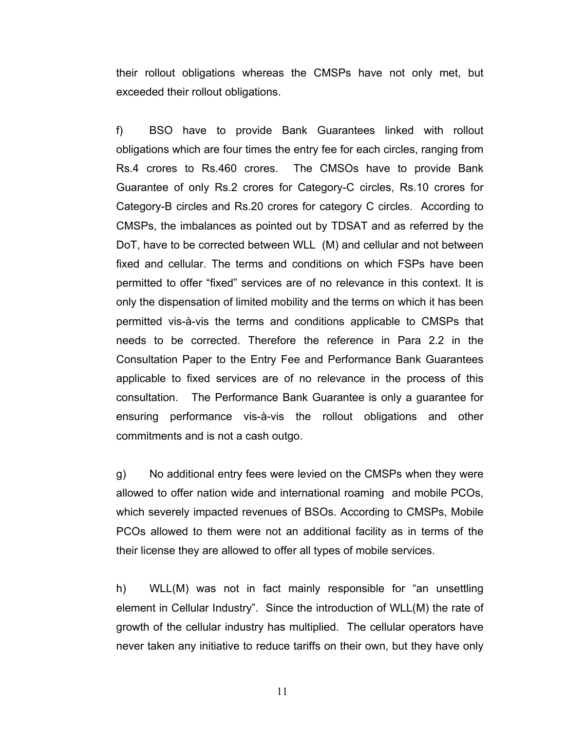their rollout obligations whereas the CMSPs have not only met, but exceeded their rollout obligations.

f) BSO have to provide Bank Guarantees linked with rollout obligations which are four times the entry fee for each circles, ranging from Rs.4 crores to Rs.460 crores. The CMSOs have to provide Bank Guarantee of only Rs.2 crores for Category-C circles, Rs.10 crores for Category-B circles and Rs.20 crores for category C circles. According to CMSPs, the imbalances as pointed out by TDSAT and as referred by the DoT, have to be corrected between WLL (M) and cellular and not between fixed and cellular. The terms and conditions on which FSPs have been permitted to offer "fixed" services are of no relevance in this context. It is only the dispensation of limited mobility and the terms on which it has been permitted vis-à-vis the terms and conditions applicable to CMSPs that needs to be corrected. Therefore the reference in Para 2.2 in the Consultation Paper to the Entry Fee and Performance Bank Guarantees applicable to fixed services are of no relevance in the process of this consultation. The Performance Bank Guarantee is only a guarantee for ensuring performance vis-à-vis the rollout obligations and other commitments and is not a cash outgo.

g) No additional entry fees were levied on the CMSPs when they were allowed to offer nation wide and international roaming and mobile PCOs, which severely impacted revenues of BSOs. According to CMSPs, Mobile PCOs allowed to them were not an additional facility as in terms of the their license they are allowed to offer all types of mobile services.

h) WLL(M) was not in fact mainly responsible for "an unsettling element in Cellular Industry". Since the introduction of WLL(M) the rate of growth of the cellular industry has multiplied. The cellular operators have never taken any initiative to reduce tariffs on their own, but they have only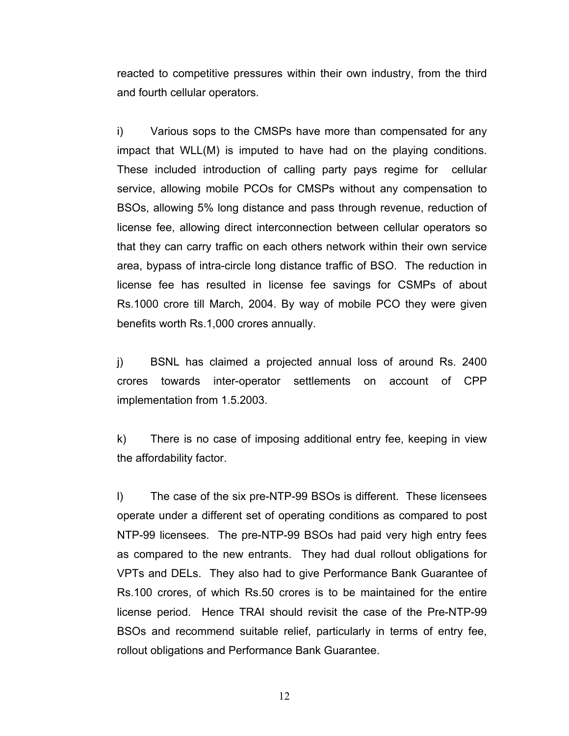reacted to competitive pressures within their own industry, from the third and fourth cellular operators.

i) Various sops to the CMSPs have more than compensated for any impact that WLL(M) is imputed to have had on the playing conditions. These included introduction of calling party pays regime for cellular service, allowing mobile PCOs for CMSPs without any compensation to BSOs, allowing 5% long distance and pass through revenue, reduction of license fee, allowing direct interconnection between cellular operators so that they can carry traffic on each others network within their own service area, bypass of intra-circle long distance traffic of BSO. The reduction in license fee has resulted in license fee savings for CSMPs of about Rs.1000 crore till March, 2004. By way of mobile PCO they were given benefits worth Rs.1,000 crores annually.

j) BSNL has claimed a projected annual loss of around Rs. 2400 crores towards inter-operator settlements on account of CPP implementation from 1.5.2003.

k) There is no case of imposing additional entry fee, keeping in view the affordability factor.

l) The case of the six pre-NTP-99 BSOs is different. These licensees operate under a different set of operating conditions as compared to post NTP-99 licensees. The pre-NTP-99 BSOs had paid very high entry fees as compared to the new entrants. They had dual rollout obligations for VPTs and DELs. They also had to give Performance Bank Guarantee of Rs.100 crores, of which Rs.50 crores is to be maintained for the entire license period. Hence TRAI should revisit the case of the Pre-NTP-99 BSOs and recommend suitable relief, particularly in terms of entry fee, rollout obligations and Performance Bank Guarantee.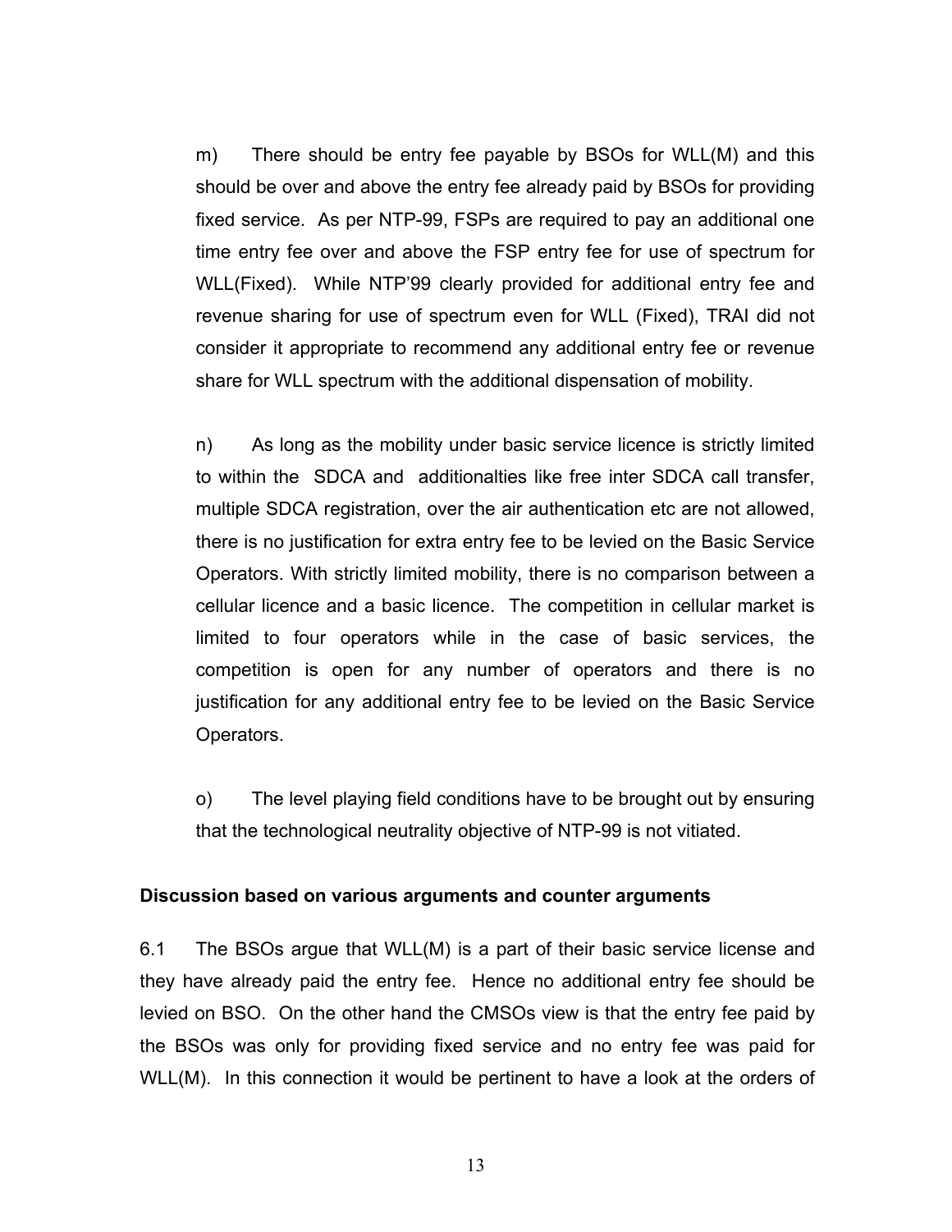m) There should be entry fee payable by BSOs for WLL(M) and this should be over and above the entry fee already paid by BSOs for providing fixed service. As per NTP-99, FSPs are required to pay an additional one time entry fee over and above the FSP entry fee for use of spectrum for WLL(Fixed). While NTP'99 clearly provided for additional entry fee and revenue sharing for use of spectrum even for WLL (Fixed), TRAI did not consider it appropriate to recommend any additional entry fee or revenue share for WLL spectrum with the additional dispensation of mobility.

n) As long as the mobility under basic service licence is strictly limited to within the SDCA and additionalties like free inter SDCA call transfer, multiple SDCA registration, over the air authentication etc are not allowed, there is no justification for extra entry fee to be levied on the Basic Service Operators. With strictly limited mobility, there is no comparison between a cellular licence and a basic licence. The competition in cellular market is limited to four operators while in the case of basic services, the competition is open for any number of operators and there is no justification for any additional entry fee to be levied on the Basic Service Operators.

o) The level playing field conditions have to be brought out by ensuring that the technological neutrality objective of NTP-99 is not vitiated.

**Discussion based on various arguments and counter arguments**

6.1 The BSOs argue that WLL(M) is a part of their basic service license and they have already paid the entry fee. Hence no additional entry fee should be levied on BSO. On the other hand the CMSOs view is that the entry fee paid by the BSOs was only for providing fixed service and no entry fee was paid for WLL(M). In this connection it would be pertinent to have a look at the orders of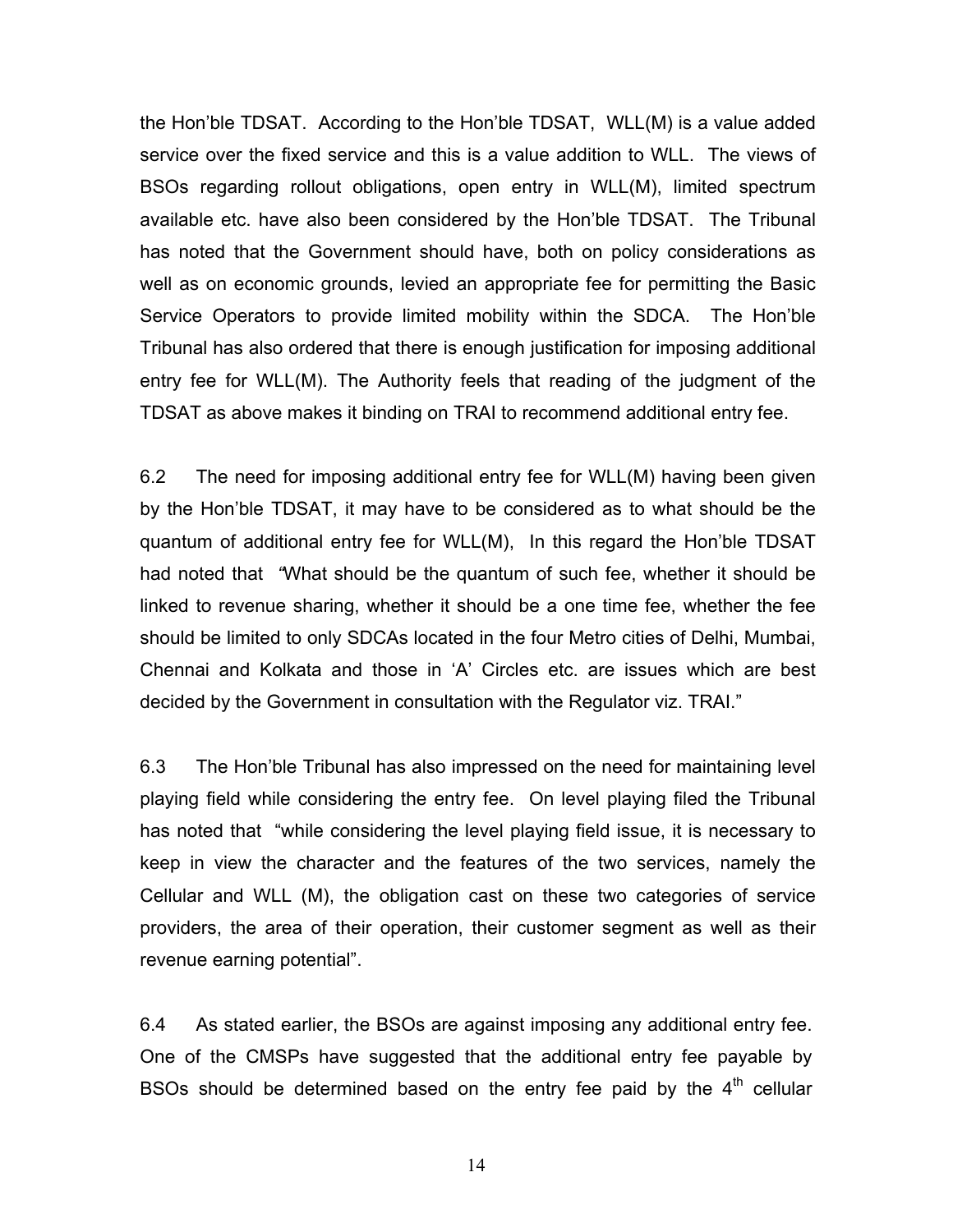the Hon'ble TDSAT. According to the Hon'ble TDSAT, WLL(M) is a value added service over the fixed service and this is a value addition to WLL. The views of BSOs regarding rollout obligations, open entry in WLL(M), limited spectrum available etc. have also been considered by the Hon'ble TDSAT. The Tribunal has noted that the Government should have, both on policy considerations as well as on economic grounds, levied an appropriate fee for permitting the Basic Service Operators to provide limited mobility within the SDCA. The Hon'ble Tribunal has also ordered that there is enough justification for imposing additional entry fee for WLL(M). The Authority feels that reading of the judgment of the TDSAT as above makes it binding on TRAI to recommend additional entry fee.

6.2 The need for imposing additional entry fee for WLL(M) having been given by the Hon'ble TDSAT, it may have to be considered as to what should be the quantum of additional entry fee for WLL(M), In this regard the Hon'ble TDSAT had noted that "What should be the quantum of such fee, whether it should be linked to revenue sharing, whether it should be a one time fee, whether the fee should be limited to only SDCAs located in the four Metro cities of Delhi, Mumbai, Chennai and Kolkata and those in 'A' Circles etc. are issues which are best decided by the Government in consultation with the Regulator viz. TRAI."

6.3 The Hon'ble Tribunal has also impressed on the need for maintaining level playing field while considering the entry fee. On level playing filed the Tribunal has noted that "while considering the level playing field issue, it is necessary to keep in view the character and the features of the two services, namely the Cellular and WLL (M), the obligation cast on these two categories of service providers, the area of their operation, their customer segment as well as their revenue earning potential".

6.4 As stated earlier, the BSOs are against imposing any additional entry fee. One of the CMSPs have suggested that the additional entry fee payable by BSOs should be determined based on the entry fee paid by the 4th cellular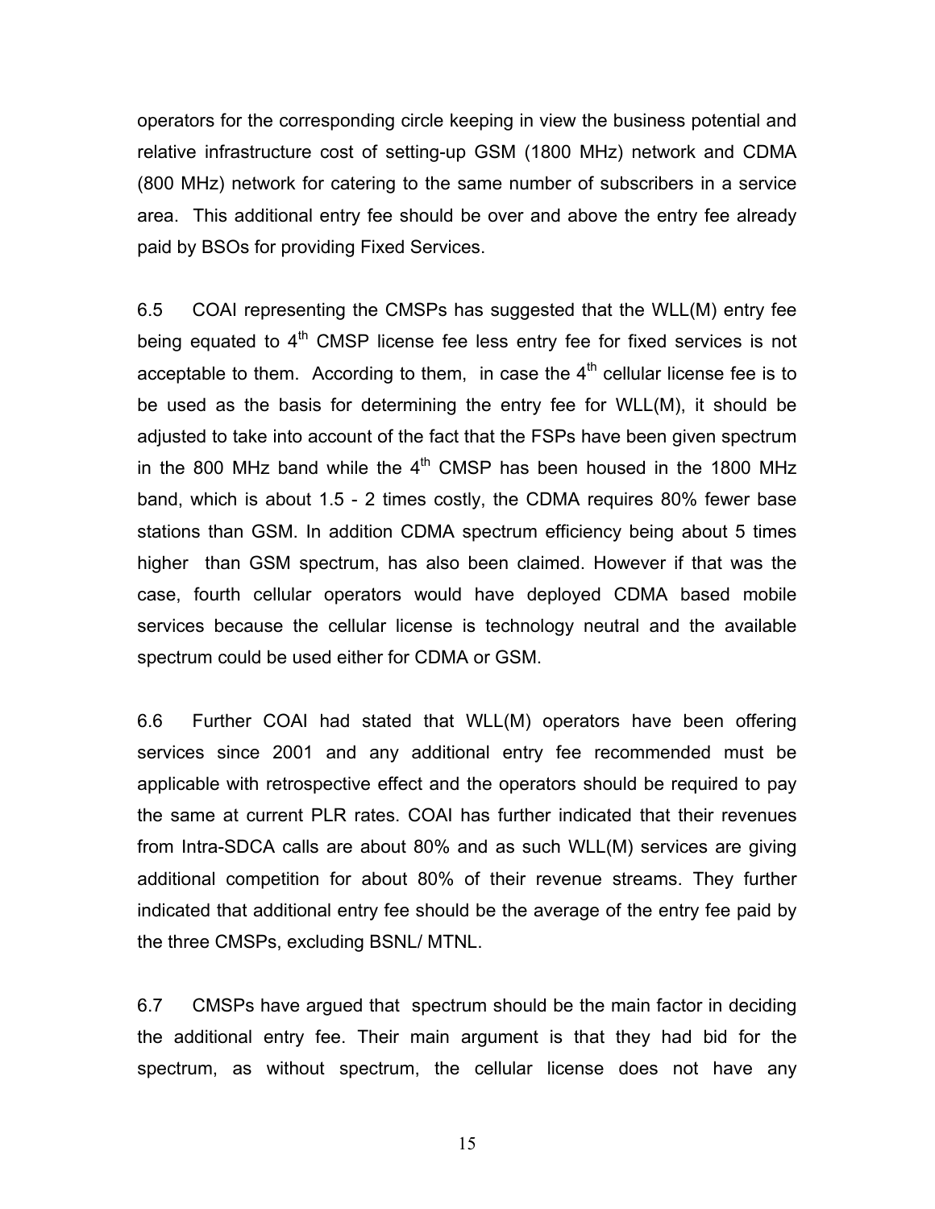operators for the corresponding circle keeping in view the business potential and relative infrastructure cost of setting-up GSM (1800 MHz) network and CDMA (800 MHz) network for catering to the same number of subscribers in a service area. This additional entry fee should be over and above the entry fee already paid by BSOs for providing Fixed Services.

6.5 COAI representing the CMSPs has suggested that the WLL(M) entry fee being equated to 4th CMSP license fee less entry fee for fixed services is not acceptable to them. According to them, in case the 4th cellular license fee is to be used as the basis for determining the entry fee for WLL(M), it should be adjusted to take into account of the fact that the FSPs have been given spectrum in the 800 MHz band while the 4th CMSP has been housed in the 1800 MHz band, which is about 1.5 - 2 times costly, the CDMA requires 80% fewer base stations than GSM. In addition CDMA spectrum efficiency being about 5 times higher than GSM spectrum, has also been claimed. However if that was the case, fourth cellular operators would have deployed CDMA based mobile services because the cellular license is technology neutral and the available spectrum could be used either for CDMA or GSM.

6.6 Further COAI had stated that WLL(M) operators have been offering services since 2001 and any additional entry fee recommended must be applicable with retrospective effect and the operators should be required to pay the same at current PLR rates. COAI has further indicated that their revenues from Intra-SDCA calls are about 80% and as such WLL(M) services are giving additional competition for about 80% of their revenue streams. They further indicated that additional entry fee should be the average of the entry fee paid by the three CMSPs, excluding BSNL/ MTNL.

6.7 CMSPs have argued that spectrum should be the main factor in deciding the additional entry fee. Their main argument is that they had bid for the spectrum, as without spectrum, the cellular license does not have any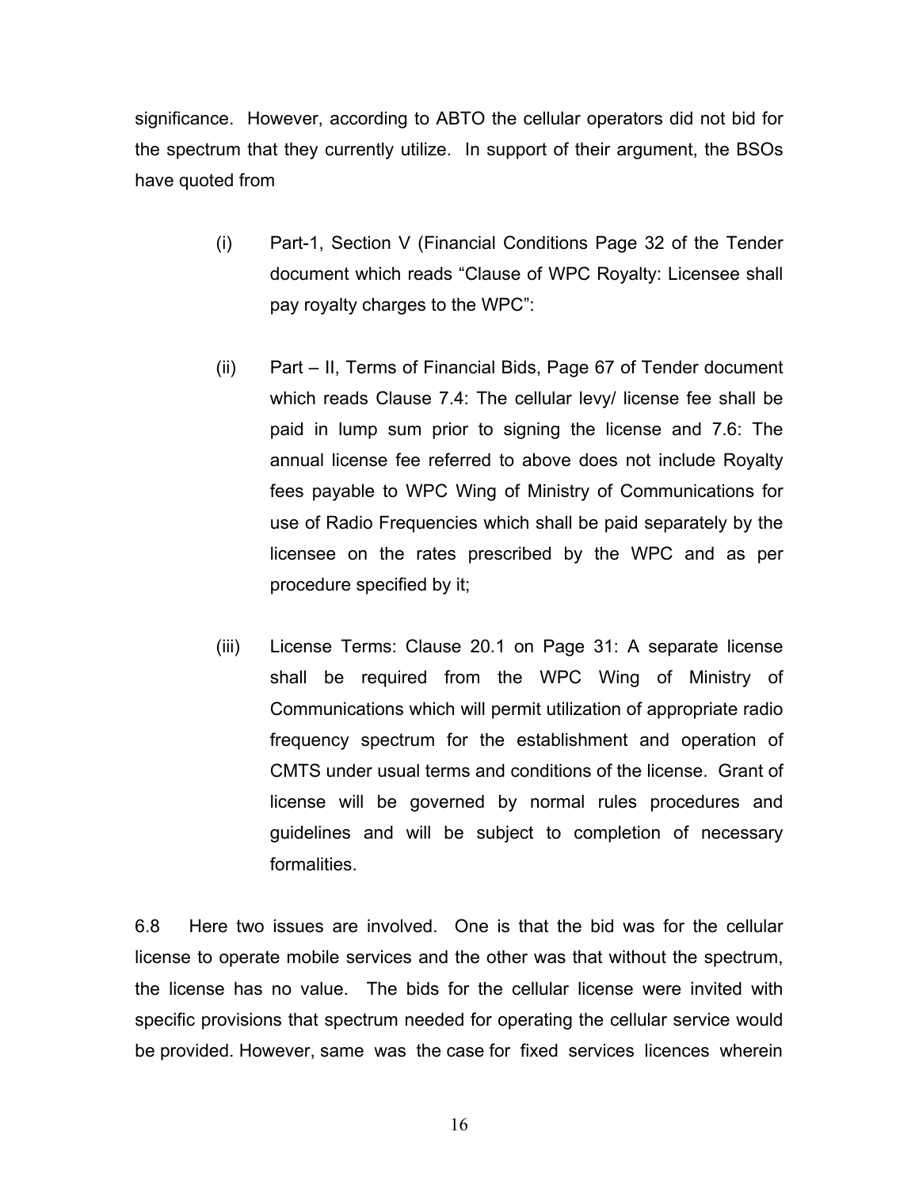significance. However, according to ABTO the cellular operators did not bid for the spectrum that they currently utilize. In support of their argument, the BSOs have quoted from

(i) Part-1, Section V (Financial Conditions Page 32 of the Tender document which reads "Clause of WPC Royalty: Licensee shall pay royalty charges to the WPC":

(ii) Part – II, Terms of Financial Bids, Page 67 of Tender document which reads Clause 7.4: The cellular levy/ license fee shall be paid in lump sum prior to signing the license and 7.6: The annual license fee referred to above does not include Royalty fees payable to WPC Wing of Ministry of Communications for use of Radio Frequencies which shall be paid separately by the licensee on the rates prescribed by the WPC and as per procedure specified by it;

(iii) License Terms: Clause 20.1 on Page 31: A separate license shall be required from the WPC Wing of Ministry of Communications which will permit utilization of appropriate radio frequency spectrum for the establishment and operation of CMTS under usual terms and conditions of the license. Grant of license will be governed by normal rules procedures and guidelines and will be subject to completion of necessary formalities.

6.8 Here two issues are involved. One is that the bid was for the cellular license to operate mobile services and the other was that without the spectrum, the license has no value. The bids for the cellular license were invited with specific provisions that spectrum needed for operating the cellular service would be provided. However, same was the case for fixed services licences wherein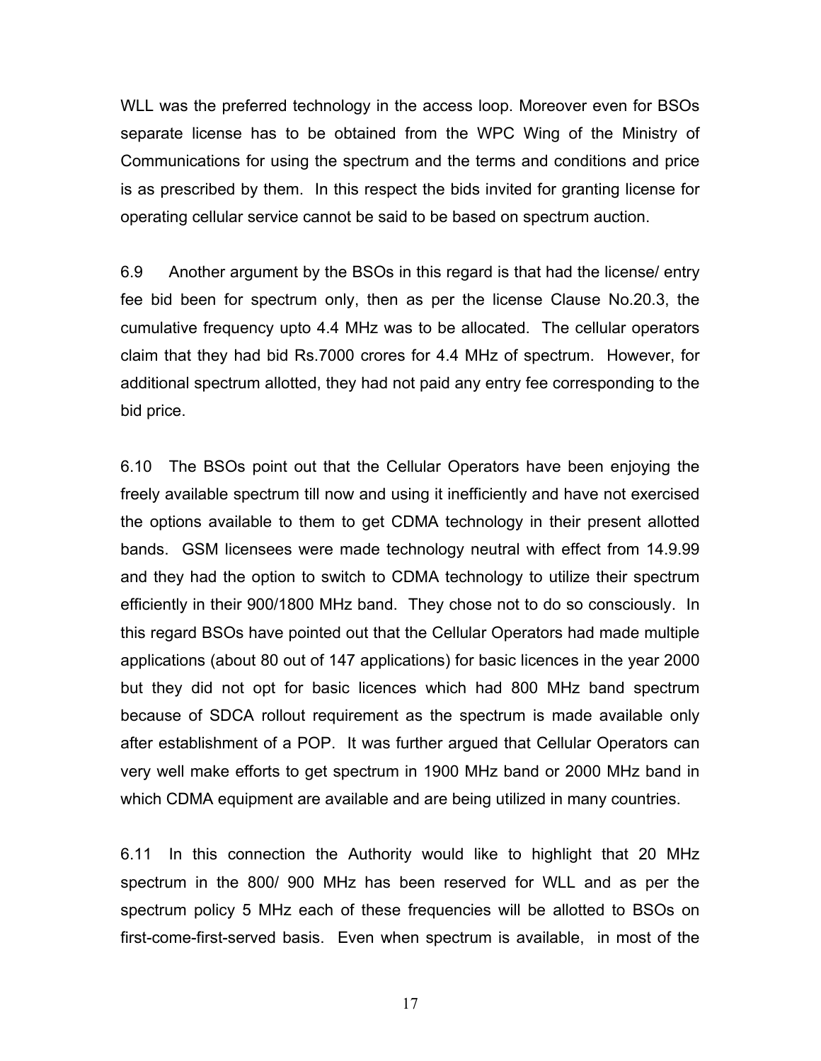WLL was the preferred technology in the access loop. Moreover even for BSOs separate license has to be obtained from the WPC Wing of the Ministry of Communications for using the spectrum and the terms and conditions and price is as prescribed by them. In this respect the bids invited for granting license for operating cellular service cannot be said to be based on spectrum auction.

6.9 Another argument by the BSOs in this regard is that had the license/ entry fee bid been for spectrum only, then as per the license Clause No.20.3, the cumulative frequency upto 4.4 MHz was to be allocated. The cellular operators claim that they had bid Rs.7000 crores for 4.4 MHz of spectrum. However, for additional spectrum allotted, they had not paid any entry fee corresponding to the bid price.

6.10 The BSOs point out that the Cellular Operators have been enjoying the freely available spectrum till now and using it inefficiently and have not exercised the options available to them to get CDMA technology in their present allotted bands. GSM licensees were made technology neutral with effect from 14.9.99 and they had the option to switch to CDMA technology to utilize their spectrum efficiently in their 900/1800 MHz band. They chose not to do so consciously. In this regard BSOs have pointed out that the Cellular Operators had made multiple applications (about 80 out of 147 applications) for basic licences in the year 2000 but they did not opt for basic licences which had 800 MHz band spectrum because of SDCA rollout requirement as the spectrum is made available only after establishment of a POP. It was further argued that Cellular Operators can very well make efforts to get spectrum in 1900 MHz band or 2000 MHz band in which CDMA equipment are available and are being utilized in many countries.

6.11 In this connection the Authority would like to highlight that 20 MHz spectrum in the 800/ 900 MHz has been reserved for WLL and as per the spectrum policy 5 MHz each of these frequencies will be allotted to BSOs on first-come-first-served basis. Even when spectrum is available, in most of the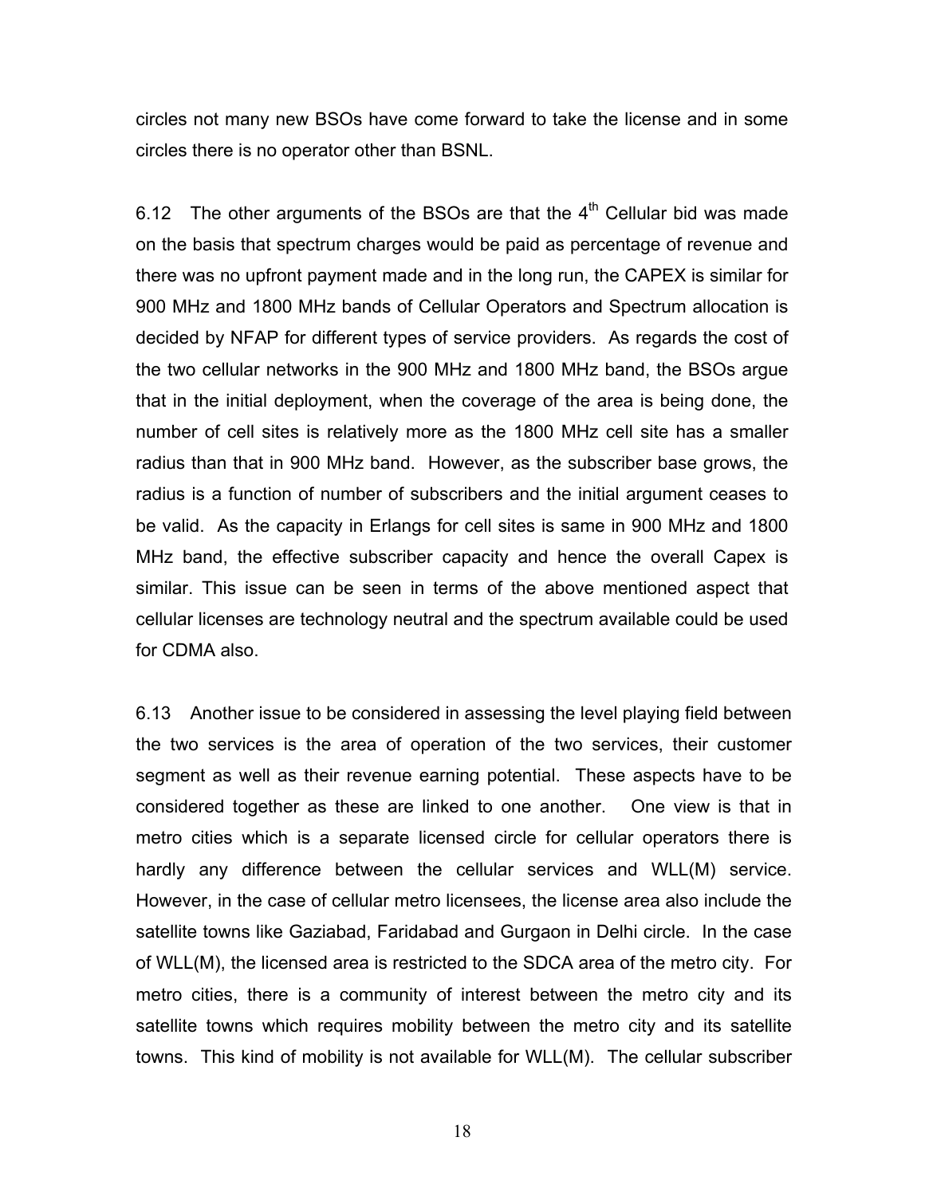circles not many new BSOs have come forward to take the license and in some circles there is no operator other than BSNL.

6.12 The other arguments of the BSOs are that the 4th Cellular bid was made on the basis that spectrum charges would be paid as percentage of revenue and there was no upfront payment made and in the long run, the CAPEX is similar for 900 MHz and 1800 MHz bands of Cellular Operators and Spectrum allocation is decided by NFAP for different types of service providers. As regards the cost of the two cellular networks in the 900 MHz and 1800 MHz band, the BSOs argue that in the initial deployment, when the coverage of the area is being done, the number of cell sites is relatively more as the 1800 MHz cell site has a smaller radius than that in 900 MHz band. However, as the subscriber base grows, the radius is a function of number of subscribers and the initial argument ceases to be valid. As the capacity in Erlangs for cell sites is same in 900 MHz and 1800 MHz band, the effective subscriber capacity and hence the overall Capex is similar. This issue can be seen in terms of the above mentioned aspect that cellular licenses are technology neutral and the spectrum available could be used for CDMA also.

6.13 Another issue to be considered in assessing the level playing field between the two services is the area of operation of the two services, their customer segment as well as their revenue earning potential. These aspects have to be considered together as these are linked to one another. One view is that in metro cities which is a separate licensed circle for cellular operators there is hardly any difference between the cellular services and WLL(M) service. However, in the case of cellular metro licensees, the license area also include the satellite towns like Gaziabad, Faridabad and Gurgaon in Delhi circle. In the case of WLL(M), the licensed area is restricted to the SDCA area of the metro city. For metro cities, there is a community of interest between the metro city and its satellite towns which requires mobility between the metro city and its satellite towns. This kind of mobility is not available for WLL(M). The cellular subscriber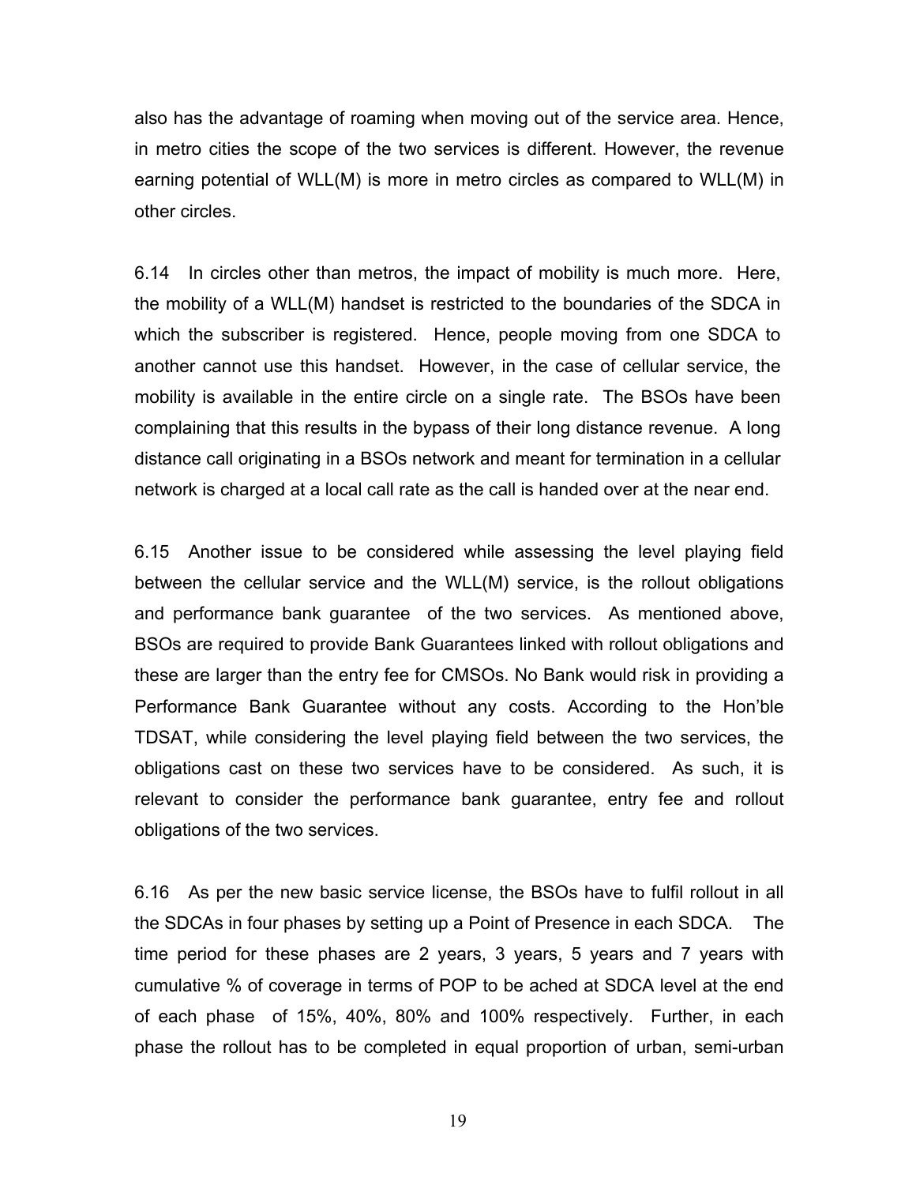also has the advantage of roaming when moving out of the service area. Hence, in metro cities the scope of the two services is different. However, the revenue earning potential of WLL(M) is more in metro circles as compared to WLL(M) in other circles.

6.14 In circles other than metros, the impact of mobility is much more. Here, the mobility of a WLL(M) handset is restricted to the boundaries of the SDCA in which the subscriber is registered. Hence, people moving from one SDCA to another cannot use this handset. However, in the case of cellular service, the mobility is available in the entire circle on a single rate. The BSOs have been complaining that this results in the bypass of their long distance revenue. A long distance call originating in a BSOs network and meant for termination in a cellular network is charged at a local call rate as the call is handed over at the near end.

6.15 Another issue to be considered while assessing the level playing field between the cellular service and the WLL(M) service, is the rollout obligations and performance bank guarantee of the two services. As mentioned above, BSOs are required to provide Bank Guarantees linked with rollout obligations and these are larger than the entry fee for CMSOs. No Bank would risk in providing a Performance Bank Guarantee without any costs. According to the Hon'ble TDSAT, while considering the level playing field between the two services, the obligations cast on these two services have to be considered. As such, it is relevant to consider the performance bank guarantee, entry fee and rollout obligations of the two services.

6.16 As per the new basic service license, the BSOs have to fulfil rollout in all the SDCAs in four phases by setting up a Point of Presence in each SDCA. The time period for these phases are 2 years, 3 years, 5 years and 7 years with cumulative % of coverage in terms of POP to be ached at SDCA level at the end of each phase of 15%, 40%, 80% and 100% respectively. Further, in each phase the rollout has to be completed in equal proportion of urban, semi-urban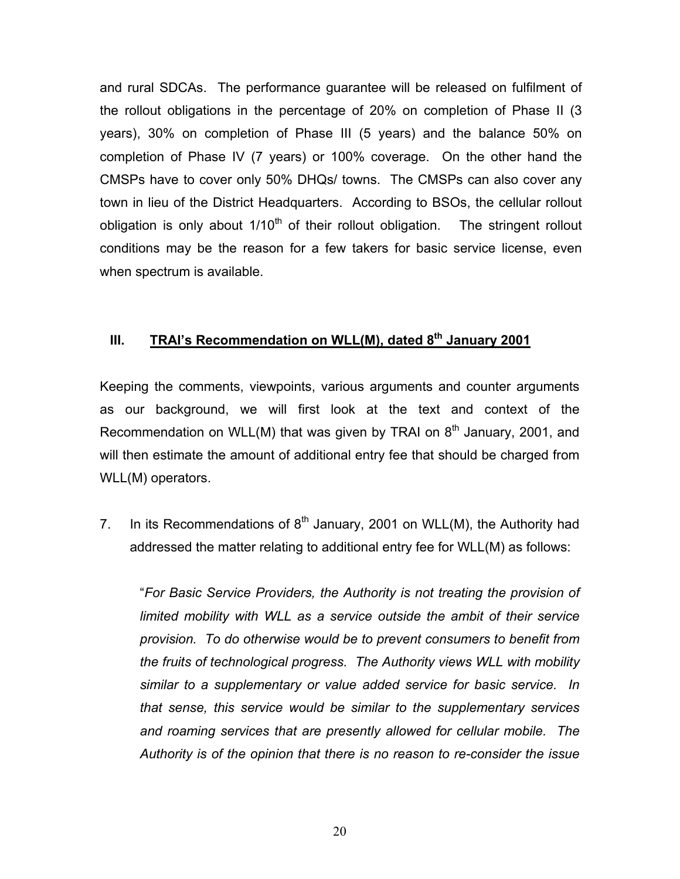and rural SDCAs. The performance guarantee will be released on fulfilment of the rollout obligations in the percentage of 20% on completion of Phase II (3 years), 30% on completion of Phase III (5 years) and the balance 50% on completion of Phase IV (7 years) or 100% coverage. On the other hand the CMSPs have to cover only 50% DHQs/ towns. The CMSPs can also cover any town in lieu of the District Headquarters. According to BSOs, the cellular rollout obligation is only about 1/10th of their rollout obligation. The stringent rollout conditions may be the reason for a few takers for basic service license, even when spectrum is available.

## III. TRAI's Recommendation on WLL(M), dated 8th January 2001

Keeping the comments, viewpoints, various arguments and counter arguments as our background, we will first look at the text and context of the Recommendation on WLL(M) that was given by TRAI on 8th January, 2001, and will then estimate the amount of additional entry fee that should be charged from WLL(M) operators.

7. In its Recommendations of 8th January, 2001 on WLL(M), the Authority had addressed the matter relating to additional entry fee for WLL(M) as follows:

   "*For Basic Service Providers, the Authority is not treating the provision of limited mobility with WLL as a service outside the ambit of their service provision. To do otherwise would be to prevent consumers to benefit from the fruits of technological progress. The Authority views WLL with mobility similar to a supplementary or value added service for basic service. In that sense, this service would be similar to the supplementary services and roaming services that are presently allowed for cellular mobile. The Authority is of the opinion that there is no reason to re-consider the issue*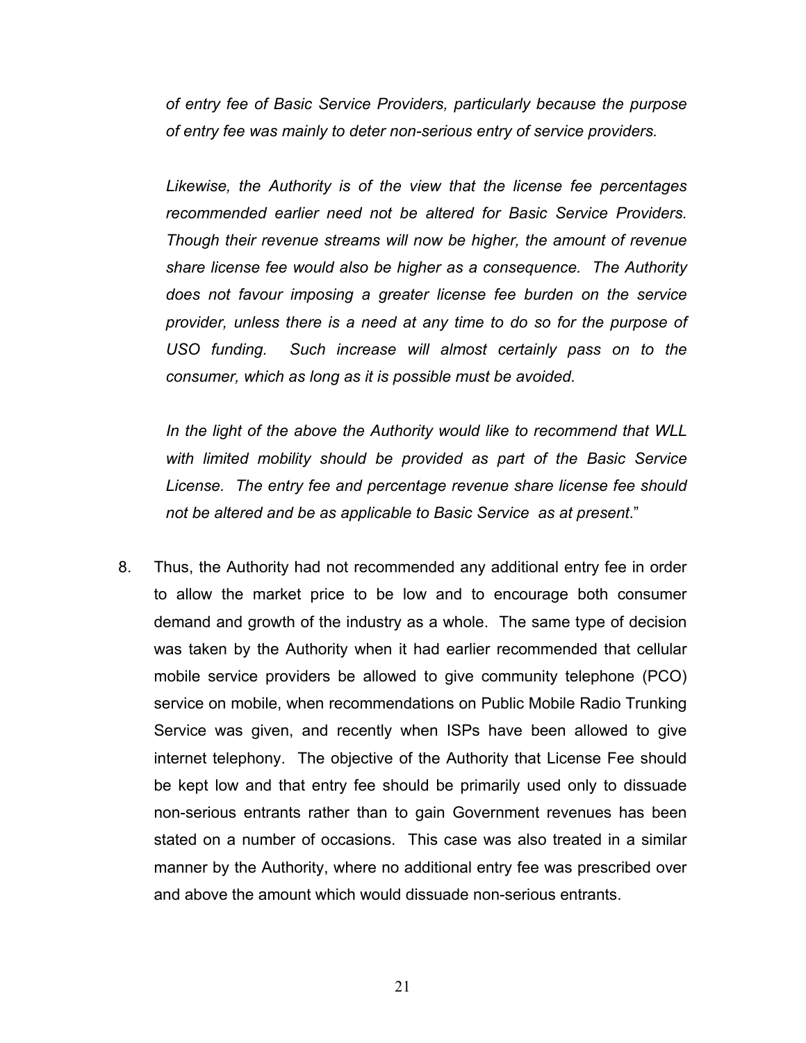*of entry fee of Basic Service Providers, particularly because the purpose of entry fee was mainly to deter non-serious entry of service providers.*

*Likewise, the Authority is of the view that the license fee percentages recommended earlier need not be altered for Basic Service Providers. Though their revenue streams will now be higher, the amount of revenue share license fee would also be higher as a consequence. The Authority does not favour imposing a greater license fee burden on the service provider, unless there is a need at any time to do so for the purpose of USO funding. Such increase will almost certainly pass on to the consumer, which as long as it is possible must be avoided.*

*In the light of the above the Authority would like to recommend that WLL with limited mobility should be provided as part of the Basic Service License. The entry fee and percentage revenue share license fee should not be altered and be as applicable to Basic Service as at present*."

8. Thus, the Authority had not recommended any additional entry fee in order to allow the market price to be low and to encourage both consumer demand and growth of the industry as a whole. The same type of decision was taken by the Authority when it had earlier recommended that cellular mobile service providers be allowed to give community telephone (PCO) service on mobile, when recommendations on Public Mobile Radio Trunking Service was given, and recently when ISPs have been allowed to give internet telephony. The objective of the Authority that License Fee should be kept low and that entry fee should be primarily used only to dissuade non-serious entrants rather than to gain Government revenues has been stated on a number of occasions. This case was also treated in a similar manner by the Authority, where no additional entry fee was prescribed over and above the amount which would dissuade non-serious entrants.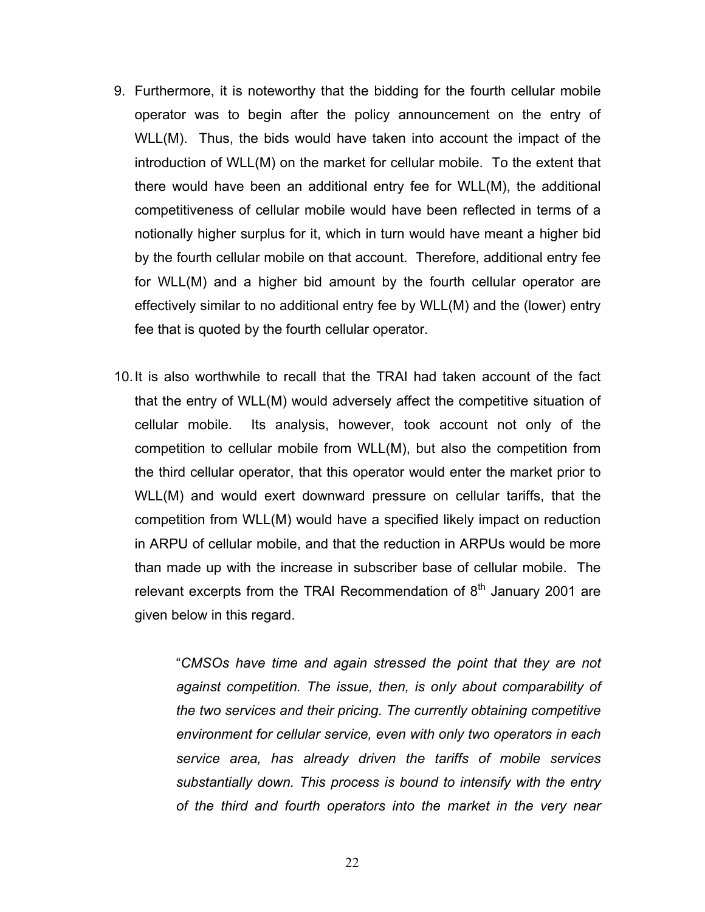9. Furthermore, it is noteworthy that the bidding for the fourth cellular mobile operator was to begin after the policy announcement on the entry of WLL(M). Thus, the bids would have taken into account the impact of the introduction of WLL(M) on the market for cellular mobile. To the extent that there would have been an additional entry fee for WLL(M), the additional competitiveness of cellular mobile would have been reflected in terms of a notionally higher surplus for it, which in turn would have meant a higher bid by the fourth cellular mobile on that account. Therefore, additional entry fee for WLL(M) and a higher bid amount by the fourth cellular operator are effectively similar to no additional entry fee by WLL(M) and the (lower) entry fee that is quoted by the fourth cellular operator.

10. It is also worthwhile to recall that the TRAI had taken account of the fact that the entry of WLL(M) would adversely affect the competitive situation of cellular mobile. Its analysis, however, took account not only of the competition to cellular mobile from WLL(M), but also the competition from the third cellular operator, that this operator would enter the market prior to WLL(M) and would exert downward pressure on cellular tariffs, that the competition from WLL(M) would have a specified likely impact on reduction in ARPU of cellular mobile, and that the reduction in ARPUs would be more than made up with the increase in subscriber base of cellular mobile. The relevant excerpts from the TRAI Recommendation of 8th January 2001 are given below in this regard.

> "*CMSOs have time and again stressed the point that they are not against competition. The issue, then, is only about comparability of the two services and their pricing. The currently obtaining competitive environment for cellular service, even with only two operators in each service area, has already driven the tariffs of mobile services substantially down. This process is bound to intensify with the entry of the third and fourth operators into the market in the very near*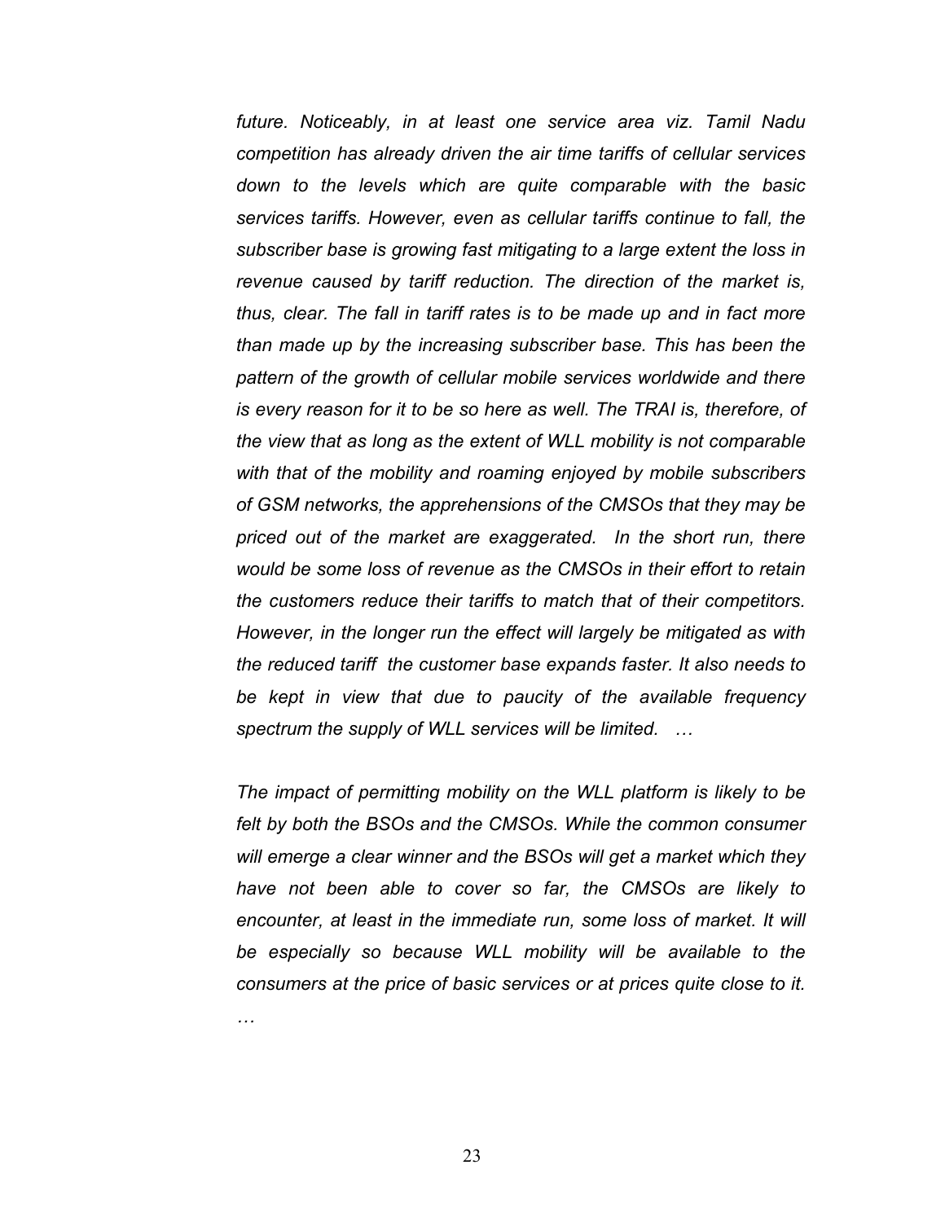*future. Noticeably, in at least one service area viz. Tamil Nadu competition has already driven the air time tariffs of cellular services down to the levels which are quite comparable with the basic services tariffs. However, even as cellular tariffs continue to fall, the subscriber base is growing fast mitigating to a large extent the loss in revenue caused by tariff reduction. The direction of the market is, thus, clear. The fall in tariff rates is to be made up and in fact more than made up by the increasing subscriber base. This has been the pattern of the growth of cellular mobile services worldwide and there is every reason for it to be so here as well. The TRAI is, therefore, of the view that as long as the extent of WLL mobility is not comparable with that of the mobility and roaming enjoyed by mobile subscribers of GSM networks, the apprehensions of the CMSOs that they may be priced out of the market are exaggerated. In the short run, there would be some loss of revenue as the CMSOs in their effort to retain the customers reduce their tariffs to match that of their competitors. However, in the longer run the effect will largely be mitigated as with the reduced tariff the customer base expands faster. It also needs to be kept in view that due to paucity of the available frequency spectrum the supply of WLL services will be limited. …*

*The impact of permitting mobility on the WLL platform is likely to be felt by both the BSOs and the CMSOs. While the common consumer will emerge a clear winner and the BSOs will get a market which they have not been able to cover so far, the CMSOs are likely to encounter, at least in the immediate run, some loss of market. It will be especially so because WLL mobility will be available to the consumers at the price of basic services or at prices quite close to it. …*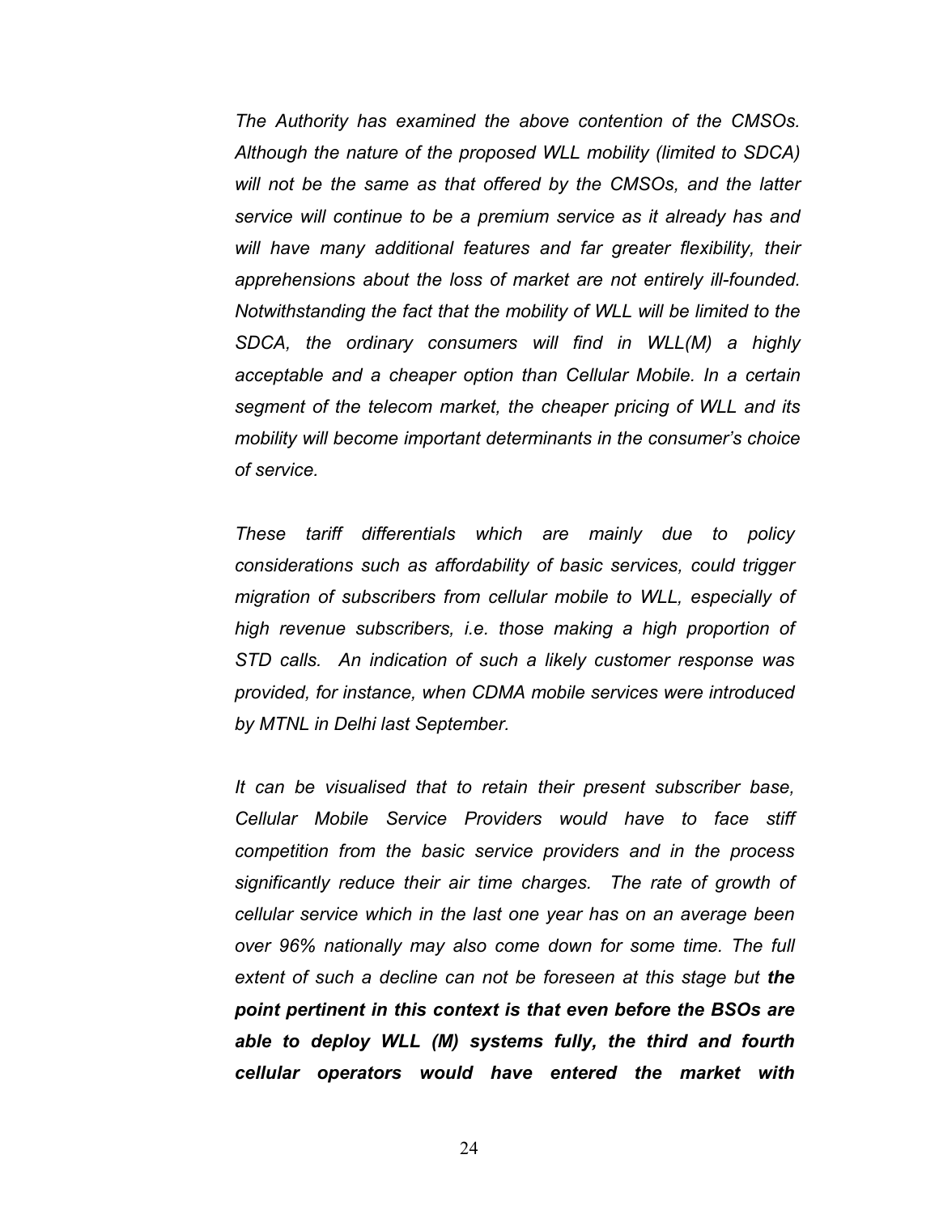*The Authority has examined the above contention of the CMSOs. Although the nature of the proposed WLL mobility (limited to SDCA) will not be the same as that offered by the CMSOs, and the latter service will continue to be a premium service as it already has and will have many additional features and far greater flexibility, their apprehensions about the loss of market are not entirely ill-founded. Notwithstanding the fact that the mobility of WLL will be limited to the SDCA, the ordinary consumers will find in WLL(M) a highly acceptable and a cheaper option than Cellular Mobile. In a certain segment of the telecom market, the cheaper pricing of WLL and its mobility will become important determinants in the consumer's choice of service.*

*These tariff differentials which are mainly due to policy considerations such as affordability of basic services, could trigger migration of subscribers from cellular mobile to WLL, especially of high revenue subscribers, i.e. those making a high proportion of STD calls. An indication of such a likely customer response was provided, for instance, when CDMA mobile services were introduced by MTNL in Delhi last September.*

*It can be visualised that to retain their present subscriber base, Cellular Mobile Service Providers would have to face stiff competition from the basic service providers and in the process significantly reduce their air time charges. The rate of growth of cellular service which in the last one year has on an average been over 96% nationally may also come down for some time. The full extent of such a decline can not be foreseen at this stage but* ***the point pertinent in this context is that even before the BSOs are able to deploy WLL (M) systems fully, the third and fourth cellular operators would have entered the market with***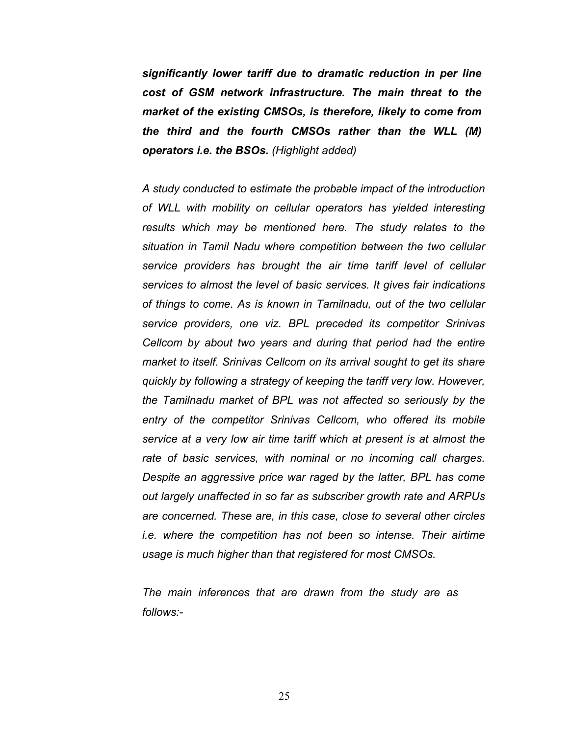***significantly lower tariff due to dramatic reduction in per line cost of GSM network infrastructure. The main threat to the market of the existing CMSOs, is therefore, likely to come from the third and the fourth CMSOs rather than the WLL (M) operators i.e. the BSOs.*** *(Highlight added)*

*A study conducted to estimate the probable impact of the introduction of WLL with mobility on cellular operators has yielded interesting results which may be mentioned here. The study relates to the situation in Tamil Nadu where competition between the two cellular service providers has brought the air time tariff level of cellular services to almost the level of basic services. It gives fair indications of things to come. As is known in Tamilnadu, out of the two cellular service providers, one viz. BPL preceded its competitor Srinivas Cellcom by about two years and during that period had the entire market to itself. Srinivas Cellcom on its arrival sought to get its share quickly by following a strategy of keeping the tariff very low. However, the Tamilnadu market of BPL was not affected so seriously by the entry of the competitor Srinivas Cellcom, who offered its mobile service at a very low air time tariff which at present is at almost the rate of basic services, with nominal or no incoming call charges. Despite an aggressive price war raged by the latter, BPL has come out largely unaffected in so far as subscriber growth rate and ARPUs are concerned. These are, in this case, close to several other circles i.e. where the competition has not been so intense. Their airtime usage is much higher than that registered for most CMSOs.*

*The main inferences that are drawn from the study are as follows:-*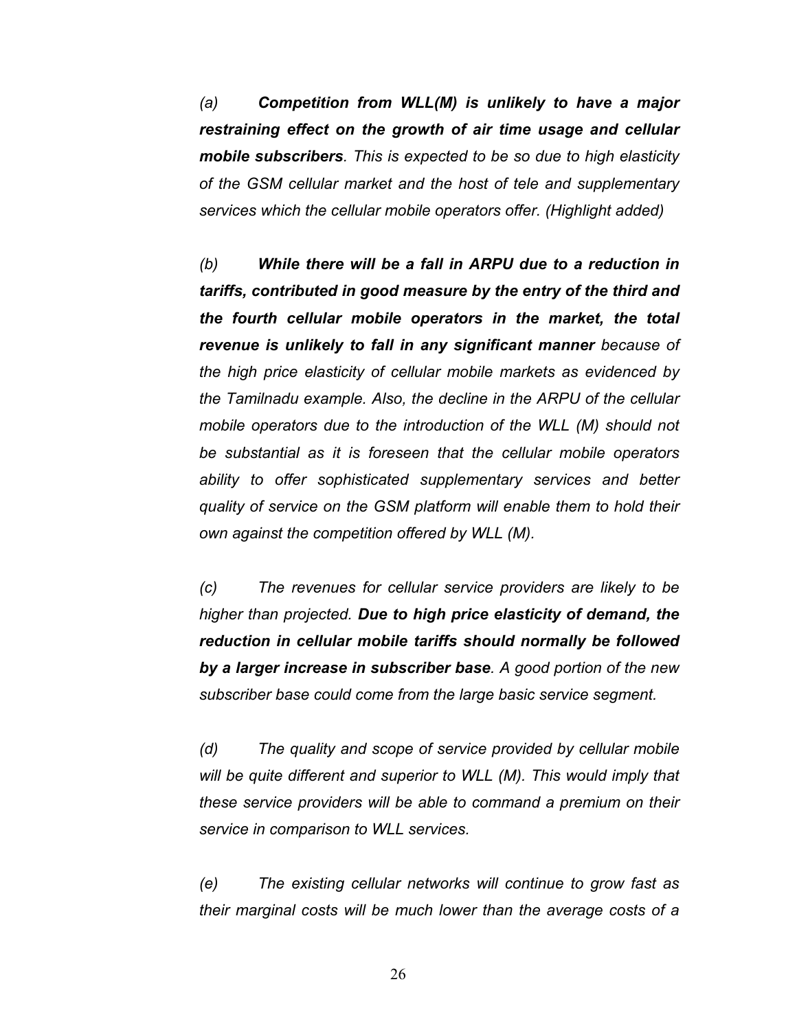*(a) **Competition from WLL(M) is unlikely to have a major restraining effect on the growth of air time usage and cellular mobile subscribers**. This is expected to be so due to high elasticity of the GSM cellular market and the host of tele and supplementary services which the cellular mobile operators offer. (Highlight added)*

*(b) **While there will be a fall in ARPU due to a reduction in tariffs, contributed in good measure by the entry of the third and the fourth cellular mobile operators in the market, the total revenue is unlikely to fall in any significant manner** because of the high price elasticity of cellular mobile markets as evidenced by the Tamilnadu example. Also, the decline in the ARPU of the cellular mobile operators due to the introduction of the WLL (M) should not be substantial as it is foreseen that the cellular mobile operators ability to offer sophisticated supplementary services and better quality of service on the GSM platform will enable them to hold their own against the competition offered by WLL (M).*

*(c) The revenues for cellular service providers are likely to be higher than projected. **Due to high price elasticity of demand, the reduction in cellular mobile tariffs should normally be followed by a larger increase in subscriber base**. A good portion of the new subscriber base could come from the large basic service segment.*

*(d) The quality and scope of service provided by cellular mobile will be quite different and superior to WLL (M). This would imply that these service providers will be able to command a premium on their service in comparison to WLL services.*

*(e) The existing cellular networks will continue to grow fast as their marginal costs will be much lower than the average costs of a*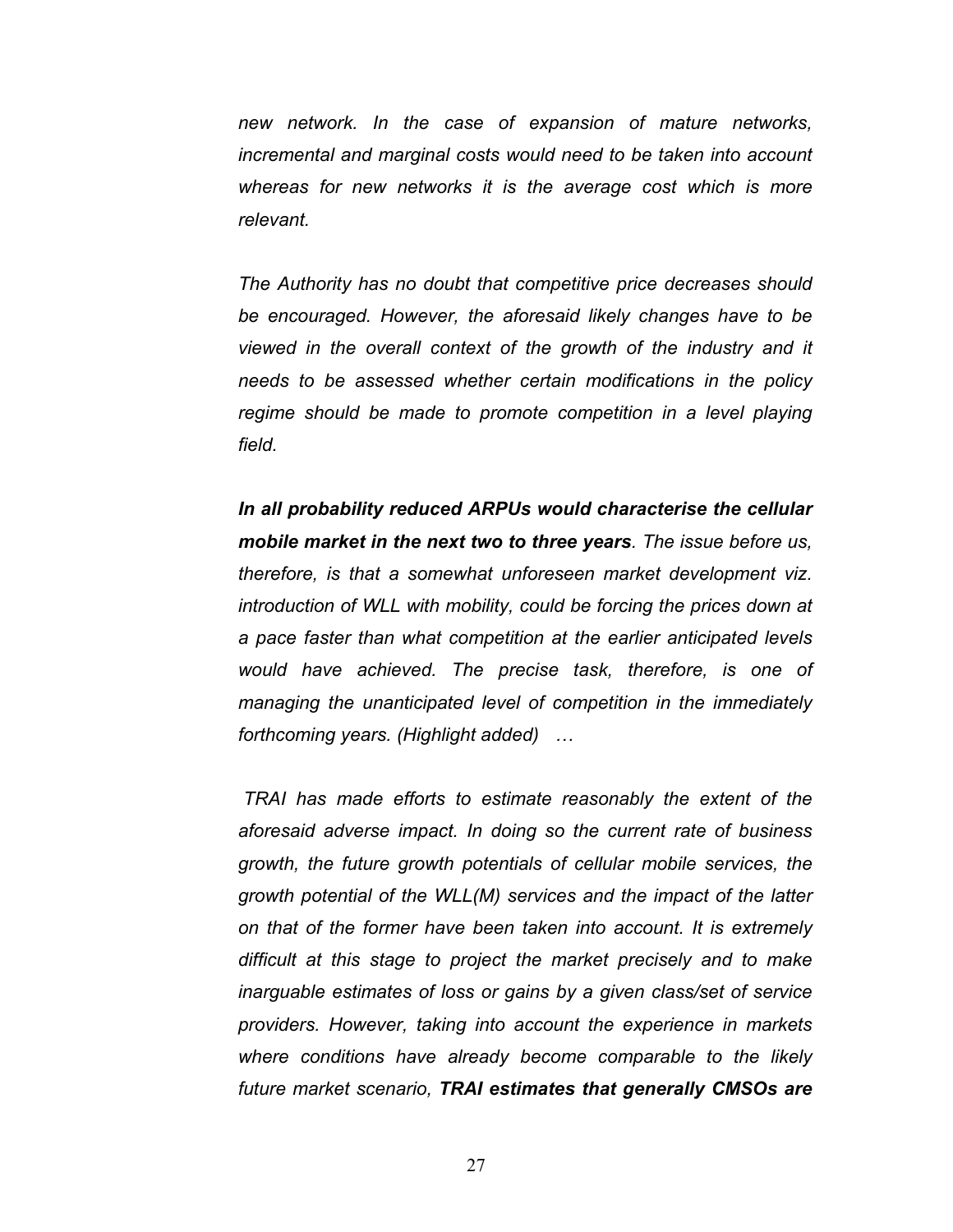*new network. In the case of expansion of mature networks, incremental and marginal costs would need to be taken into account whereas for new networks it is the average cost which is more relevant.*

*The Authority has no doubt that competitive price decreases should be encouraged. However, the aforesaid likely changes have to be viewed in the overall context of the growth of the industry and it needs to be assessed whether certain modifications in the policy regime should be made to promote competition in a level playing field.*

***In all probability reduced ARPUs would characterise the cellular mobile market in the next two to three years**. The issue before us, therefore, is that a somewhat unforeseen market development viz. introduction of WLL with mobility, could be forcing the prices down at a pace faster than what competition at the earlier anticipated levels would have achieved. The precise task, therefore, is one of managing the unanticipated level of competition in the immediately forthcoming years. (Highlight added) …*

*TRAI has made efforts to estimate reasonably the extent of the aforesaid adverse impact. In doing so the current rate of business growth, the future growth potentials of cellular mobile services, the growth potential of the WLL(M) services and the impact of the latter on that of the former have been taken into account. It is extremely difficult at this stage to project the market precisely and to make inarguable estimates of loss or gains by a given class/set of service providers. However, taking into account the experience in markets where conditions have already become comparable to the likely future market scenario, **TRAI estimates that generally CMSOs are***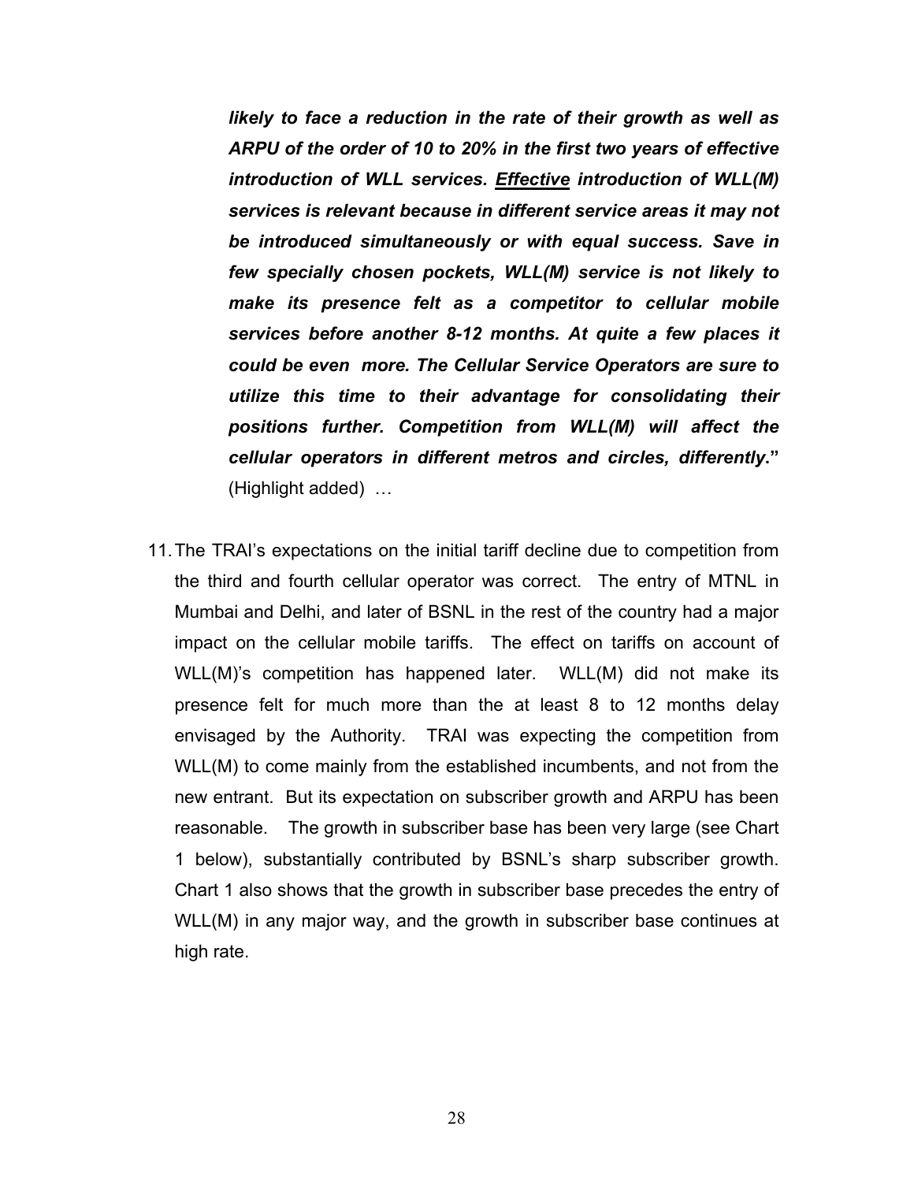> ***likely to face a reduction in the rate of their growth as well as ARPU of the order of 10 to 20% in the first two years of effective introduction of WLL services. Effective introduction of WLL(M) services is relevant because in different service areas it may not be introduced simultaneously or with equal success. Save in few specially chosen pockets, WLL(M) service is not likely to make its presence felt as a competitor to cellular mobile services before another 8-12 months. At quite a few places it could be even more. The Cellular Service Operators are sure to utilize this time to their advantage for consolidating their positions further. Competition from WLL(M) will affect the cellular operators in different metros and circles, differently.*"** (Highlight added) …

11. The TRAI's expectations on the initial tariff decline due to competition from the third and fourth cellular operator was correct. The entry of MTNL in Mumbai and Delhi, and later of BSNL in the rest of the country had a major impact on the cellular mobile tariffs. The effect on tariffs on account of WLL(M)'s competition has happened later. WLL(M) did not make its presence felt for much more than the at least 8 to 12 months delay envisaged by the Authority. TRAI was expecting the competition from WLL(M) to come mainly from the established incumbents, and not from the new entrant. But its expectation on subscriber growth and ARPU has been reasonable. The growth in subscriber base has been very large (see Chart 1 below), substantially contributed by BSNL's sharp subscriber growth. Chart 1 also shows that the growth in subscriber base precedes the entry of WLL(M) in any major way, and the growth in subscriber base continues at high rate.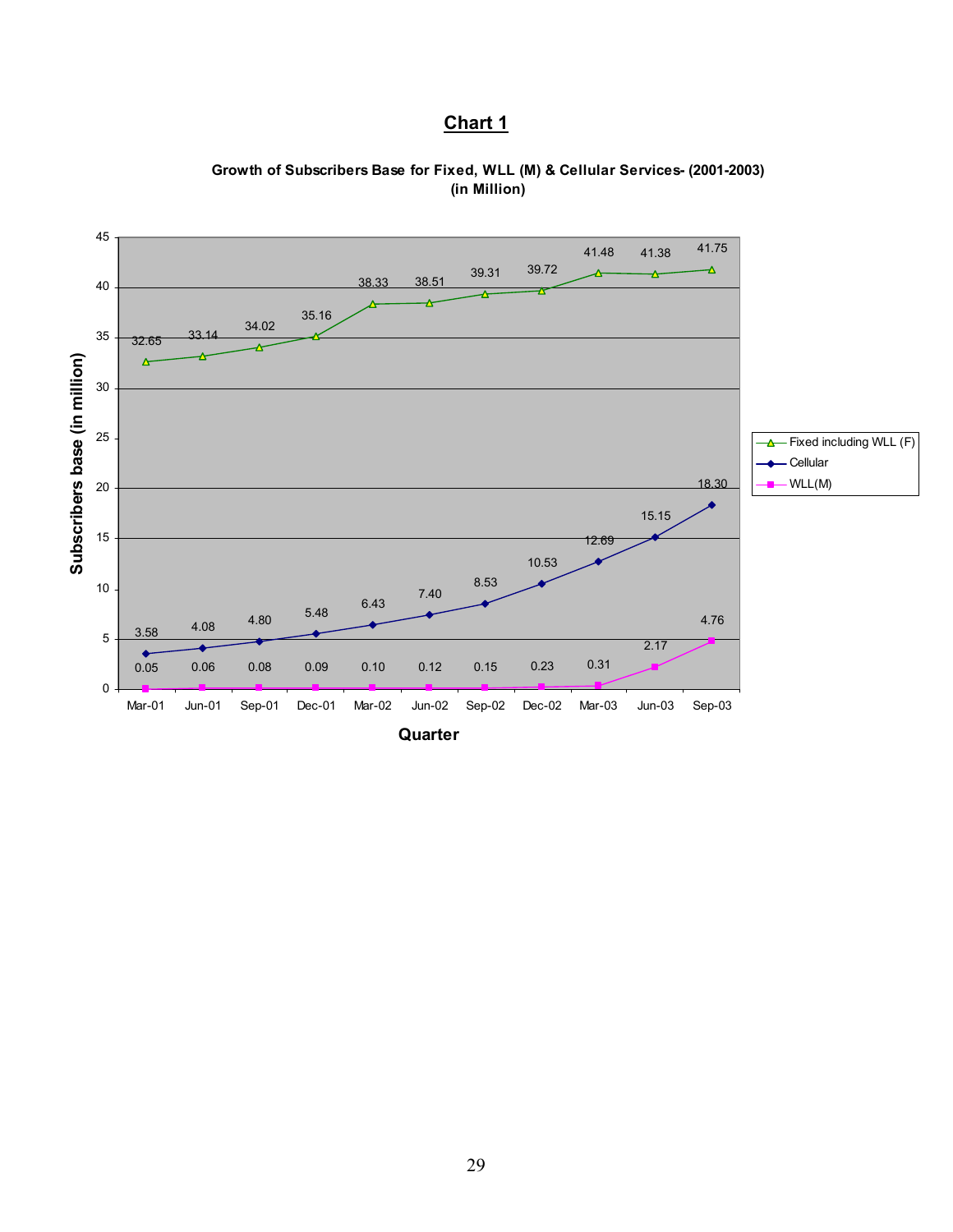# Chart 1

**Growth of Subscribers Base for Fixed, WLL (M) & Cellular Services- (2001-2003) (in Million)**

| Quarter | Fixed including WLL (F) | Cellular | WLL(M) |
|---|---|---|---|
| Mar-01 | 32.65 | 3.58 | 0.05 |
| Jun-01 | 33.14 | 4.08 | 0.06 |
| Sep-01 | 34.02 | 4.80 | 0.08 |
| Dec-01 | 35.16 | 5.48 | 0.09 |
| Mar-02 | 38.33 | 6.43 | 0.10 |
| Jun-02 | 38.51 | 7.40 | 0.12 |
| Sep-02 | 39.31 | 8.53 | 0.15 |
| Dec-02 | 39.72 | 10.53 | 0.23 |
| Mar-03 | 41.48 | 12.69 | 0.31 |
| Jun-03 | 41.38 | 15.15 | 2.17 |
| Sep-03 | 41.75 | 18.30 | 4.76 |

Y-axis: Subscribers base (in million); X-axis: Quarter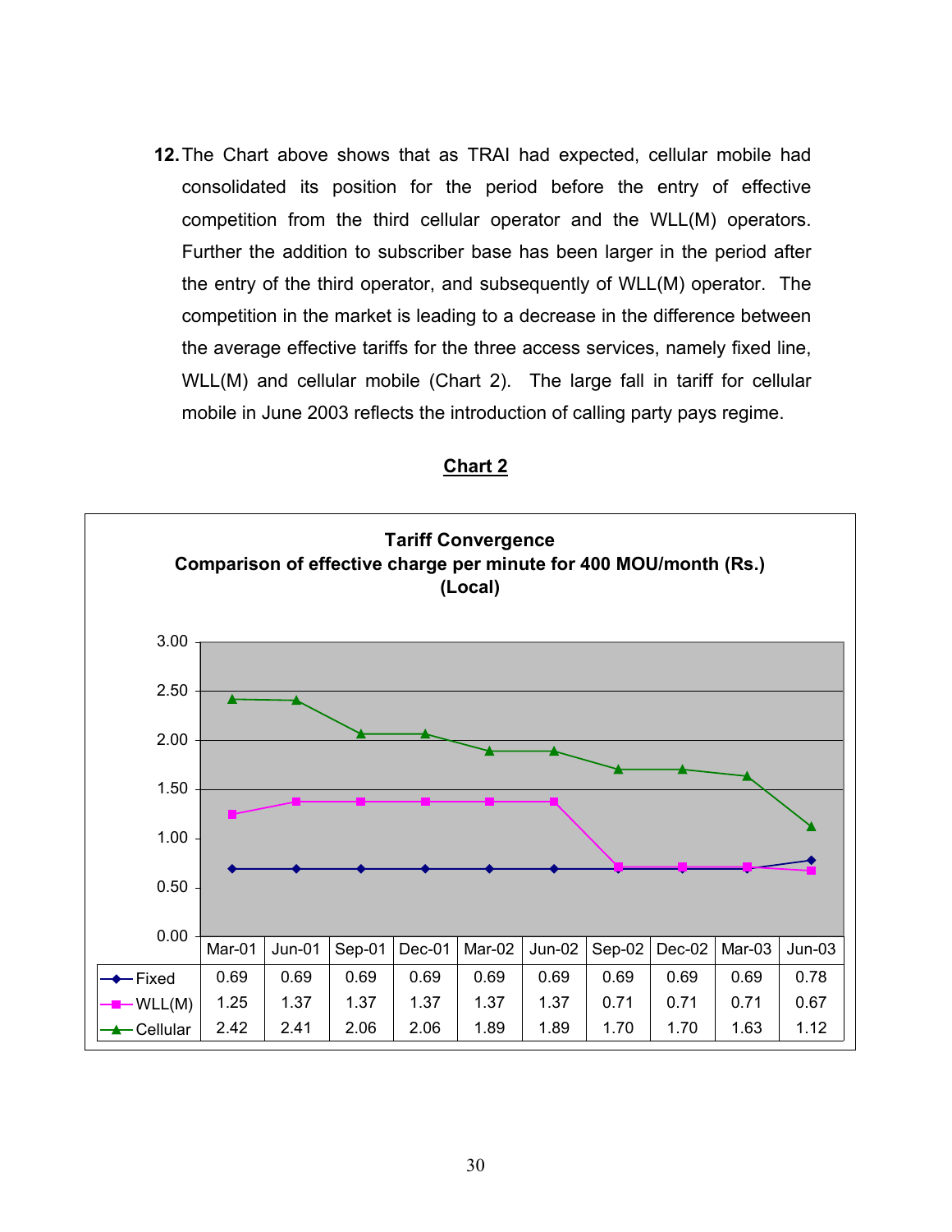12. The Chart above shows that as TRAI had expected, cellular mobile had consolidated its position for the period before the entry of effective competition from the third cellular operator and the WLL(M) operators. Further the addition to subscriber base has been larger in the period after the entry of the third operator, and subsequently of WLL(M) operator. The competition in the market is leading to a decrease in the difference between the average effective tariffs for the three access services, namely fixed line, WLL(M) and cellular mobile (Chart 2). The large fall in tariff for cellular mobile in June 2003 reflects the introduction of calling party pays regime.

**Chart 2**

**Tariff Convergence**
**Comparison of effective charge per minute for 400 MOU/month (Rs.) (Local)**

| | Mar-01 | Jun-01 | Sep-01 | Dec-01 | Mar-02 | Jun-02 | Sep-02 | Dec-02 | Mar-03 | Jun-03 |
|---|---|---|---|---|---|---|---|---|---|---|
| Fixed | 0.69 | 0.69 | 0.69 | 0.69 | 0.69 | 0.69 | 0.69 | 0.69 | 0.69 | 0.78 |
| WLL(M) | 1.25 | 1.37 | 1.37 | 1.37 | 1.37 | 1.37 | 0.71 | 0.71 | 0.71 | 0.67 |
| Cellular | 2.42 | 2.41 | 2.06 | 2.06 | 1.89 | 1.89 | 1.70 | 1.70 | 1.63 | 1.12 |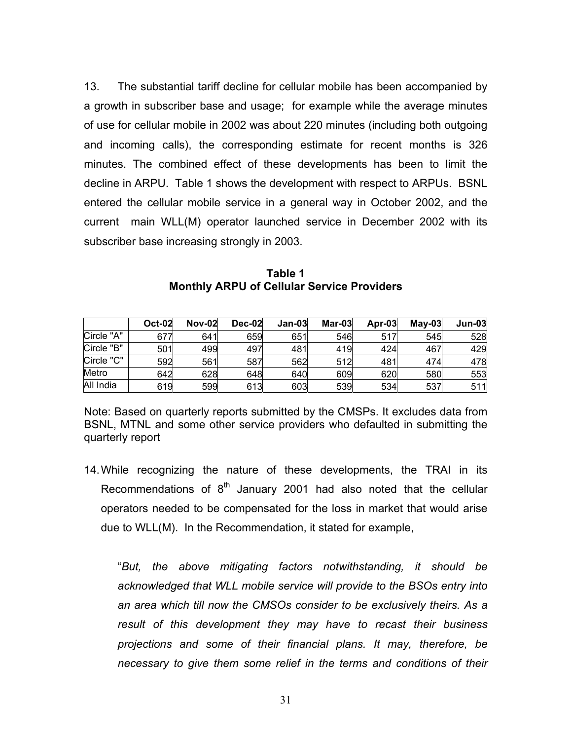13. The substantial tariff decline for cellular mobile has been accompanied by a growth in subscriber base and usage; for example while the average minutes of use for cellular mobile in 2002 was about 220 minutes (including both outgoing and incoming calls), the corresponding estimate for recent months is 326 minutes. The combined effect of these developments has been to limit the decline in ARPU. Table 1 shows the development with respect to ARPUs. BSNL entered the cellular mobile service in a general way in October 2002, and the current main WLL(M) operator launched service in December 2002 with its subscriber base increasing strongly in 2003.

**Table 1**
**Monthly ARPU of Cellular Service Providers**

| | Oct-02 | Nov-02 | Dec-02 | Jan-03 | Mar-03 | Apr-03 | May-03 | Jun-03 |
|---|---|---|---|---|---|---|---|---|
| Circle "A" | 677 | 641 | 659 | 651 | 546 | 517 | 545 | 528 |
| Circle "B" | 501 | 499 | 497 | 481 | 419 | 424 | 467 | 429 |
| Circle "C" | 592 | 561 | 587 | 562 | 512 | 481 | 474 | 478 |
| Metro | 642 | 628 | 648 | 640 | 609 | 620 | 580 | 553 |
| All India | 619 | 599 | 613 | 603 | 539 | 534 | 537 | 511 |

Note: Based on quarterly reports submitted by the CMSPs. It excludes data from BSNL, MTNL and some other service providers who defaulted in submitting the quarterly report

14. While recognizing the nature of these developments, the TRAI in its Recommendations of 8th January 2001 had also noted that the cellular operators needed to be compensated for the loss in market that would arise due to WLL(M). In the Recommendation, it stated for example,

"*But, the above mitigating factors notwithstanding, it should be acknowledged that WLL mobile service will provide to the BSOs entry into an area which till now the CMSOs consider to be exclusively theirs. As a result of this development they may have to recast their business projections and some of their financial plans. It may, therefore, be necessary to give them some relief in the terms and conditions of their*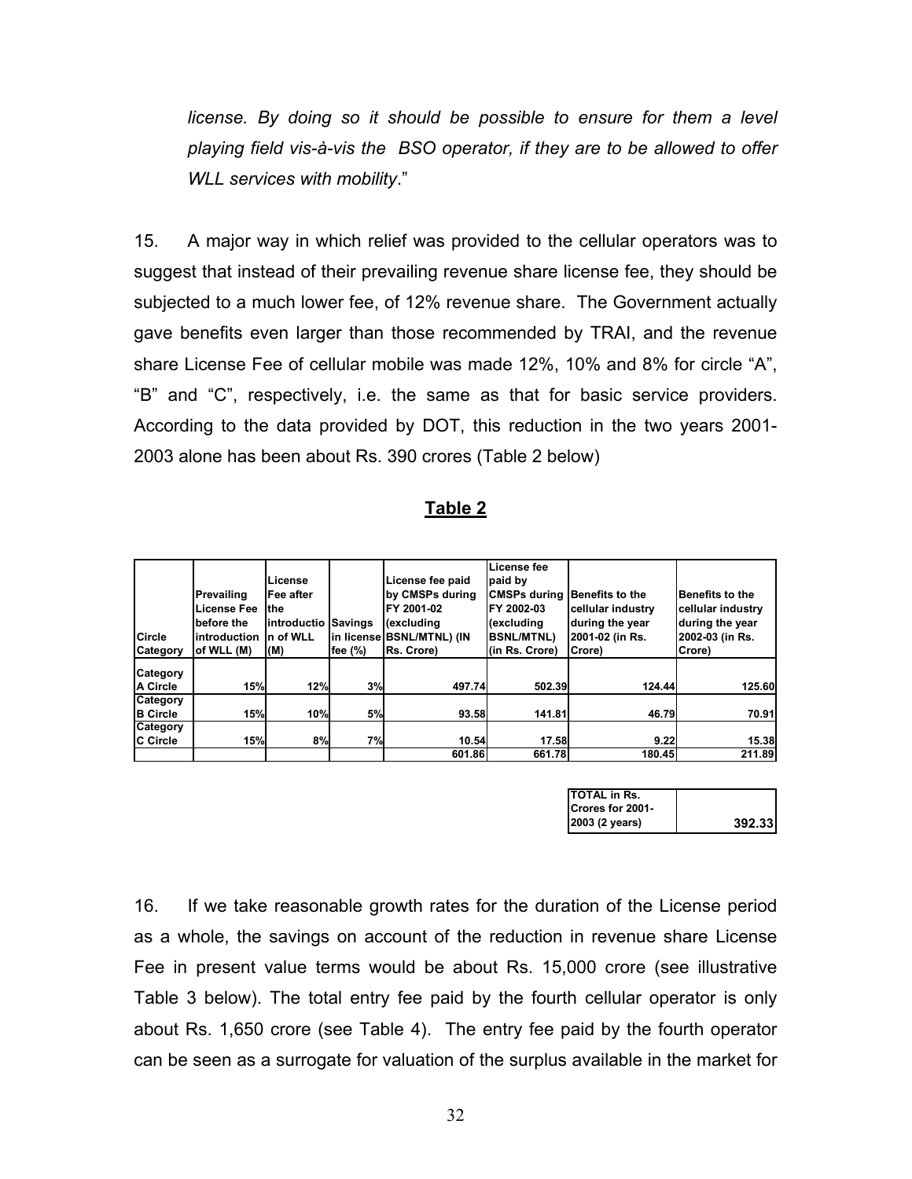*license. By doing so it should be possible to ensure for them a level playing field vis-à-vis the BSO operator, if they are to be allowed to offer WLL services with mobility*."

15. A major way in which relief was provided to the cellular operators was to suggest that instead of their prevailing revenue share license fee, they should be subjected to a much lower fee, of 12% revenue share. The Government actually gave benefits even larger than those recommended by TRAI, and the revenue share License Fee of cellular mobile was made 12%, 10% and 8% for circle "A", "B" and "C", respectively, i.e. the same as that for basic service providers. According to the data provided by DOT, this reduction in the two years 2001-2003 alone has been about Rs. 390 crores (Table 2 below)

**Table 2**

| Circle Category | Prevailing License Fee before the introduction of WLL (M) | License Fee after the introduction of WLL (M) | Savings in license fee (%) | License fee paid by CMSPs during FY 2001-02 (excluding BSNL/MTNL) (IN Rs. Crore) | License fee paid by CMSPs during FY 2002-03 (excluding BSNL/MTNL) (in Rs. Crore) | Benefits to the cellular industry during the year 2001-02 (in Rs. Crore) | Benefits to the cellular industry during the year 2002-03 (in Rs. Crore) |
|---|---|---|---|---|---|---|---|
| Category A Circle | 15% | 12% | 3% | 497.74 | 502.39 | 124.44 | 125.60 |
| Category B Circle | 15% | 10% | 5% | 93.58 | 141.81 | 46.79 | 70.91 |
| Category C Circle | 15% | 8% | 7% | 10.54 | 17.58 | 9.22 | 15.38 |
| | | | | 601.86 | 661.78 | 180.45 | 211.89 |

| TOTAL in Rs. Crores for 2001-2003 (2 years) | 392.33 |
|---|---|

16. If we take reasonable growth rates for the duration of the License period as a whole, the savings on account of the reduction in revenue share License Fee in present value terms would be about Rs. 15,000 crore (see illustrative Table 3 below). The total entry fee paid by the fourth cellular operator is only about Rs. 1,650 crore (see Table 4). The entry fee paid by the fourth operator can be seen as a surrogate for valuation of the surplus available in the market for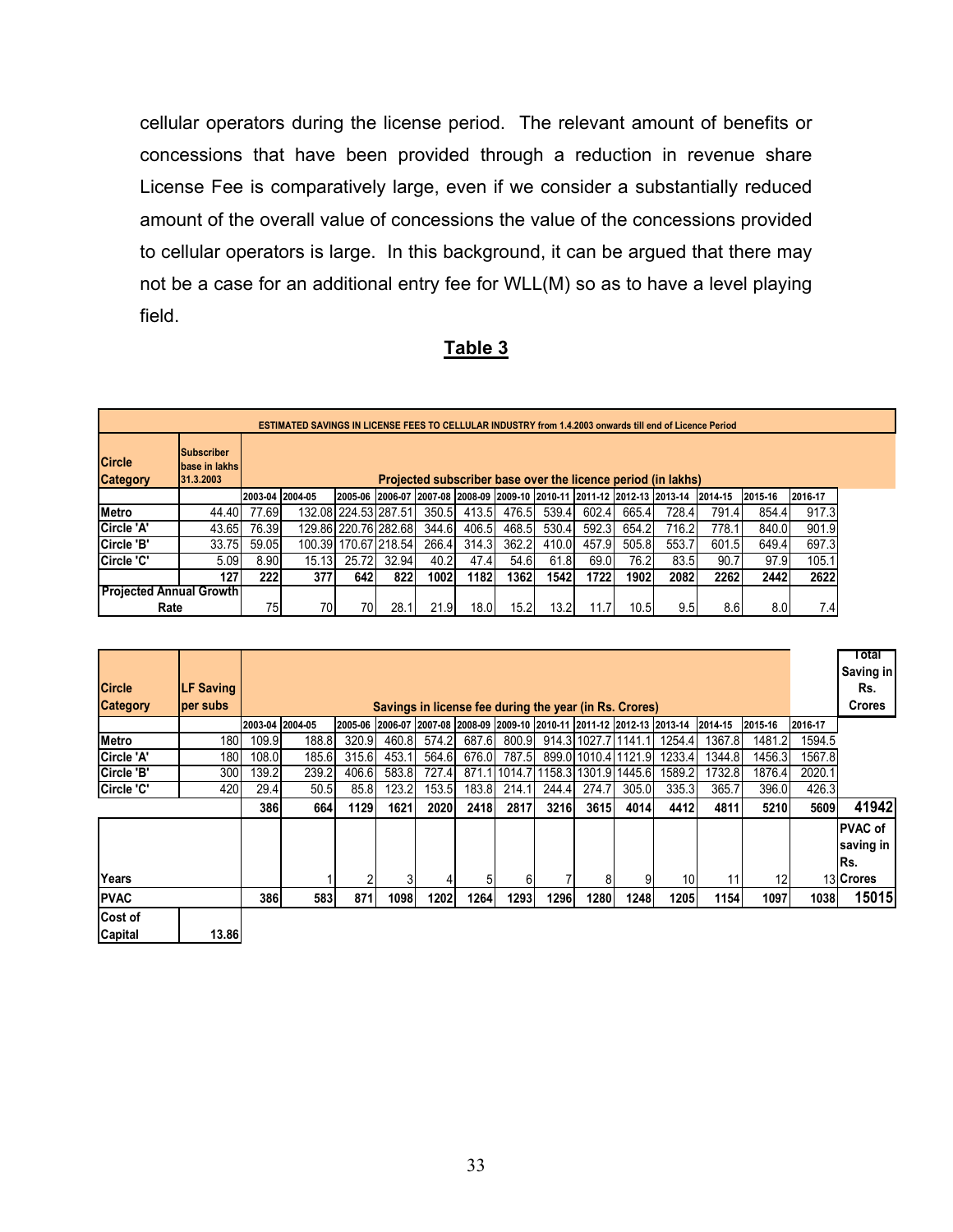cellular operators during the license period. The relevant amount of benefits or concessions that have been provided through a reduction in revenue share License Fee is comparatively large, even if we consider a substantially reduced amount of the overall value of concessions the value of the concessions provided to cellular operators is large. In this background, it can be argued that there may not be a case for an additional entry fee for WLL(M) so as to have a level playing field.

**Table 3**

| ESTIMATED SAVINGS IN LICENSE FEES TO CELLULAR INDUSTRY from 1.4.2003 onwards till end of Licence Period | | | | | | | | | | | | | | | |
|---|---|---|---|---|---|---|---|---|---|---|---|---|---|---|---|
| **Circle Category** | **Subscriber base in lakhs 31.3.2003** | **Projected subscriber base over the licence period (in lakhs)** | | | | | | | | | | | | | |
| | | 2003-04 | 2004-05 | 2005-06 | 2006-07 | 2007-08 | 2008-09 | 2009-10 | 2010-11 | 2011-12 | 2012-13 | 2013-14 | 2014-15 | 2015-16 | 2016-17 |
| Metro | 44.40 | 77.69 | 132.08 | 224.53 | 287.51 | 350.5 | 413.5 | 476.5 | 539.4 | 602.4 | 665.4 | 728.4 | 791.4 | 854.4 | 917.3 |
| Circle 'A' | 43.65 | 76.39 | 129.86 | 220.76 | 282.68 | 344.6 | 406.5 | 468.5 | 530.4 | 592.3 | 654.2 | 716.2 | 778.1 | 840.0 | 901.9 |
| Circle 'B' | 33.75 | 59.05 | 100.39 | 170.67 | 218.54 | 266.4 | 314.3 | 362.2 | 410.0 | 457.9 | 505.8 | 553.7 | 601.5 | 649.4 | 697.3 |
| Circle 'C' | 5.09 | 8.90 | 15.13 | 25.72 | 32.94 | 40.2 | 47.4 | 54.6 | 61.8 | 69.0 | 76.2 | 83.5 | 90.7 | 97.9 | 105.1 |
| | 127 | 222 | 377 | 642 | 822 | 1002 | 1182 | 1362 | 1542 | 1722 | 1902 | 2082 | 2262 | 2442 | 2622 |
| Projected Annual Growth Rate | | 75 | 70 | 70 | 28.1 | 21.9 | 18.0 | 15.2 | 13.2 | 11.7 | 10.5 | 9.5 | 8.6 | 8.0 | 7.4 |

| **Circle Category** | **LF Saving per subs** | **Savings in license fee during the year (in Rs. Crores)** | | | | | | | | | | | | | | **Total Saving in Rs. Crores** |
|---|---|---|---|---|---|---|---|---|---|---|---|---|---|---|---|---|
| | | 2003-04 | 2004-05 | 2005-06 | 2006-07 | 2007-08 | 2008-09 | 2009-10 | 2010-11 | 2011-12 | 2012-13 | 2013-14 | 2014-15 | 2015-16 | 2016-17 | |
| Metro | 180 | 109.9 | 188.8 | 320.9 | 460.8 | 574.2 | 687.6 | 800.9 | 914.3 | 1027.7 | 1141.1 | 1254.4 | 1367.8 | 1481.2 | 1594.5 | |
| Circle 'A' | 180 | 108.0 | 185.6 | 315.6 | 453.1 | 564.6 | 676.0 | 787.5 | 899.0 | 1010.4 | 1121.9 | 1233.4 | 1344.8 | 1456.3 | 1567.8 | |
| Circle 'B' | 300 | 139.2 | 239.2 | 406.6 | 583.8 | 727.4 | 871.1 | 1014.7 | 1158.3 | 1301.9 | 1445.6 | 1589.2 | 1732.8 | 1876.4 | 2020.1 | |
| Circle 'C' | 420 | 29.4 | 50.5 | 85.8 | 123.2 | 153.5 | 183.8 | 214.1 | 244.4 | 274.7 | 305.0 | 335.3 | 365.7 | 396.0 | 426.3 | |
| | | 386 | 664 | 1129 | 1621 | 2020 | 2418 | 2817 | 3216 | 3615 | 4014 | 4412 | 4811 | 5210 | 5609 | **41942** |
| Years | | | 1 | 2 | 3 | 4 | 5 | 6 | 7 | 8 | 9 | 10 | 11 | 12 | 13 | **PVAC of saving in Rs. Crores** |
| PVAC | | 386 | 583 | 871 | 1098 | 1202 | 1264 | 1293 | 1296 | 1280 | 1248 | 1205 | 1154 | 1097 | 1038 | **15015** |
| Cost of Capital | 13.86 | | | | | | | | | | | | | | | |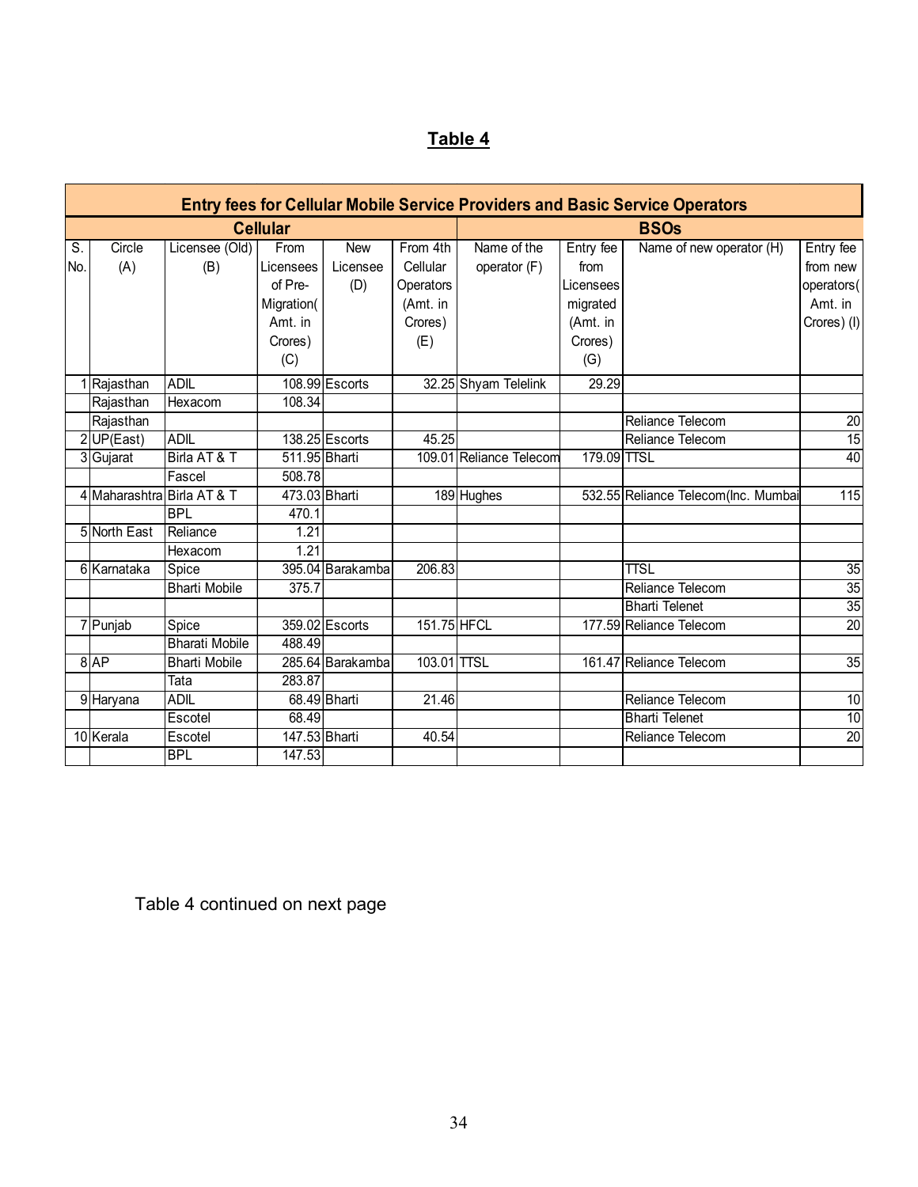## Table 4

| Entry fees for Cellular Mobile Service Providers and Basic Service Operators | | | | | | | | | |
|---|---|---|---|---|---|---|---|---|---|
| Cellular | | | | | | BSOs | | | |
| S. No. | Circle (A) | Licensee (Old) (B) | From Licensees of Pre-Migration( Amt. in Crores) (C) | New Licensee (D) | From 4th Cellular Operators (Amt. in Crores) (E) | Name of the operator (F) | Entry fee from Licensees migrated (Amt. in Crores) (G) | Name of new operator (H) | Entry fee from new operators( Amt. in Crores) (I) |
| 1 | Rajasthan | ADIL | 108.99 | Escorts | 32.25 | Shyam Telelink | 29.29 | | |
| | Rajasthan | Hexacom | 108.34 | | | | | | |
| | Rajasthan | | | | | | | Reliance Telecom | 20 |
| 2 | UP(East) | ADIL | 138.25 | Escorts | 45.25 | | | Reliance Telecom | 15 |
| 3 | Gujarat | Birla AT & T | 511.95 | Bharti | 109.01 | Reliance Telecom | 179.09 | TTSL | 40 |
| | | Fascel | 508.78 | | | | | | |
| 4 | Maharashtra | Birla AT & T | 473.03 | Bharti | 189 | Hughes | 532.55 | Reliance Telecom(Inc. Mumbai | 115 |
| | | BPL | 470.1 | | | | | | |
| 5 | North East | Reliance | 1.21 | | | | | | |
| | | Hexacom | 1.21 | | | | | | |
| 6 | Karnataka | Spice | 395.04 | Barakamba | 206.83 | | | TTSL | 35 |
| | | Bharti Mobile | 375.7 | | | | | Reliance Telecom | 35 |
| | | | | | | | | Bharti Telenet | 35 |
| 7 | Punjab | Spice | 359.02 | Escorts | 151.75 | HFCL | 177.59 | Reliance Telecom | 20 |
| | | Bharati Mobile | 488.49 | | | | | | |
| 8 | AP | Bharti Mobile | 285.64 | Barakamba | 103.01 | TTSL | 161.47 | Reliance Telecom | 35 |
| | | Tata | 283.87 | | | | | | |
| 9 | Haryana | ADIL | 68.49 | Bharti | 21.46 | | | Reliance Telecom | 10 |
| | | Escotel | 68.49 | | | | | Bharti Telenet | 10 |
| 10 | Kerala | Escotel | 147.53 | Bharti | 40.54 | | | Reliance Telecom | 20 |
| | | BPL | 147.53 | | | | | | |

Table 4 continued on next page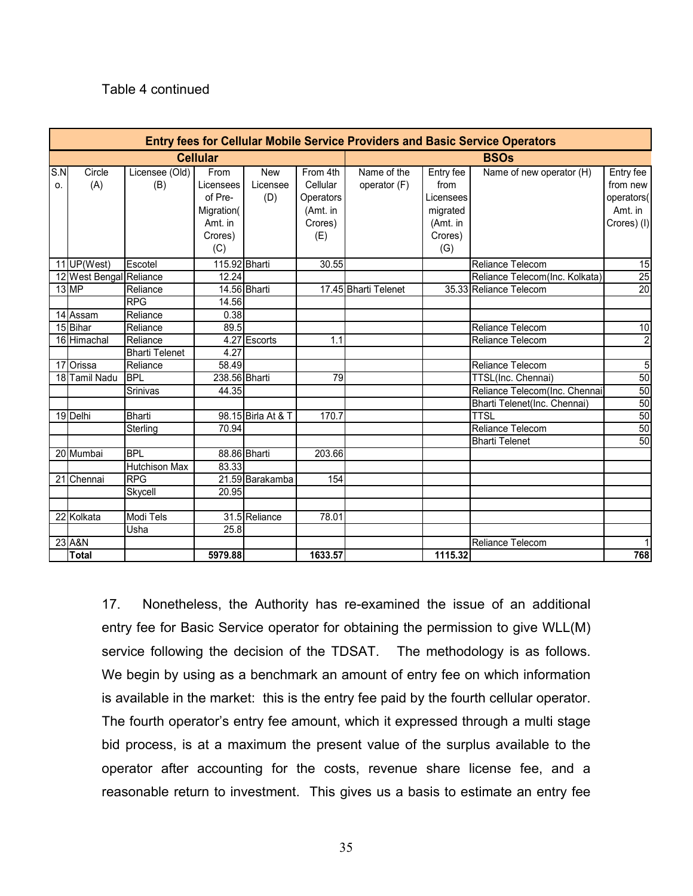Table 4 continued

| Entry fees for Cellular Mobile Service Providers and Basic Service Operators | | | | | | | | | |
|---|---|---|---|---|---|---|---|---|---|
| Cellular | | | | | | BSOs | | | |
| S.No. | Circle (A) | Licensee (Old) (B) | From Licensees of Pre-Migration( Amt. in Crores) (C) | New Licensee (D) | From 4th Cellular Operators (Amt. in Crores) (E) | Name of the operator (F) | Entry fee from Licensees migrated (Amt. in Crores) (G) | Name of new operator (H) | Entry fee from new operators( Amt. in Crores) (I) |
| 11 | UP(West) | Escotel | 115.92 | Bharti | 30.55 | | | Reliance Telecom | 15 |
| 12 | West Bengal | Reliance | 12.24 | | | | | Reliance Telecom(Inc. Kolkata) | 25 |
| 13 | MP | Reliance | 14.56 | Bharti | 17.45 | Bharti Telenet | 35.33 | Reliance Telecom | 20 |
| | | RPG | 14.56 | | | | | | |
| 14 | Assam | Reliance | 0.38 | | | | | | |
| 15 | Bihar | Reliance | 89.5 | | | | | Reliance Telecom | 10 |
| 16 | Himachal | Reliance | 4.27 | Escorts | 1.1 | | | Reliance Telecom | 2 |
| | | Bharti Telenet | 4.27 | | | | | | |
| 17 | Orissa | Reliance | 58.49 | | | | | Reliance Telecom | 5 |
| 18 | Tamil Nadu | BPL | 238.56 | Bharti | 79 | | | TTSL(Inc. Chennai) | 50 |
| | | Srinivas | 44.35 | | | | | Reliance Telecom(Inc. Chennai | 50 |
| | | | | | | | | Bharti Telenet(Inc. Chennai) | 50 |
| 19 | Delhi | Bharti | 98.15 | Birla At & T | 170.7 | | | TTSL | 50 |
| | | Sterling | 70.94 | | | | | Reliance Telecom | 50 |
| | | | | | | | | Bharti Telenet | 50 |
| 20 | Mumbai | BPL | 88.86 | Bharti | 203.66 | | | | |
| | | Hutchison Max | 83.33 | | | | | | |
| 21 | Chennai | RPG | 21.59 | Barakamba | 154 | | | | |
| | | Skycell | 20.95 | | | | | | |
| | | | | | | | | | |
| 22 | Kolkata | Modi Tels | 31.5 | Reliance | 78.01 | | | | |
| | | Usha | 25.8 | | | | | | |
| 23 | A&N | | | | | | | Reliance Telecom | 1 |
| | **Total** | | **5979.88** | | **1633.57** | | **1115.32** | | **768** |

17. Nonetheless, the Authority has re-examined the issue of an additional entry fee for Basic Service operator for obtaining the permission to give WLL(M) service following the decision of the TDSAT. The methodology is as follows. We begin by using as a benchmark an amount of entry fee on which information is available in the market: this is the entry fee paid by the fourth cellular operator. The fourth operator's entry fee amount, which it expressed through a multi stage bid process, is at a maximum the present value of the surplus available to the operator after accounting for the costs, revenue share license fee, and a reasonable return to investment. This gives us a basis to estimate an entry fee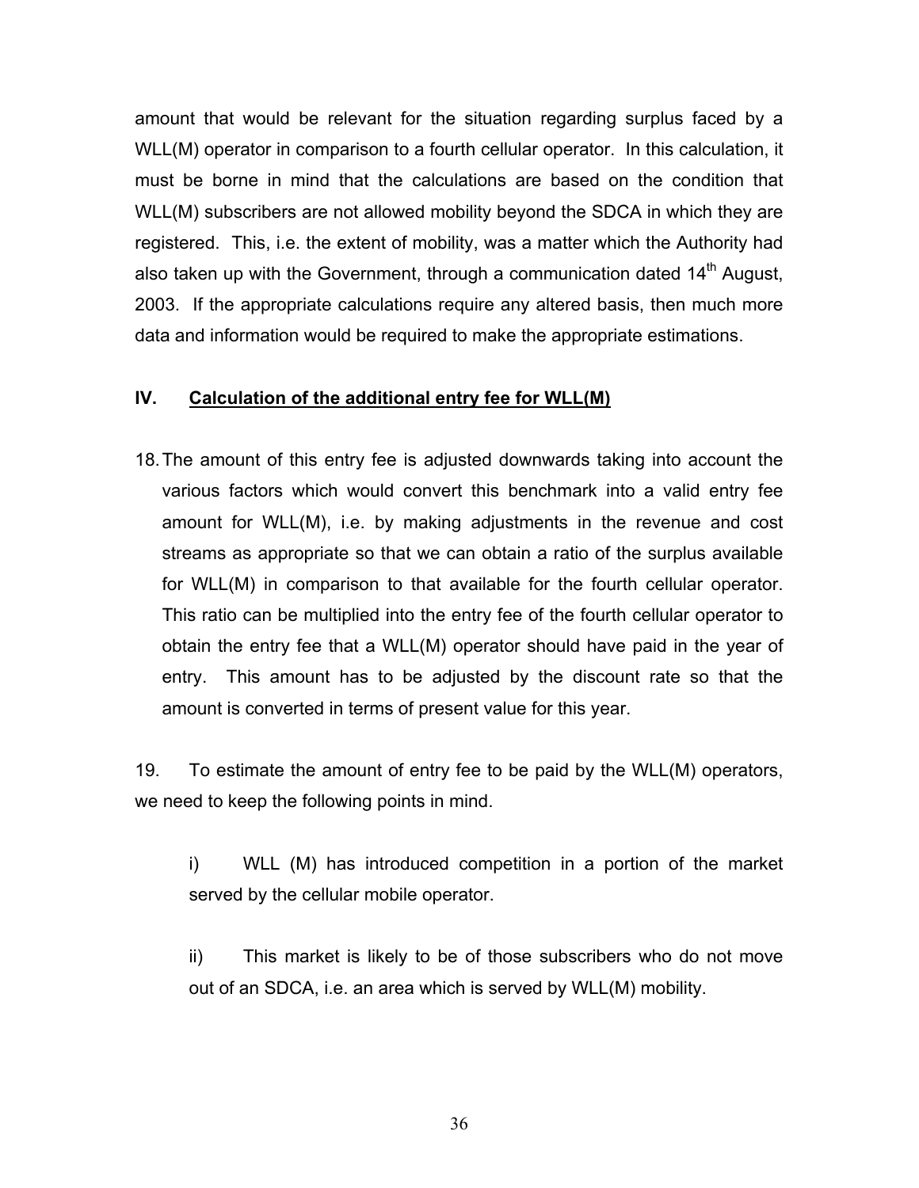amount that would be relevant for the situation regarding surplus faced by a WLL(M) operator in comparison to a fourth cellular operator. In this calculation, it must be borne in mind that the calculations are based on the condition that WLL(M) subscribers are not allowed mobility beyond the SDCA in which they are registered. This, i.e. the extent of mobility, was a matter which the Authority had also taken up with the Government, through a communication dated 14th August, 2003. If the appropriate calculations require any altered basis, then much more data and information would be required to make the appropriate estimations.

## IV. Calculation of the additional entry fee for WLL(M)

18. The amount of this entry fee is adjusted downwards taking into account the various factors which would convert this benchmark into a valid entry fee amount for WLL(M), i.e. by making adjustments in the revenue and cost streams as appropriate so that we can obtain a ratio of the surplus available for WLL(M) in comparison to that available for the fourth cellular operator. This ratio can be multiplied into the entry fee of the fourth cellular operator to obtain the entry fee that a WLL(M) operator should have paid in the year of entry. This amount has to be adjusted by the discount rate so that the amount is converted in terms of present value for this year.

19. To estimate the amount of entry fee to be paid by the WLL(M) operators, we need to keep the following points in mind.

i) WLL (M) has introduced competition in a portion of the market served by the cellular mobile operator.

ii) This market is likely to be of those subscribers who do not move out of an SDCA, i.e. an area which is served by WLL(M) mobility.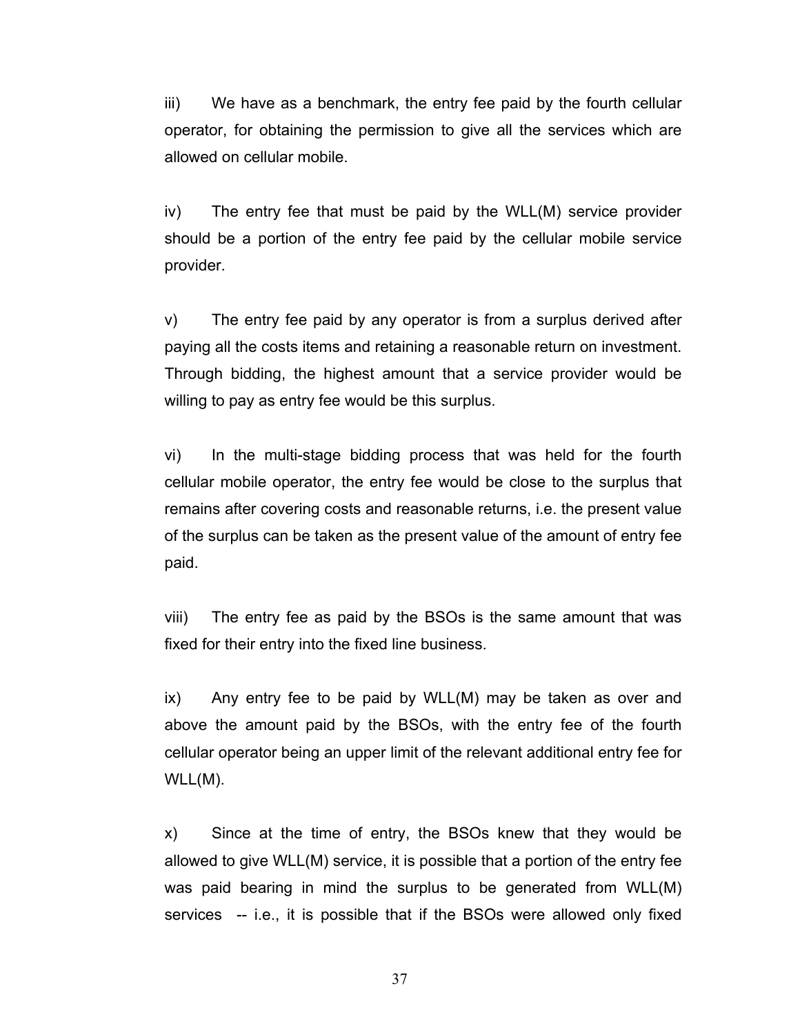iii) We have as a benchmark, the entry fee paid by the fourth cellular operator, for obtaining the permission to give all the services which are allowed on cellular mobile.

iv) The entry fee that must be paid by the WLL(M) service provider should be a portion of the entry fee paid by the cellular mobile service provider.

v) The entry fee paid by any operator is from a surplus derived after paying all the costs items and retaining a reasonable return on investment. Through bidding, the highest amount that a service provider would be willing to pay as entry fee would be this surplus.

vi) In the multi-stage bidding process that was held for the fourth cellular mobile operator, the entry fee would be close to the surplus that remains after covering costs and reasonable returns, i.e. the present value of the surplus can be taken as the present value of the amount of entry fee paid.

viii) The entry fee as paid by the BSOs is the same amount that was fixed for their entry into the fixed line business.

ix) Any entry fee to be paid by WLL(M) may be taken as over and above the amount paid by the BSOs, with the entry fee of the fourth cellular operator being an upper limit of the relevant additional entry fee for WLL(M).

x) Since at the time of entry, the BSOs knew that they would be allowed to give WLL(M) service, it is possible that a portion of the entry fee was paid bearing in mind the surplus to be generated from WLL(M) services -- i.e., it is possible that if the BSOs were allowed only fixed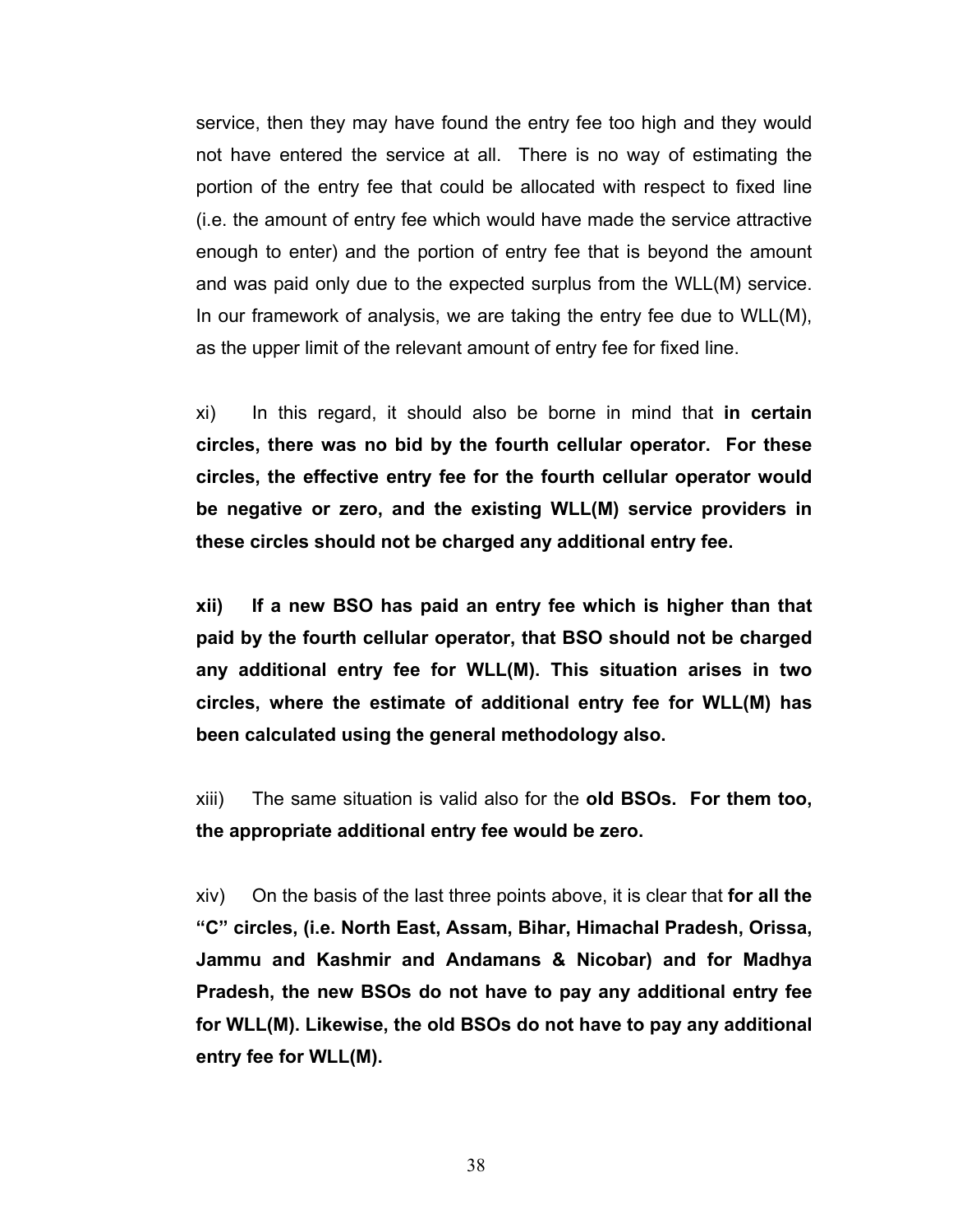service, then they may have found the entry fee too high and they would not have entered the service at all. There is no way of estimating the portion of the entry fee that could be allocated with respect to fixed line (i.e. the amount of entry fee which would have made the service attractive enough to enter) and the portion of entry fee that is beyond the amount and was paid only due to the expected surplus from the WLL(M) service. In our framework of analysis, we are taking the entry fee due to WLL(M), as the upper limit of the relevant amount of entry fee for fixed line.

xi) In this regard, it should also be borne in mind that **in certain circles, there was no bid by the fourth cellular operator. For these circles, the effective entry fee for the fourth cellular operator would be negative or zero, and the existing WLL(M) service providers in these circles should not be charged any additional entry fee.**

**xii) If a new BSO has paid an entry fee which is higher than that paid by the fourth cellular operator, that BSO should not be charged any additional entry fee for WLL(M). This situation arises in two circles, where the estimate of additional entry fee for WLL(M) has been calculated using the general methodology also.**

xiii) The same situation is valid also for the **old BSOs. For them too, the appropriate additional entry fee would be zero.**

xiv) On the basis of the last three points above, it is clear that **for all the "C" circles, (i.e. North East, Assam, Bihar, Himachal Pradesh, Orissa, Jammu and Kashmir and Andamans & Nicobar) and for Madhya Pradesh, the new BSOs do not have to pay any additional entry fee for WLL(M). Likewise, the old BSOs do not have to pay any additional entry fee for WLL(M).**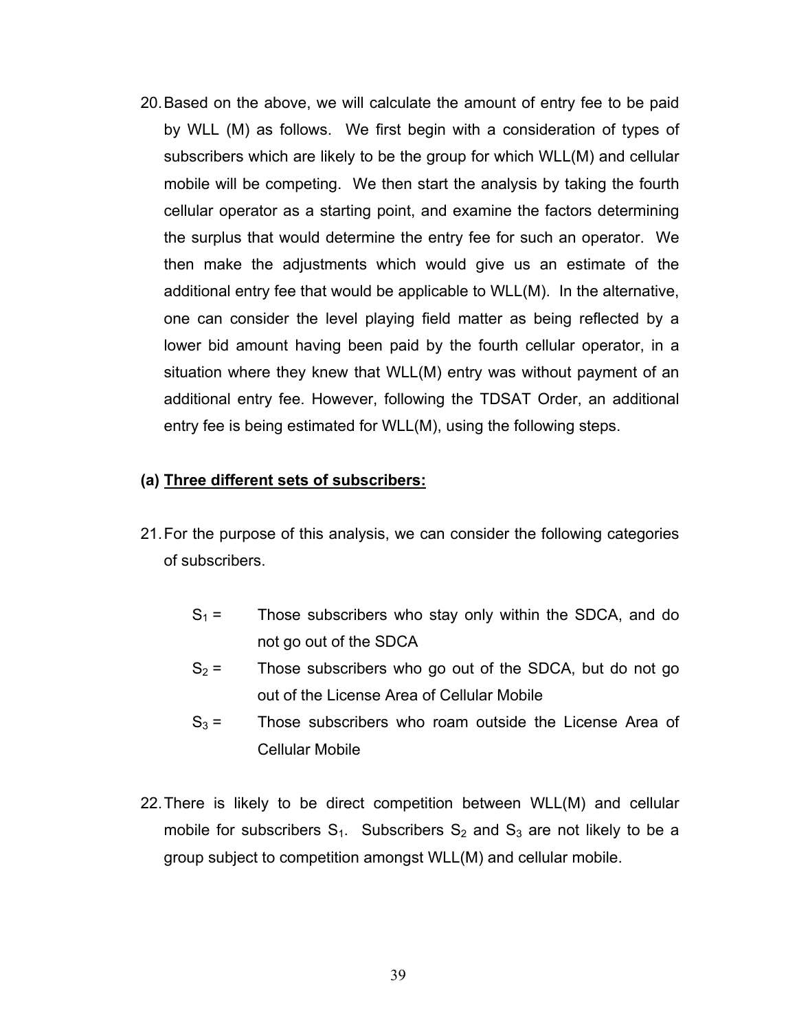20. Based on the above, we will calculate the amount of entry fee to be paid by WLL (M) as follows. We first begin with a consideration of types of subscribers which are likely to be the group for which WLL(M) and cellular mobile will be competing. We then start the analysis by taking the fourth cellular operator as a starting point, and examine the factors determining the surplus that would determine the entry fee for such an operator. We then make the adjustments which would give us an estimate of the additional entry fee that would be applicable to WLL(M). In the alternative, one can consider the level playing field matter as being reflected by a lower bid amount having been paid by the fourth cellular operator, in a situation where they knew that WLL(M) entry was without payment of an additional entry fee. However, following the TDSAT Order, an additional entry fee is being estimated for WLL(M), using the following steps.

**(a) <u>Three different sets of subscribers:</u>**

21. For the purpose of this analysis, we can consider the following categories of subscribers.

    $S_1$ = Those subscribers who stay only within the SDCA, and do not go out of the SDCA

    $S_2$ = Those subscribers who go out of the SDCA, but do not go out of the License Area of Cellular Mobile

    $S_3$ = Those subscribers who roam outside the License Area of Cellular Mobile

22. There is likely to be direct competition between WLL(M) and cellular mobile for subscribers $S_1$. Subscribers $S_2$ and $S_3$ are not likely to be a group subject to competition amongst WLL(M) and cellular mobile.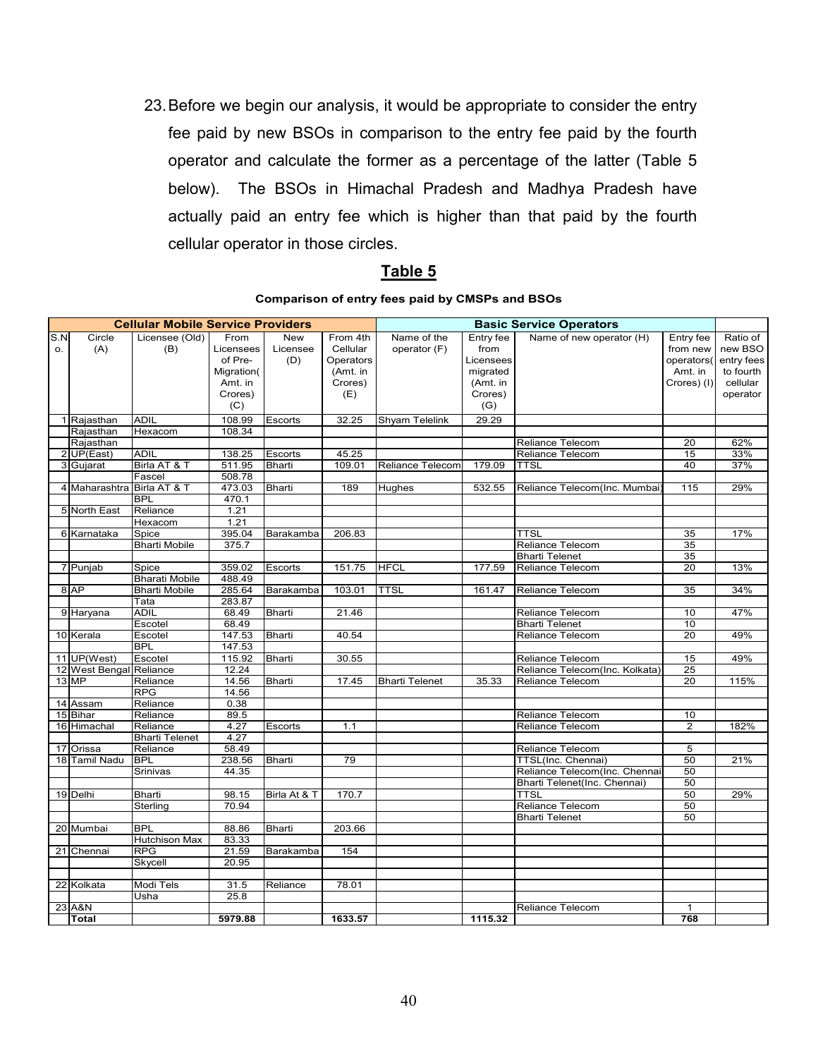23. Before we begin our analysis, it would be appropriate to consider the entry fee paid by new BSOs in comparison to the entry fee paid by the fourth operator and calculate the former as a percentage of the latter (Table 5 below). The BSOs in Himachal Pradesh and Madhya Pradesh have actually paid an entry fee which is higher than that paid by the fourth cellular operator in those circles.

## Table 5

**Comparison of entry fees paid by CMSPs and BSOs**

| **Cellular Mobile Service Providers** | | | | | | **Basic Service Operators** | | | | |
|---|---|---|---|---|---|---|---|---|---|---|
| S.No. | Circle (A) | Licensee (Old) (B) | From Licensees of Pre-Migration( Amt. in Crores) (C) | New Licensee (D) | From 4th Cellular Operators (Amt. in Crores) (E) | Name of the operator (F) | Entry fee from Licensees migrated (Amt. in Crores) (G) | Name of new operator (H) | Entry fee from new operators( Amt. in Crores) (I) | Ratio of new BSO entry fees to fourth cellular operator |
| 1 | Rajasthan | ADIL | 108.99 | Escorts | 32.25 | Shyam Telelink | 29.29 | | | |
| | Rajasthan | Hexacom | 108.34 | | | | | | | |
| | Rajasthan | | | | | | | Reliance Telecom | 20 | 62% |
| 2 | UP(East) | ADIL | 138.25 | Escorts | 45.25 | | | Reliance Telecom | 15 | 33% |
| 3 | Gujarat | Birla AT & T | 511.95 | Bharti | 109.01 | Reliance Telecom | 179.09 | TTSL | 40 | 37% |
| | | Fascel | 508.78 | | | | | | | |
| 4 | Maharashtra | Birla AT & T | 473.03 | Bharti | 189 | Hughes | 532.55 | Reliance Telecom(Inc. Mumbai) | 115 | 29% |
| | | BPL | 470.1 | | | | | | | |
| 5 | North East | Reliance | 1.21 | | | | | | | |
| | | Hexacom | 1.21 | | | | | | | |
| 6 | Karnataka | Spice | 395.04 | Barakamba | 206.83 | | | TTSL | 35 | 17% |
| | | Bharti Mobile | 375.7 | | | | | Reliance Telecom | 35 | |
| | | | | | | | | Bharti Telenet | 35 | |
| 7 | Punjab | Spice | 359.02 | Escorts | 151.75 | HFCL | 177.59 | Reliance Telecom | 20 | 13% |
| | | Bharati Mobile | 488.49 | | | | | | | |
| 8 | AP | Bharti Mobile | 285.64 | Barakamba | 103.01 | TTSL | 161.47 | Reliance Telecom | 35 | 34% |
| | | Tata | 283.87 | | | | | | | |
| 9 | Haryana | ADIL | 68.49 | Bharti | 21.46 | | | Reliance Telecom | 10 | 47% |
| | | Escotel | 68.49 | | | | | Bharti Telenet | 10 | |
| 10 | Kerala | Escotel | 147.53 | Bharti | 40.54 | | | Reliance Telecom | 20 | 49% |
| | | BPL | 147.53 | | | | | | | |
| 11 | UP(West) | Escotel | 115.92 | Bharti | 30.55 | | | Reliance Telecom | 15 | 49% |
| 12 | West Bengal | Reliance | 12.24 | | | | | Reliance Telecom(Inc. Kolkata) | 25 | |
| 13 | MP | Reliance | 14.56 | Bharti | 17.45 | Bharti Telenet | 35.33 | Reliance Telecom | 20 | 115% |
| | | RPG | 14.56 | | | | | | | |
| 14 | Assam | Reliance | 0.38 | | | | | | | |
| 15 | Bihar | Reliance | 89.5 | | | | | Reliance Telecom | 10 | |
| 16 | Himachal | Reliance | 4.27 | Escorts | 1.1 | | | Reliance Telecom | 2 | 182% |
| | | Bharti Telenet | 4.27 | | | | | | | |
| 17 | Orissa | Reliance | 58.49 | | | | | Reliance Telecom | 5 | |
| 18 | Tamil Nadu | BPL | 238.56 | Bharti | 79 | | | TTSL(Inc. Chennai) | 50 | 21% |
| | | Srinivas | 44.35 | | | | | Reliance Telecom(Inc. Chennai) | 50 | |
| | | | | | | | | Bharti Telenet(Inc. Chennai) | 50 | |
| 19 | Delhi | Bharti | 98.15 | Birla At & T | 170.7 | | | TTSL | 50 | 29% |
| | | Sterling | 70.94 | | | | | Reliance Telecom | 50 | |
| | | | | | | | | Bharti Telenet | 50 | |
| 20 | Mumbai | BPL | 88.86 | Bharti | 203.66 | | | | | |
| | | Hutchison Max | 83.33 | | | | | | | |
| 21 | Chennai | RPG | 21.59 | Barakamba | 154 | | | | | |
| | | Skycell | 20.95 | | | | | | | |
| | | | | | | | | | | |
| 22 | Kolkata | Modi Tels | 31.5 | Reliance | 78.01 | | | | | |
| | | Usha | 25.8 | | | | | | | |
| 23 | A&N | | | | | | | Reliance Telecom | 1 | |
| | **Total** | | **5979.88** | | **1633.57** | | **1115.32** | | **768** | |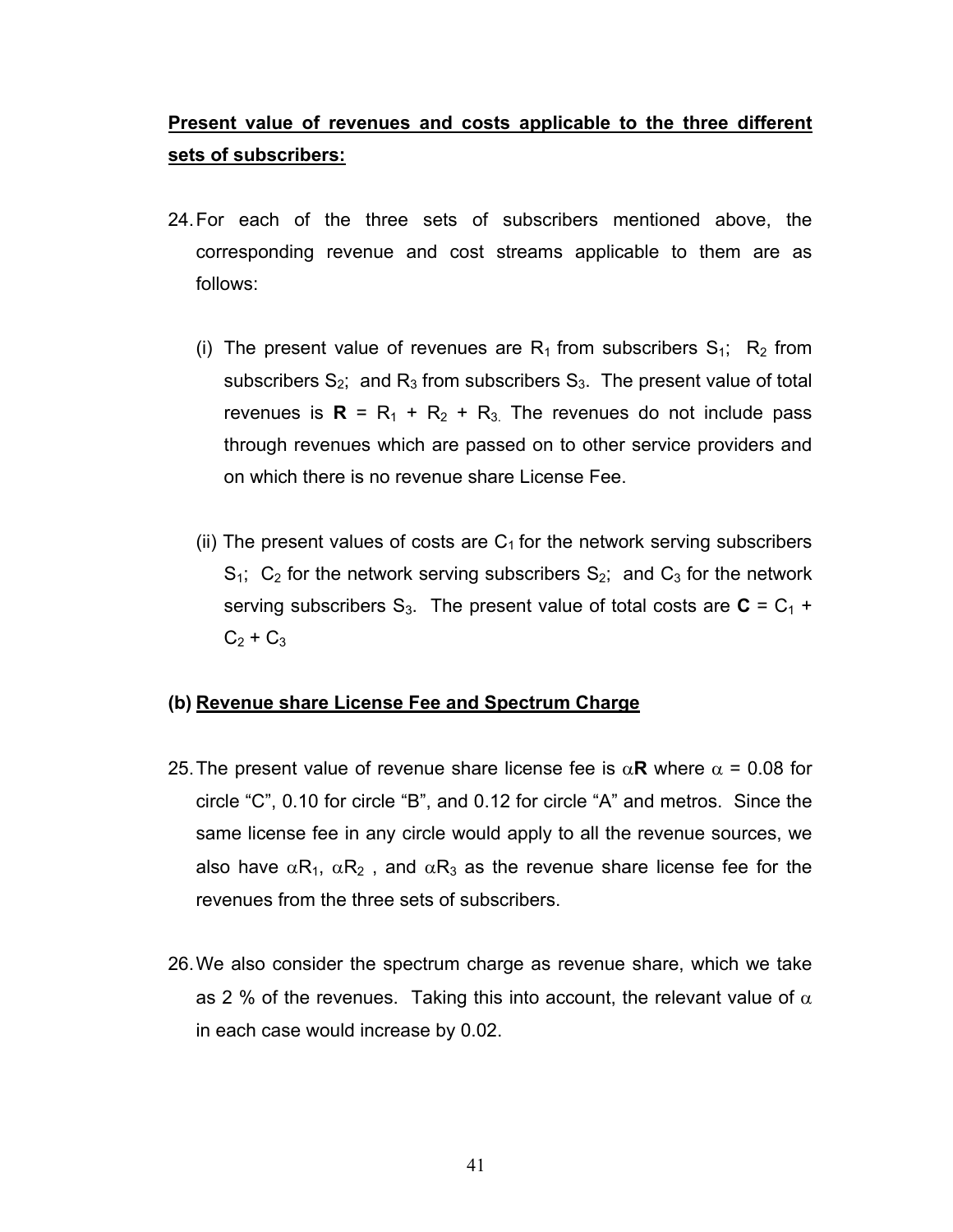**Present value of revenues and costs applicable to the three different sets of subscribers:**

24. For each of the three sets of subscribers mentioned above, the corresponding revenue and cost streams applicable to them are as follows:

    (i) The present value of revenues are $R_1$ from subscribers $S_1$; $R_2$ from subscribers $S_2$; and $R_3$ from subscribers $S_3$. The present value of total revenues is $\mathbf{R} = R_1 + R_2 + R_3$. The revenues do not include pass through revenues which are passed on to other service providers and on which there is no revenue share License Fee.

    (ii) The present values of costs are $C_1$ for the network serving subscribers $S_1$; $C_2$ for the network serving subscribers $S_2$; and $C_3$ for the network serving subscribers $S_3$. The present value of total costs are $\mathbf{C} = C_1 + C_2 + C_3$

**(b) Revenue share License Fee and Spectrum Charge**

25. The present value of revenue share license fee is $\alpha\mathbf{R}$ where $\alpha = 0.08$ for circle "C", 0.10 for circle "B", and 0.12 for circle "A" and metros. Since the same license fee in any circle would apply to all the revenue sources, we also have $\alpha R_1$, $\alpha R_2$, and $\alpha R_3$ as the revenue share license fee for the revenues from the three sets of subscribers.

26. We also consider the spectrum charge as revenue share, which we take as 2 % of the revenues. Taking this into account, the relevant value of $\alpha$ in each case would increase by 0.02.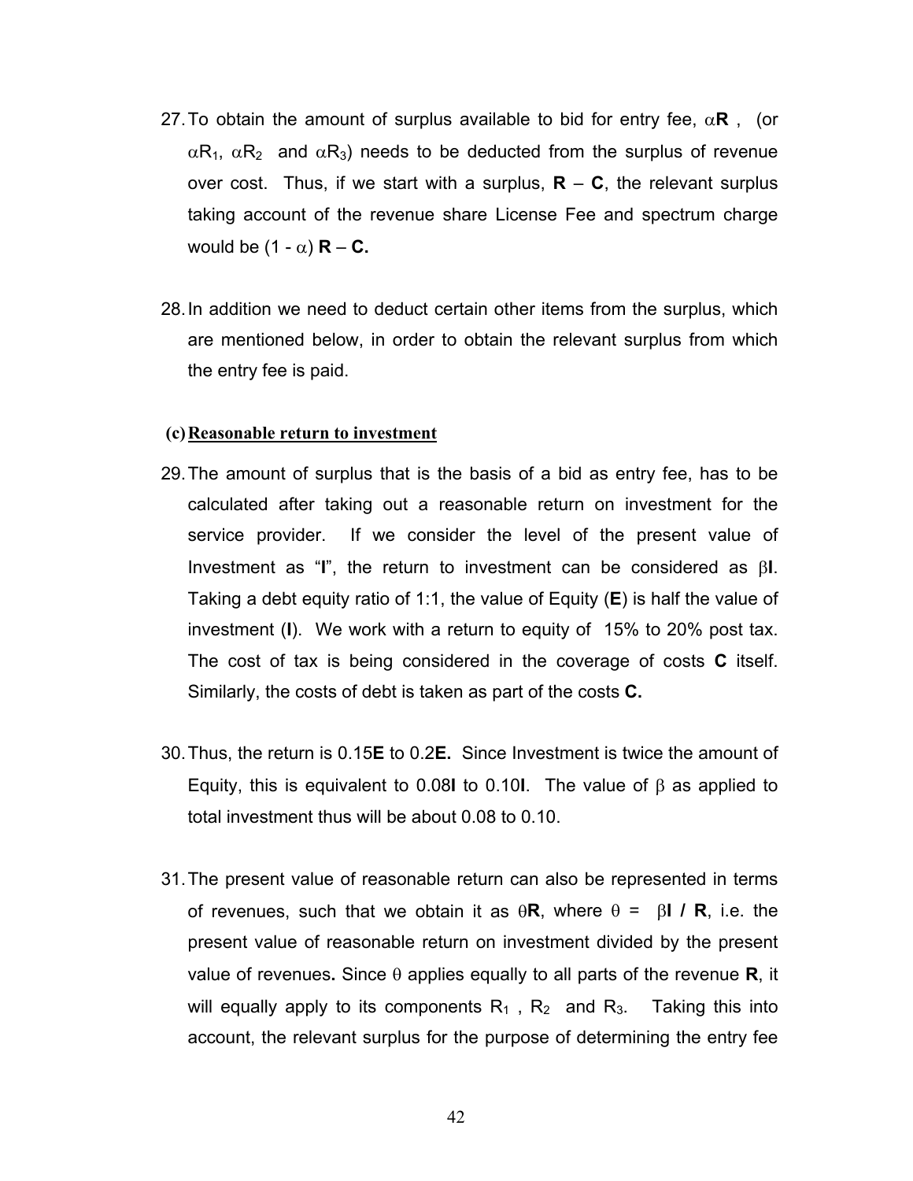27. To obtain the amount of surplus available to bid for entry fee, $\alpha\mathbf{R}$ , (or $\alpha R_1$, $\alpha R_2$ and $\alpha R_3$) needs to be deducted from the surplus of revenue over cost. Thus, if we start with a surplus, $\mathbf{R} - \mathbf{C}$, the relevant surplus taking account of the revenue share License Fee and spectrum charge would be $(1 - \alpha)\,\mathbf{R} - \mathbf{C}$.

28. In addition we need to deduct certain other items from the surplus, which are mentioned below, in order to obtain the relevant surplus from which the entry fee is paid.

**(c) Reasonable return to investment**

29. The amount of surplus that is the basis of a bid as entry fee, has to be calculated after taking out a reasonable return on investment for the service provider. If we consider the level of the present value of Investment as "**I**", the return to investment can be considered as $\beta\mathbf{I}$. Taking a debt equity ratio of 1:1, the value of Equity (**E**) is half the value of investment (**I**). We work with a return to equity of 15% to 20% post tax. The cost of tax is being considered in the coverage of costs **C** itself. Similarly, the costs of debt is taken as part of the costs **C.**

30. Thus, the return is $0.15\mathbf{E}$ to $0.2\mathbf{E}$. Since Investment is twice the amount of Equity, this is equivalent to $0.08\mathbf{I}$ to $0.10\mathbf{I}$. The value of $\beta$ as applied to total investment thus will be about 0.08 to 0.10.

31. The present value of reasonable return can also be represented in terms of revenues, such that we obtain it as $\theta\mathbf{R}$, where $\theta = \beta\mathbf{I} / \mathbf{R}$, i.e. the present value of reasonable return on investment divided by the present value of revenues**.** Since $\theta$ applies equally to all parts of the revenue **R**, it will equally apply to its components $R_1$ , $R_2$ and $R_3$. Taking this into account, the relevant surplus for the purpose of determining the entry fee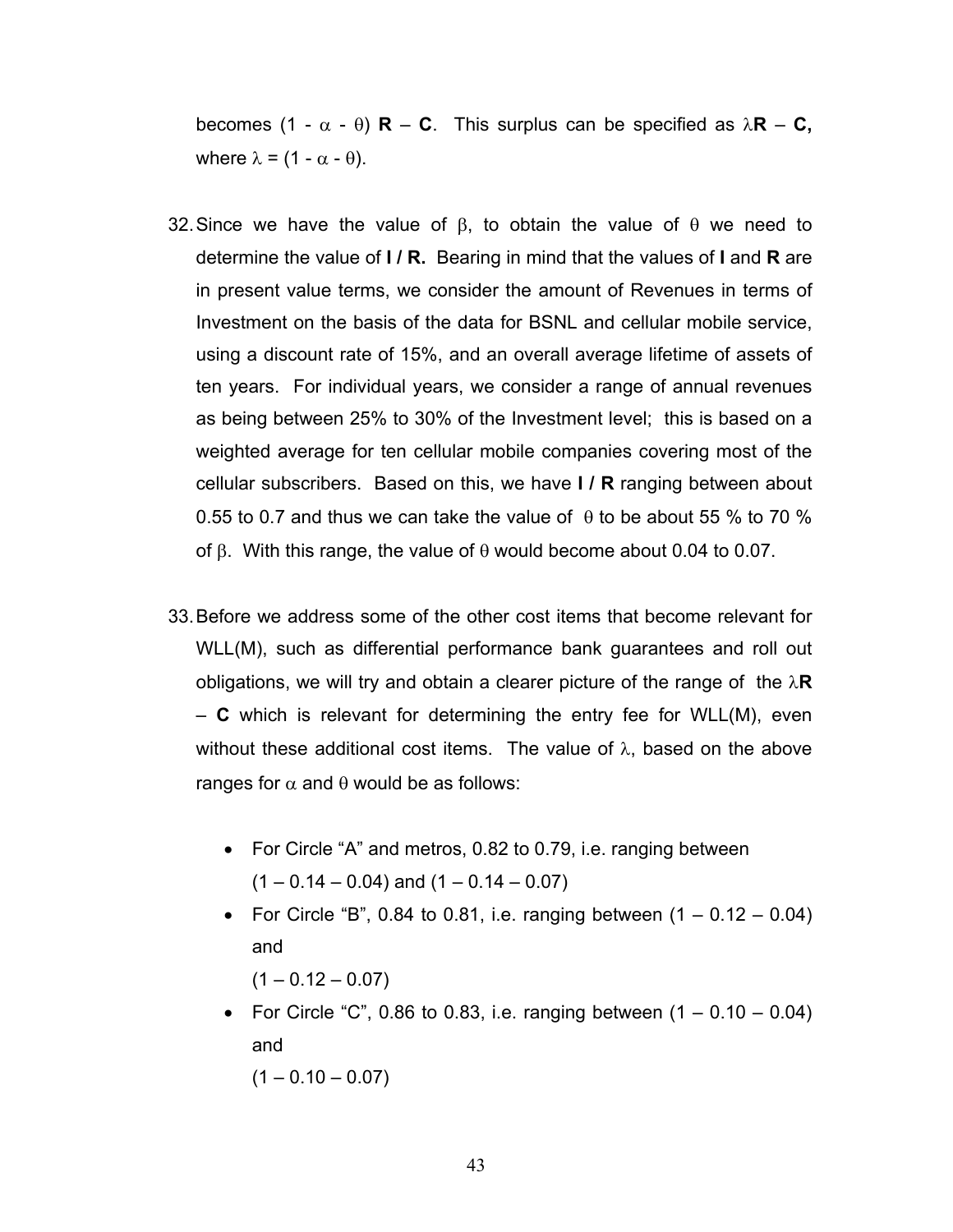becomes $(1 - \alpha - \theta)$ **R** – **C**. This surplus can be specified as $\lambda$**R** – **C,** where $\lambda = (1 - \alpha - \theta)$.

32. Since we have the value of $\beta$, to obtain the value of $\theta$ we need to determine the value of **I / R.** Bearing in mind that the values of **I** and **R** are in present value terms, we consider the amount of Revenues in terms of Investment on the basis of the data for BSNL and cellular mobile service, using a discount rate of 15%, and an overall average lifetime of assets of ten years. For individual years, we consider a range of annual revenues as being between 25% to 30% of the Investment level; this is based on a weighted average for ten cellular mobile companies covering most of the cellular subscribers. Based on this, we have **I / R** ranging between about 0.55 to 0.7 and thus we can take the value of $\theta$ to be about 55 % to 70 % of $\beta$. With this range, the value of $\theta$ would become about 0.04 to 0.07.

33. Before we address some of the other cost items that become relevant for WLL(M), such as differential performance bank guarantees and roll out obligations, we will try and obtain a clearer picture of the range of the $\lambda$**R** – **C** which is relevant for determining the entry fee for WLL(M), even without these additional cost items. The value of $\lambda$, based on the above ranges for $\alpha$ and $\theta$ would be as follows:

    - For Circle "A" and metros, 0.82 to 0.79, i.e. ranging between $(1 – 0.14 – 0.04)$ and $(1 – 0.14 – 0.07)$
    - For Circle "B", 0.84 to 0.81, i.e. ranging between $(1 – 0.12 – 0.04)$ and $(1 – 0.12 – 0.07)$
    - For Circle "C", 0.86 to 0.83, i.e. ranging between $(1 – 0.10 – 0.04)$ and $(1 – 0.10 – 0.07)$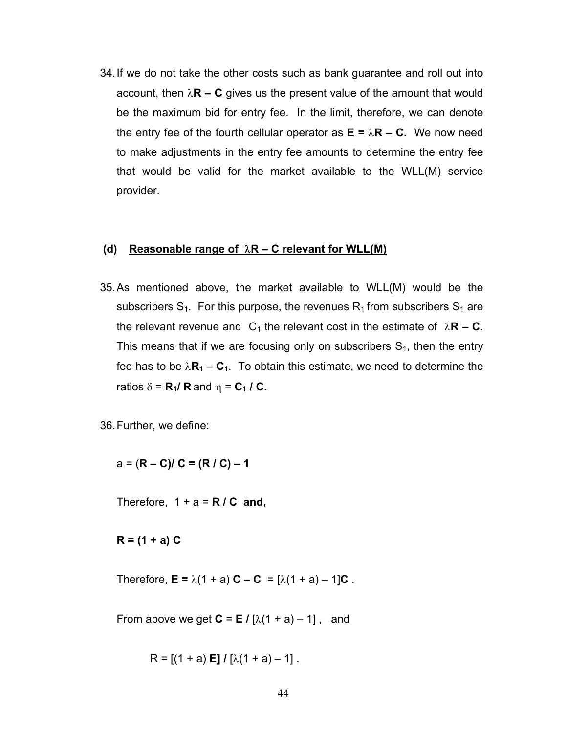34. If we do not take the other costs such as bank guarantee and roll out into account, then $\lambda\mathbf{R} - \mathbf{C}$ gives us the present value of the amount that would be the maximum bid for entry fee. In the limit, therefore, we can denote the entry fee of the fourth cellular operator as $\mathbf{E} = \lambda\mathbf{R} - \mathbf{C}$. We now need to make adjustments in the entry fee amounts to determine the entry fee that would be valid for the market available to the WLL(M) service provider.

### (d) Reasonable range of $\lambda\mathbf{R} - \mathbf{C}$ relevant for WLL(M)

35. As mentioned above, the market available to WLL(M) would be the subscribers $S_1$. For this purpose, the revenues $R_1$ from subscribers $S_1$ are the relevant revenue and $C_1$ the relevant cost in the estimate of $\lambda\mathbf{R} - \mathbf{C}$. This means that if we are focusing only on subscribers $S_1$, then the entry fee has to be $\lambda\mathbf{R_1} - \mathbf{C_1}$. To obtain this estimate, we need to determine the ratios $\delta = \mathbf{R_1} / \mathbf{R}$ and $\eta = \mathbf{C_1} / \mathbf{C}$.

36. Further, we define:

$$a = (\mathbf{R} - \mathbf{C}) / \mathbf{C} = (\mathbf{R} / \mathbf{C}) - 1$$

Therefore, $1 + a = \mathbf{R} / \mathbf{C}$ **and,**

$$\mathbf{R} = (1 + a)\,\mathbf{C}$$

Therefore, $\mathbf{E} = \lambda(1 + a)\,\mathbf{C} - \mathbf{C} = [\lambda(1 + a) - 1]\mathbf{C}$.

From above we get $\mathbf{C} = \mathbf{E} / [\lambda(1 + a) - 1]$, and

$$R = [(1 + a)\,\mathbf{E}] / [\lambda(1 + a) - 1].$$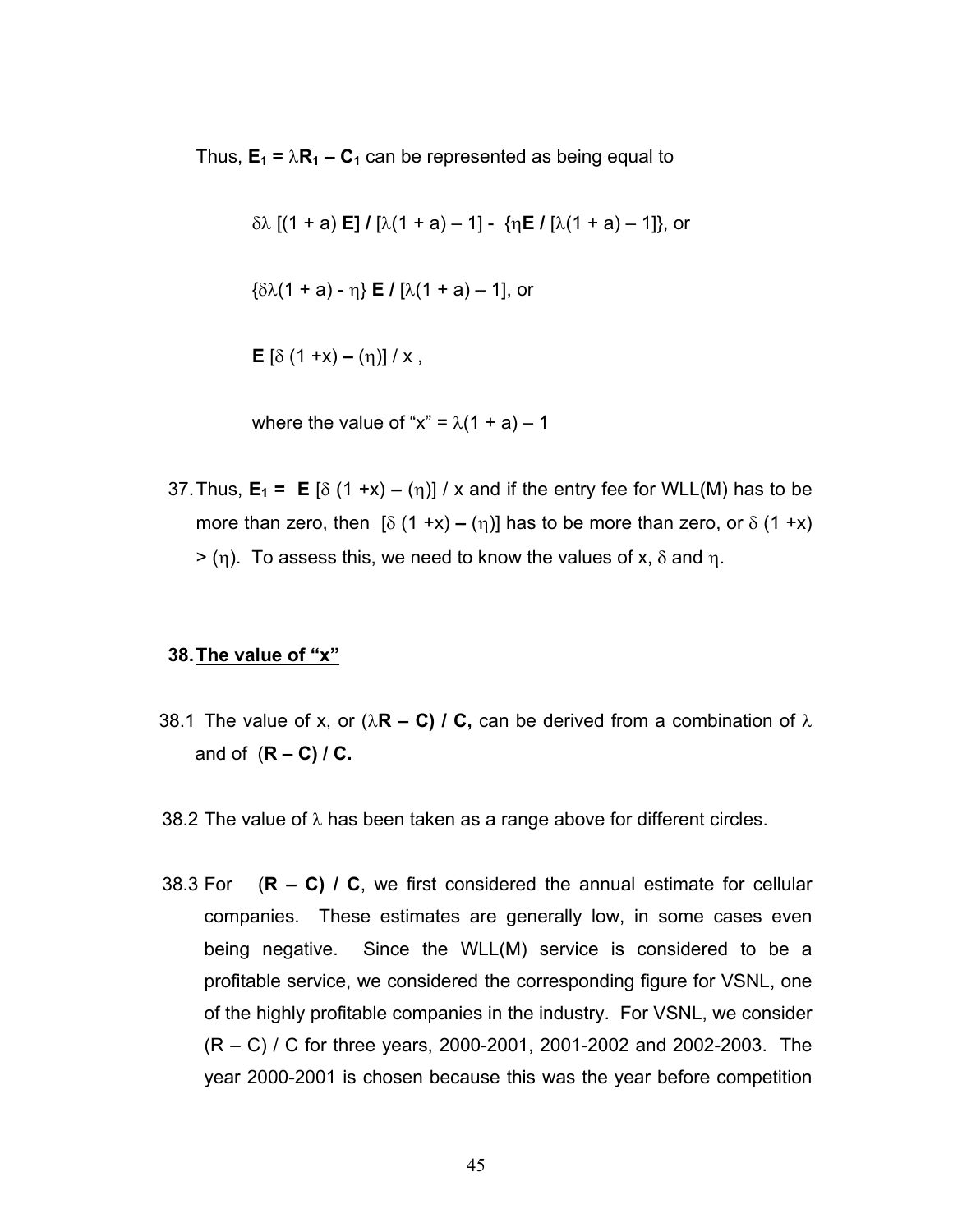Thus, $\mathbf{E_1} = \lambda\mathbf{R_1} - \mathbf{C_1}$ can be represented as being equal to

$\delta\lambda\ [(1 + a)\ \mathbf{E}]\ /\ [\lambda(1 + a) - 1]\ -\ \{\eta\mathbf{E}\ /\ [\lambda(1 + a) - 1]\}$, or

$\{\delta\lambda(1 + a) - \eta\}\ \mathbf{E}\ /\ [\lambda(1 + a) - 1]$, or

$\mathbf{E}\ [\delta\ (1 + x) - (\eta)]\ /\ x$ ,

where the value of "x" = $\lambda(1 + a) - 1$

37. Thus, $\mathbf{E_1} = \mathbf{E}\ [\delta\ (1 + x) - (\eta)]\ /\ x$ and if the entry fee for WLL(M) has to be more than zero, then $[\delta\ (1 + x) - (\eta)]$ has to be more than zero, or $\delta\ (1 + x) > (\eta)$. To assess this, we need to know the values of x, $\delta$ and $\eta$.

**38. <u>The value of "x"</u>**

38.1 The value of x, or **($\lambda$R – C) / C,** can be derived from a combination of $\lambda$ and of **(R – C) / C.**

38.2 The value of $\lambda$ has been taken as a range above for different circles.

38.3 For **(R – C) / C**, we first considered the annual estimate for cellular companies. These estimates are generally low, in some cases even being negative. Since the WLL(M) service is considered to be a profitable service, we considered the corresponding figure for VSNL, one of the highly profitable companies in the industry. For VSNL, we consider (R – C) / C for three years, 2000-2001, 2001-2002 and 2002-2003. The year 2000-2001 is chosen because this was the year before competition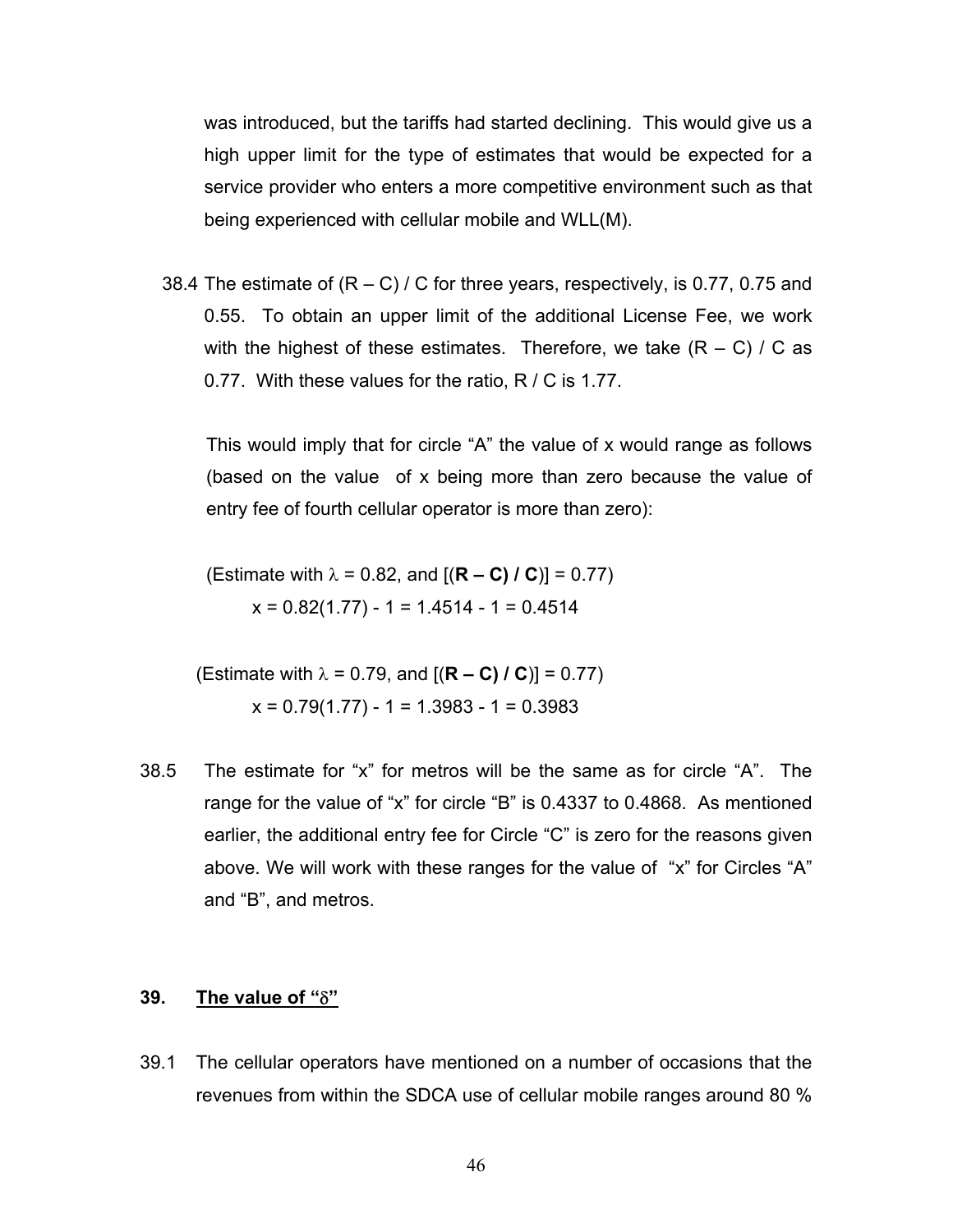was introduced, but the tariffs had started declining. This would give us a high upper limit for the type of estimates that would be expected for a service provider who enters a more competitive environment such as that being experienced with cellular mobile and WLL(M).

38.4 The estimate of $(R – C) / C$ for three years, respectively, is 0.77, 0.75 and 0.55. To obtain an upper limit of the additional License Fee, we work with the highest of these estimates. Therefore, we take $(R – C) / C$ as 0.77. With these values for the ratio, $R / C$ is 1.77.

This would imply that for circle "A" the value of x would range as follows (based on the value of x being more than zero because the value of entry fee of fourth cellular operator is more than zero):

(Estimate with $\lambda = 0.82$, and $[(\mathbf{R – C) / C})] = 0.77$)

$$x = 0.82(1.77) - 1 = 1.4514 - 1 = 0.4514$$

(Estimate with $\lambda = 0.79$, and $[(\mathbf{R – C) / C})] = 0.77$)

$$x = 0.79(1.77) - 1 = 1.3983 - 1 = 0.3983$$

38.5 The estimate for "x" for metros will be the same as for circle "A". The range for the value of "x" for circle "B" is 0.4337 to 0.4868. As mentioned earlier, the additional entry fee for Circle "C" is zero for the reasons given above. We will work with these ranges for the value of "x" for Circles "A" and "B", and metros.

## 39. <u>The value of "$\delta$"</u>

39.1 The cellular operators have mentioned on a number of occasions that the revenues from within the SDCA use of cellular mobile ranges around 80 %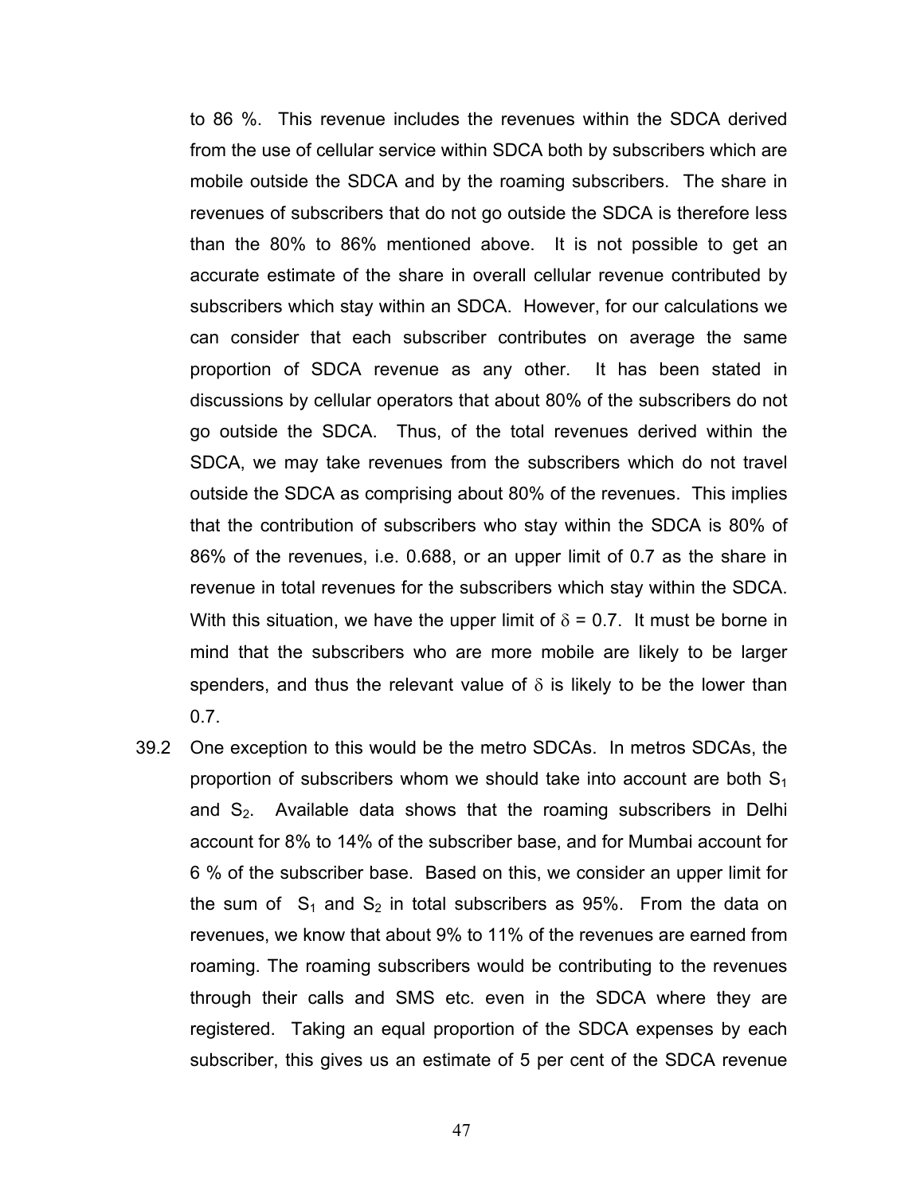to 86 %. This revenue includes the revenues within the SDCA derived from the use of cellular service within SDCA both by subscribers which are mobile outside the SDCA and by the roaming subscribers. The share in revenues of subscribers that do not go outside the SDCA is therefore less than the 80% to 86% mentioned above. It is not possible to get an accurate estimate of the share in overall cellular revenue contributed by subscribers which stay within an SDCA. However, for our calculations we can consider that each subscriber contributes on average the same proportion of SDCA revenue as any other. It has been stated in discussions by cellular operators that about 80% of the subscribers do not go outside the SDCA. Thus, of the total revenues derived within the SDCA, we may take revenues from the subscribers which do not travel outside the SDCA as comprising about 80% of the revenues. This implies that the contribution of subscribers who stay within the SDCA is 80% of 86% of the revenues, i.e. 0.688, or an upper limit of 0.7 as the share in revenue in total revenues for the subscribers which stay within the SDCA. With this situation, we have the upper limit of $\delta = 0.7$. It must be borne in mind that the subscribers who are more mobile are likely to be larger spenders, and thus the relevant value of $\delta$ is likely to be the lower than 0.7.

39.2 One exception to this would be the metro SDCAs. In metros SDCAs, the proportion of subscribers whom we should take into account are both $S_1$ and $S_2$. Available data shows that the roaming subscribers in Delhi account for 8% to 14% of the subscriber base, and for Mumbai account for 6 % of the subscriber base. Based on this, we consider an upper limit for the sum of $S_1$ and $S_2$ in total subscribers as 95%. From the data on revenues, we know that about 9% to 11% of the revenues are earned from roaming. The roaming subscribers would be contributing to the revenues through their calls and SMS etc. even in the SDCA where they are registered. Taking an equal proportion of the SDCA expenses by each subscriber, this gives us an estimate of 5 per cent of the SDCA revenue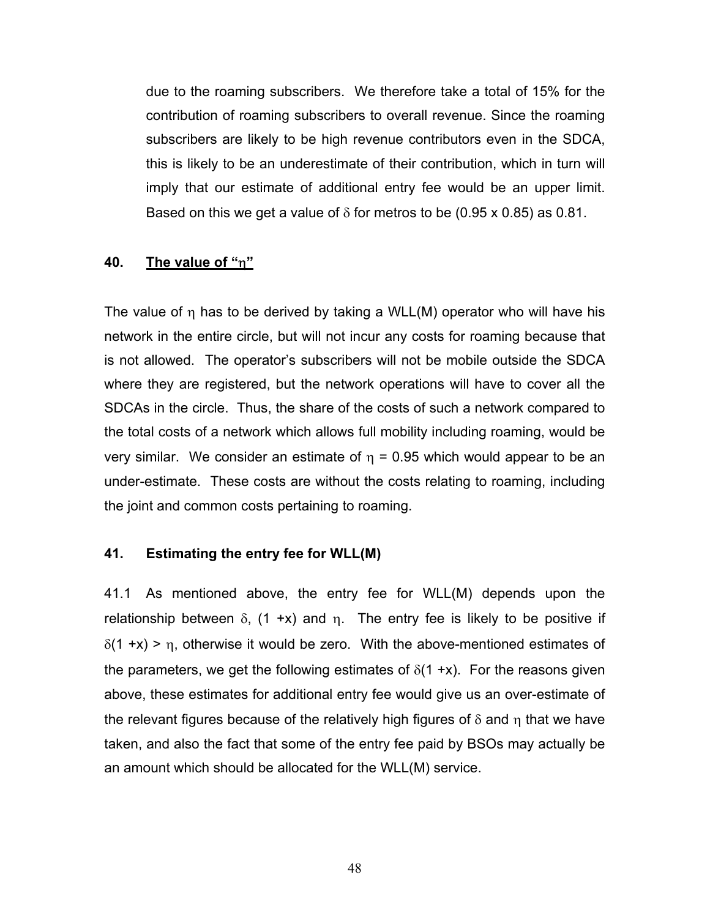due to the roaming subscribers. We therefore take a total of 15% for the contribution of roaming subscribers to overall revenue. Since the roaming subscribers are likely to be high revenue contributors even in the SDCA, this is likely to be an underestimate of their contribution, which in turn will imply that our estimate of additional entry fee would be an upper limit. Based on this we get a value of $\delta$ for metros to be (0.95 x 0.85) as 0.81.

## 40. <u>The value of "$\eta$"</u>

The value of $\eta$ has to be derived by taking a WLL(M) operator who will have his network in the entire circle, but will not incur any costs for roaming because that is not allowed. The operator's subscribers will not be mobile outside the SDCA where they are registered, but the network operations will have to cover all the SDCAs in the circle. Thus, the share of the costs of such a network compared to the total costs of a network which allows full mobility including roaming, would be very similar. We consider an estimate of $\eta$ = 0.95 which would appear to be an under-estimate. These costs are without the costs relating to roaming, including the joint and common costs pertaining to roaming.

## 41. Estimating the entry fee for WLL(M)

41.1 As mentioned above, the entry fee for WLL(M) depends upon the relationship between $\delta$, $(1 + x)$ and $\eta$. The entry fee is likely to be positive if $\delta(1 + x) > \eta$, otherwise it would be zero. With the above-mentioned estimates of the parameters, we get the following estimates of $\delta(1 + x)$. For the reasons given above, these estimates for additional entry fee would give us an over-estimate of the relevant figures because of the relatively high figures of $\delta$ and $\eta$ that we have taken, and also the fact that some of the entry fee paid by BSOs may actually be an amount which should be allocated for the WLL(M) service.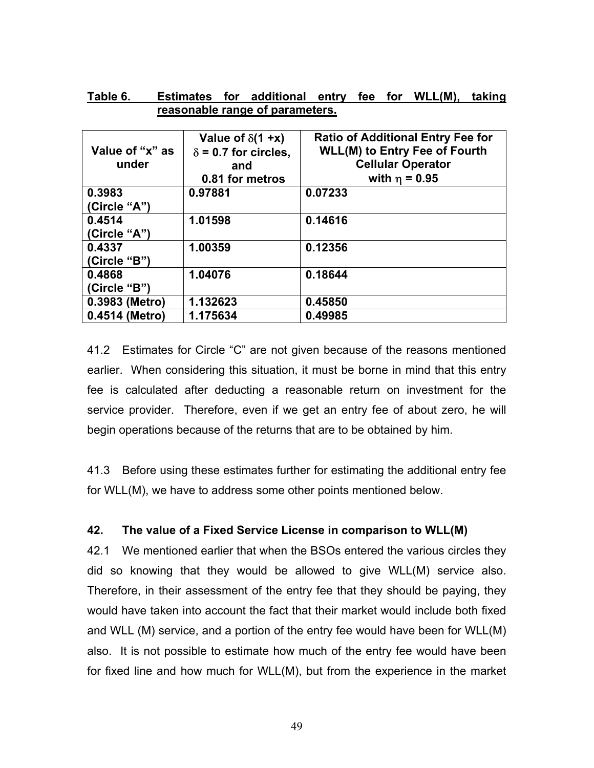**Table 6. Estimates for additional entry fee for WLL(M), taking reasonable range of parameters.**

| Value of "x" as under | Value of $\delta(1 + x)$ $\delta = 0.7$ for circles, and 0.81 for metros | Ratio of Additional Entry Fee for WLL(M) to Entry Fee of Fourth Cellular Operator with $\eta = 0.95$ |
|---|---|---|
| 0.3983 (Circle "A") | 0.97881 | 0.07233 |
| 0.4514 (Circle "A") | 1.01598 | 0.14616 |
| 0.4337 (Circle "B") | 1.00359 | 0.12356 |
| 0.4868 (Circle "B") | 1.04076 | 0.18644 |
| 0.3983 (Metro) | 1.132623 | 0.45850 |
| 0.4514 (Metro) | 1.175634 | 0.49985 |

41.2 Estimates for Circle "C" are not given because of the reasons mentioned earlier. When considering this situation, it must be borne in mind that this entry fee is calculated after deducting a reasonable return on investment for the service provider. Therefore, even if we get an entry fee of about zero, he will begin operations because of the returns that are to be obtained by him.

41.3 Before using these estimates further for estimating the additional entry fee for WLL(M), we have to address some other points mentioned below.

**42. The value of a Fixed Service License in comparison to WLL(M)**

42.1 We mentioned earlier that when the BSOs entered the various circles they did so knowing that they would be allowed to give WLL(M) service also. Therefore, in their assessment of the entry fee that they should be paying, they would have taken into account the fact that their market would include both fixed and WLL (M) service, and a portion of the entry fee would have been for WLL(M) also. It is not possible to estimate how much of the entry fee would have been for fixed line and how much for WLL(M), but from the experience in the market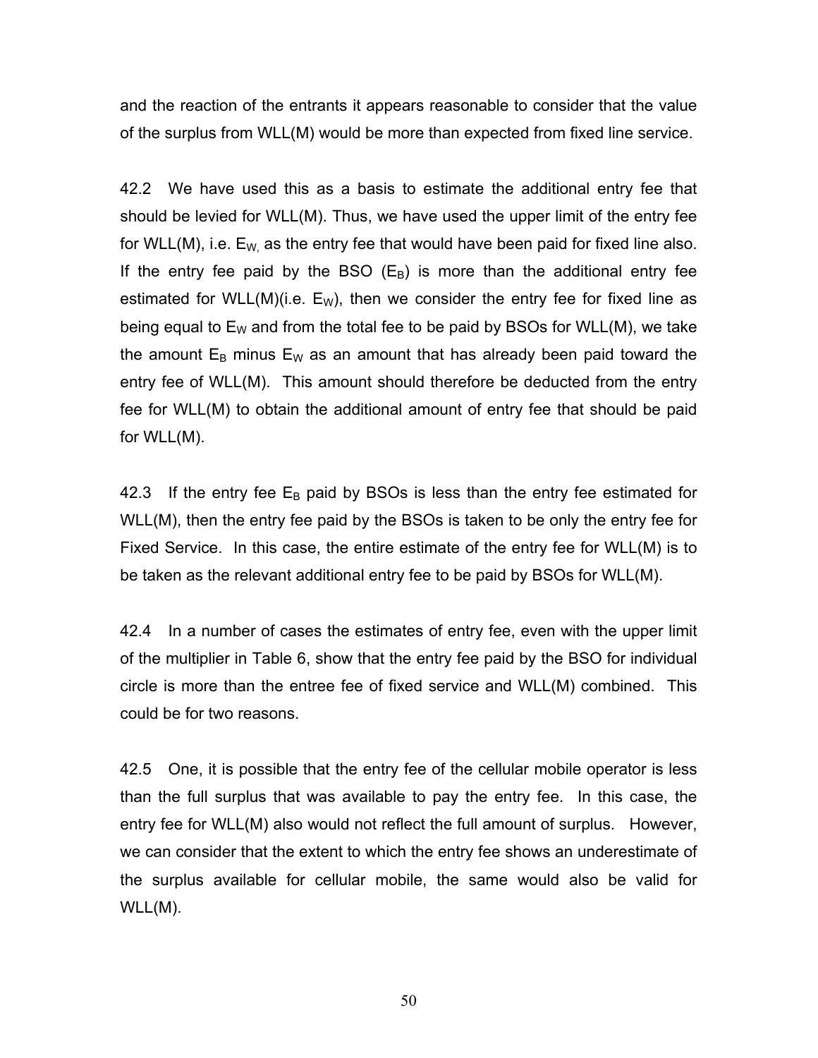and the reaction of the entrants it appears reasonable to consider that the value of the surplus from WLL(M) would be more than expected from fixed line service.

42.2 We have used this as a basis to estimate the additional entry fee that should be levied for WLL(M). Thus, we have used the upper limit of the entry fee for WLL(M), i.e. $E_{W,}$ as the entry fee that would have been paid for fixed line also. If the entry fee paid by the BSO ($E_B$) is more than the additional entry fee estimated for WLL(M)(i.e. $E_W$), then we consider the entry fee for fixed line as being equal to $E_W$ and from the total fee to be paid by BSOs for WLL(M), we take the amount $E_B$ minus $E_W$ as an amount that has already been paid toward the entry fee of WLL(M). This amount should therefore be deducted from the entry fee for WLL(M) to obtain the additional amount of entry fee that should be paid for WLL(M).

42.3 If the entry fee $E_B$ paid by BSOs is less than the entry fee estimated for WLL(M), then the entry fee paid by the BSOs is taken to be only the entry fee for Fixed Service. In this case, the entire estimate of the entry fee for WLL(M) is to be taken as the relevant additional entry fee to be paid by BSOs for WLL(M).

42.4 In a number of cases the estimates of entry fee, even with the upper limit of the multiplier in Table 6, show that the entry fee paid by the BSO for individual circle is more than the entree fee of fixed service and WLL(M) combined. This could be for two reasons.

42.5 One, it is possible that the entry fee of the cellular mobile operator is less than the full surplus that was available to pay the entry fee. In this case, the entry fee for WLL(M) also would not reflect the full amount of surplus. However, we can consider that the extent to which the entry fee shows an underestimate of the surplus available for cellular mobile, the same would also be valid for WLL(M).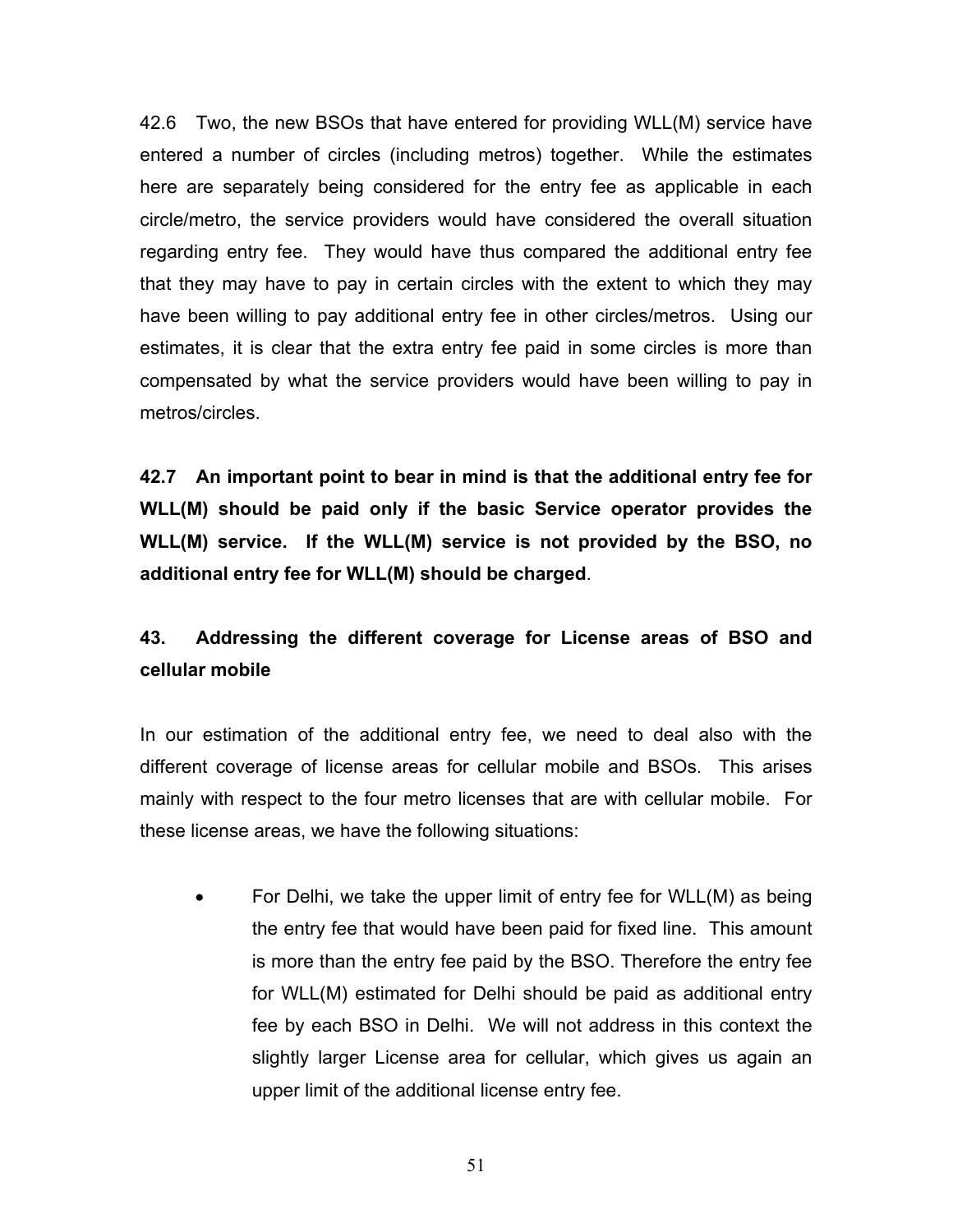42.6 Two, the new BSOs that have entered for providing WLL(M) service have entered a number of circles (including metros) together. While the estimates here are separately being considered for the entry fee as applicable in each circle/metro, the service providers would have considered the overall situation regarding entry fee. They would have thus compared the additional entry fee that they may have to pay in certain circles with the extent to which they may have been willing to pay additional entry fee in other circles/metros. Using our estimates, it is clear that the extra entry fee paid in some circles is more than compensated by what the service providers would have been willing to pay in metros/circles.

**42.7 An important point to bear in mind is that the additional entry fee for WLL(M) should be paid only if the basic Service operator provides the WLL(M) service. If the WLL(M) service is not provided by the BSO, no additional entry fee for WLL(M) should be charged**.

## 43. Addressing the different coverage for License areas of BSO and cellular mobile

In our estimation of the additional entry fee, we need to deal also with the different coverage of license areas for cellular mobile and BSOs. This arises mainly with respect to the four metro licenses that are with cellular mobile. For these license areas, we have the following situations:

- For Delhi, we take the upper limit of entry fee for WLL(M) as being the entry fee that would have been paid for fixed line. This amount is more than the entry fee paid by the BSO. Therefore the entry fee for WLL(M) estimated for Delhi should be paid as additional entry fee by each BSO in Delhi. We will not address in this context the slightly larger License area for cellular, which gives us again an upper limit of the additional license entry fee.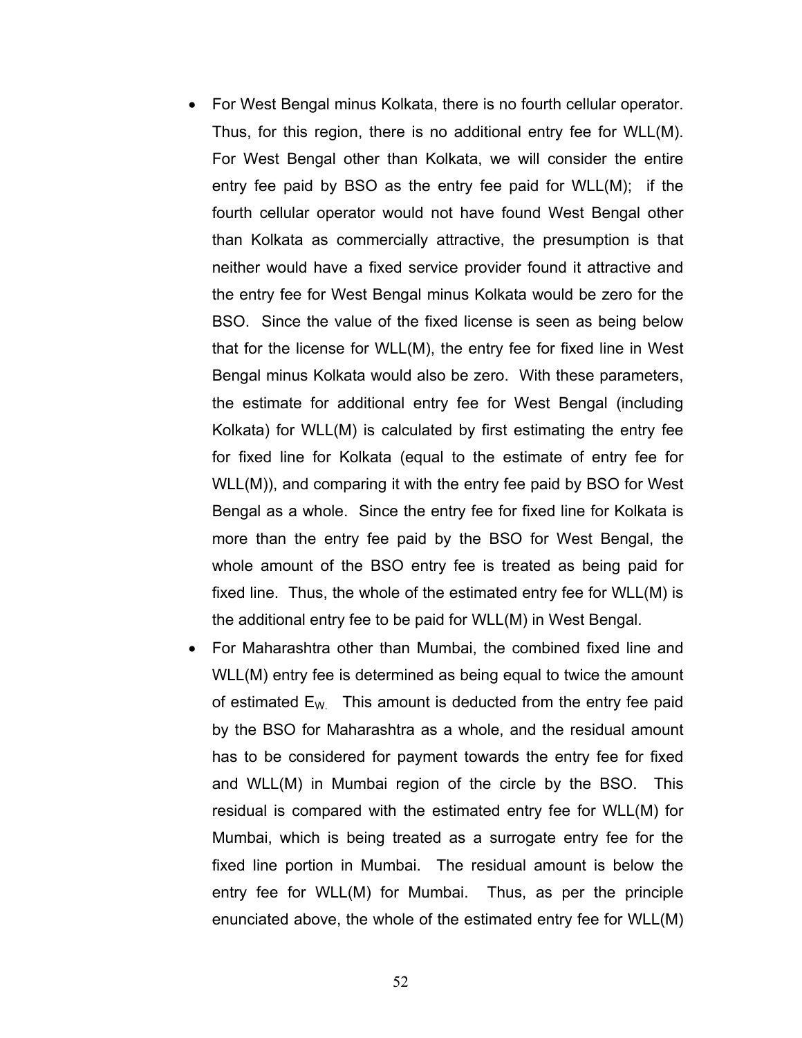- For West Bengal minus Kolkata, there is no fourth cellular operator. Thus, for this region, there is no additional entry fee for WLL(M). For West Bengal other than Kolkata, we will consider the entire entry fee paid by BSO as the entry fee paid for WLL(M); if the fourth cellular operator would not have found West Bengal other than Kolkata as commercially attractive, the presumption is that neither would have a fixed service provider found it attractive and the entry fee for West Bengal minus Kolkata would be zero for the BSO. Since the value of the fixed license is seen as being below that for the license for WLL(M), the entry fee for fixed line in West Bengal minus Kolkata would also be zero. With these parameters, the estimate for additional entry fee for West Bengal (including Kolkata) for WLL(M) is calculated by first estimating the entry fee for fixed line for Kolkata (equal to the estimate of entry fee for WLL(M)), and comparing it with the entry fee paid by BSO for West Bengal as a whole. Since the entry fee for fixed line for Kolkata is more than the entry fee paid by the BSO for West Bengal, the whole amount of the BSO entry fee is treated as being paid for fixed line. Thus, the whole of the estimated entry fee for WLL(M) is the additional entry fee to be paid for WLL(M) in West Bengal.
- For Maharashtra other than Mumbai, the combined fixed line and WLL(M) entry fee is determined as being equal to twice the amount of estimated $E_{W}$. This amount is deducted from the entry fee paid by the BSO for Maharashtra as a whole, and the residual amount has to be considered for payment towards the entry fee for fixed and WLL(M) in Mumbai region of the circle by the BSO. This residual is compared with the estimated entry fee for WLL(M) for Mumbai, which is being treated as a surrogate entry fee for the fixed line portion in Mumbai. The residual amount is below the entry fee for WLL(M) for Mumbai. Thus, as per the principle enunciated above, the whole of the estimated entry fee for WLL(M)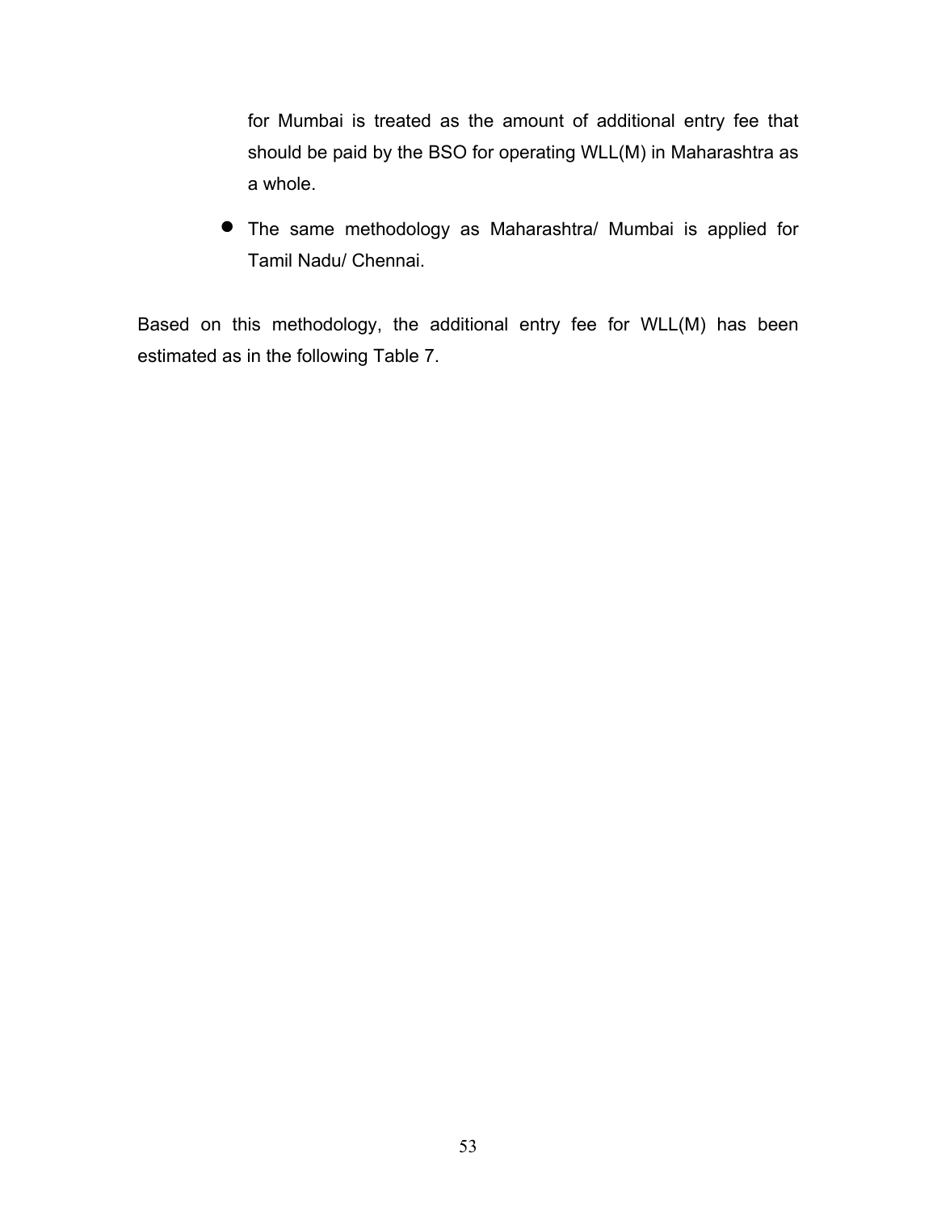for Mumbai is treated as the amount of additional entry fee that should be paid by the BSO for operating WLL(M) in Maharashtra as a whole.

- The same methodology as Maharashtra/ Mumbai is applied for Tamil Nadu/ Chennai.

Based on this methodology, the additional entry fee for WLL(M) has been estimated as in the following Table 7.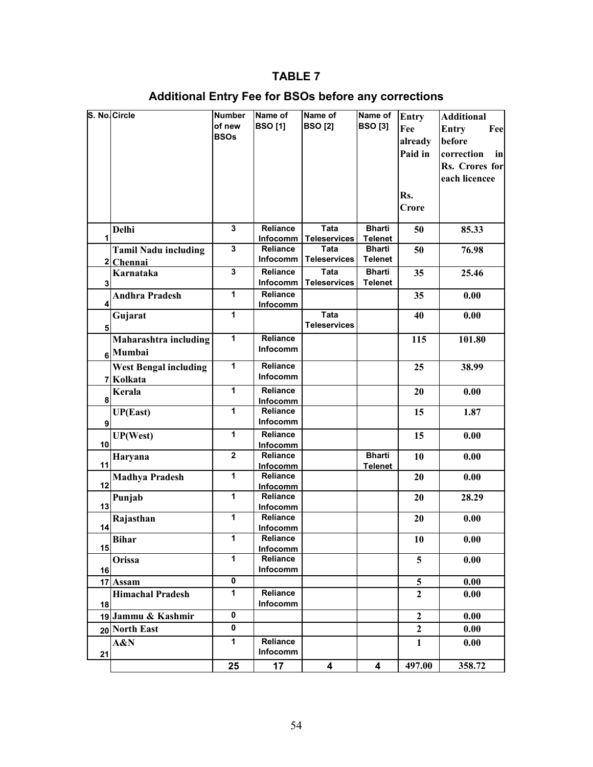# TABLE 7

## Additional Entry Fee for BSOs before any corrections

| S. No. | Circle | Number of new BSOs | Name of BSO [1] | Name of BSO [2] | Name of BSO [3] | Entry Fee already Paid in Rs. Crore | Additional Entry Fee before correction in Rs. Crores for each licencee |
|---|---|---|---|---|---|---|---|
| 1 | Delhi | 3 | Reliance Infocomm | Tata Teleservices | Bharti Telenet | 50 | 85.33 |
| 2 | Tamil Nadu including Chennai | 3 | Reliance Infocomm | Tata Teleservices | Bharti Telenet | 50 | 76.98 |
| 3 | Karnataka | 3 | Reliance Infocomm | Tata Teleservices | Bharti Telenet | 35 | 25.46 |
| 4 | Andhra Pradesh | 1 | Reliance Infocomm | | | 35 | 0.00 |
| 5 | Gujarat | 1 | | Tata Teleservices | | 40 | 0.00 |
| 6 | Maharashtra including Mumbai | 1 | Reliance Infocomm | | | 115 | 101.80 |
| 7 | West Bengal including Kolkata | 1 | Reliance Infocomm | | | 25 | 38.99 |
| 8 | Kerala | 1 | Reliance Infocomm | | | 20 | 0.00 |
| 9 | UP(East) | 1 | Reliance Infocomm | | | 15 | 1.87 |
| 10 | UP(West) | 1 | Reliance Infocomm | | | 15 | 0.00 |
| 11 | Haryana | 2 | Reliance Infocomm | | Bharti Telenet | 10 | 0.00 |
| 12 | Madhya Pradesh | 1 | Reliance Infocomm | | | 20 | 0.00 |
| 13 | Punjab | 1 | Reliance Infocomm | | | 20 | 28.29 |
| 14 | Rajasthan | 1 | Reliance Infocomm | | | 20 | 0.00 |
| 15 | Bihar | 1 | Reliance Infocomm | | | 10 | 0.00 |
| 16 | Orissa | 1 | Reliance Infocomm | | | 5 | 0.00 |
| 17 | Assam | 0 | | | | 5 | 0.00 |
| 18 | Himachal Pradesh | 1 | Reliance Infocomm | | | 2 | 0.00 |
| 19 | Jammu & Kashmir | 0 | | | | 2 | 0.00 |
| 20 | North East | 0 | | | | 2 | 0.00 |
| 21 | A&N | 1 | Reliance Infocomm | | | 1 | 0.00 |
| | | 25 | 17 | 4 | 4 | 497.00 | 358.72 |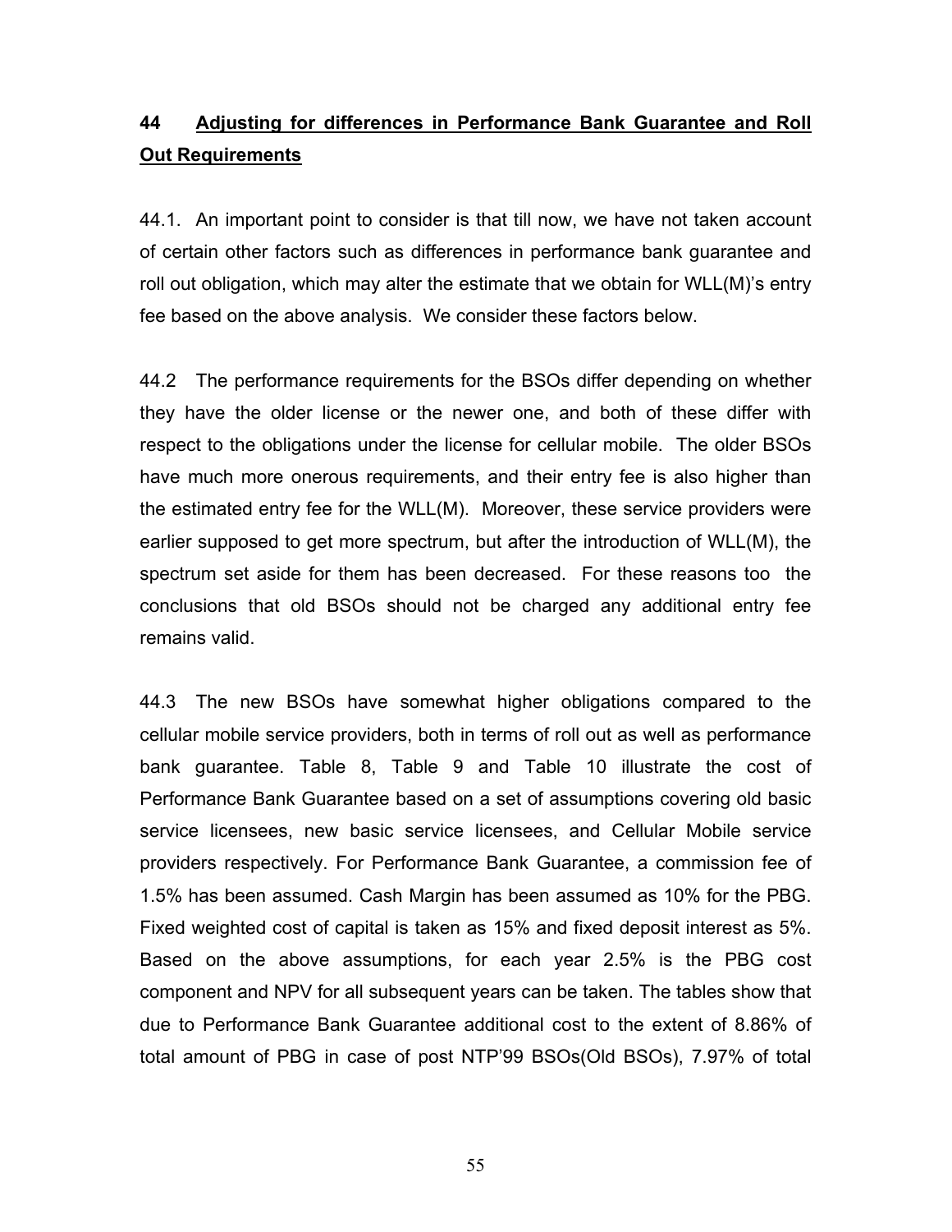## 44 <u>Adjusting for differences in Performance Bank Guarantee and Roll Out Requirements</u>

44.1. An important point to consider is that till now, we have not taken account of certain other factors such as differences in performance bank guarantee and roll out obligation, which may alter the estimate that we obtain for WLL(M)'s entry fee based on the above analysis. We consider these factors below.

44.2 The performance requirements for the BSOs differ depending on whether they have the older license or the newer one, and both of these differ with respect to the obligations under the license for cellular mobile. The older BSOs have much more onerous requirements, and their entry fee is also higher than the estimated entry fee for the WLL(M). Moreover, these service providers were earlier supposed to get more spectrum, but after the introduction of WLL(M), the spectrum set aside for them has been decreased. For these reasons too the conclusions that old BSOs should not be charged any additional entry fee remains valid.

44.3 The new BSOs have somewhat higher obligations compared to the cellular mobile service providers, both in terms of roll out as well as performance bank guarantee. Table 8, Table 9 and Table 10 illustrate the cost of Performance Bank Guarantee based on a set of assumptions covering old basic service licensees, new basic service licensees, and Cellular Mobile service providers respectively. For Performance Bank Guarantee, a commission fee of 1.5% has been assumed. Cash Margin has been assumed as 10% for the PBG. Fixed weighted cost of capital is taken as 15% and fixed deposit interest as 5%. Based on the above assumptions, for each year 2.5% is the PBG cost component and NPV for all subsequent years can be taken. The tables show that due to Performance Bank Guarantee additional cost to the extent of 8.86% of total amount of PBG in case of post NTP'99 BSOs(Old BSOs), 7.97% of total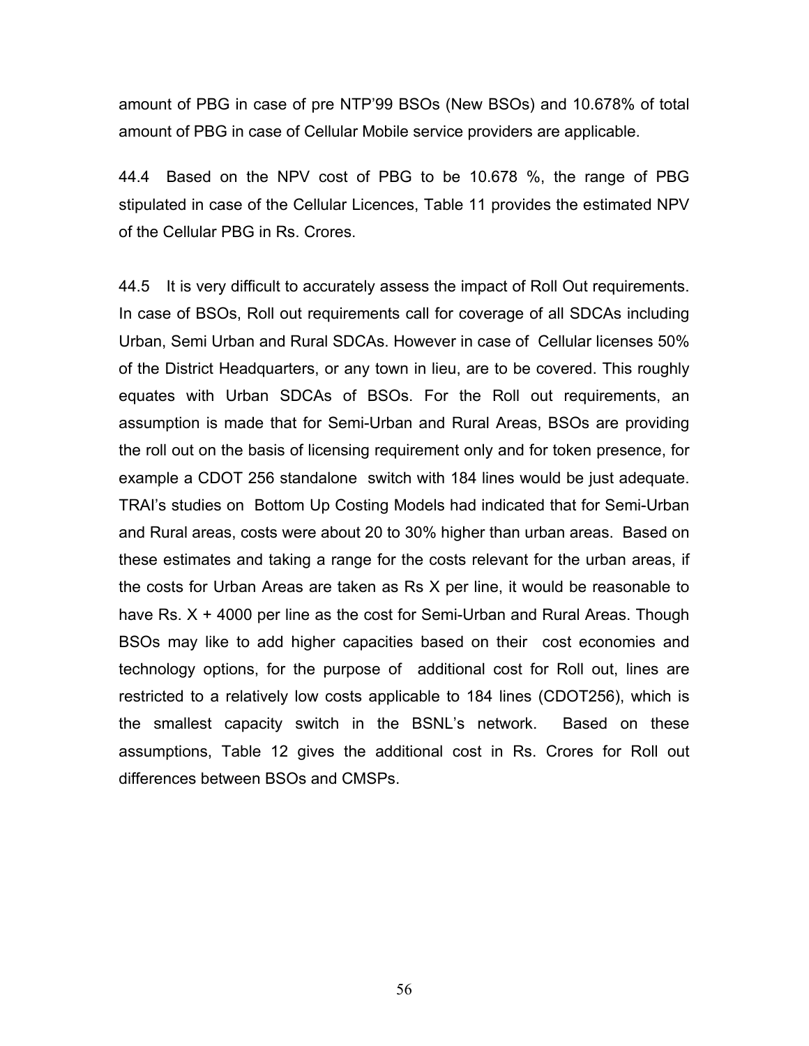amount of PBG in case of pre NTP'99 BSOs (New BSOs) and 10.678% of total amount of PBG in case of Cellular Mobile service providers are applicable.

44.4 Based on the NPV cost of PBG to be 10.678 %, the range of PBG stipulated in case of the Cellular Licences, Table 11 provides the estimated NPV of the Cellular PBG in Rs. Crores.

44.5 It is very difficult to accurately assess the impact of Roll Out requirements. In case of BSOs, Roll out requirements call for coverage of all SDCAs including Urban, Semi Urban and Rural SDCAs. However in case of Cellular licenses 50% of the District Headquarters, or any town in lieu, are to be covered. This roughly equates with Urban SDCAs of BSOs. For the Roll out requirements, an assumption is made that for Semi-Urban and Rural Areas, BSOs are providing the roll out on the basis of licensing requirement only and for token presence, for example a CDOT 256 standalone switch with 184 lines would be just adequate. TRAI's studies on Bottom Up Costing Models had indicated that for Semi-Urban and Rural areas, costs were about 20 to 30% higher than urban areas. Based on these estimates and taking a range for the costs relevant for the urban areas, if the costs for Urban Areas are taken as Rs X per line, it would be reasonable to have Rs. X + 4000 per line as the cost for Semi-Urban and Rural Areas. Though BSOs may like to add higher capacities based on their cost economies and technology options, for the purpose of additional cost for Roll out, lines are restricted to a relatively low costs applicable to 184 lines (CDOT256), which is the smallest capacity switch in the BSNL's network. Based on these assumptions, Table 12 gives the additional cost in Rs. Crores for Roll out differences between BSOs and CMSPs.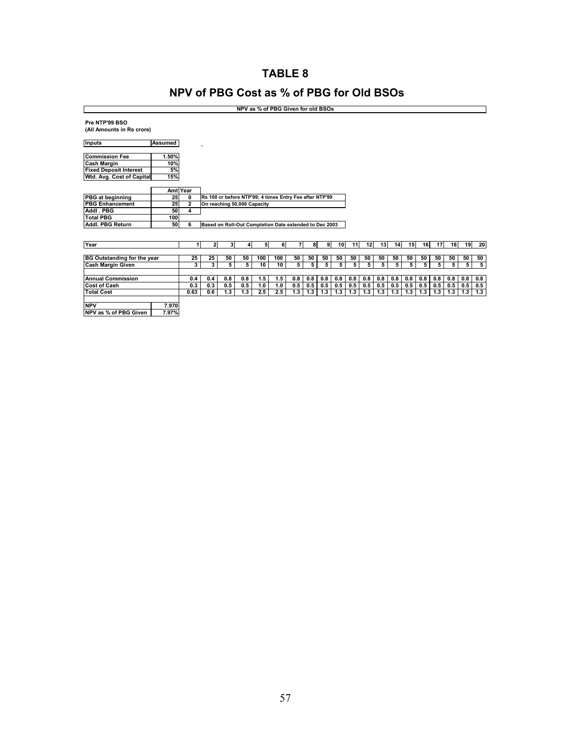# TABLE 8

## NPV of PBG Cost as % of PBG for Old BSOs

**NPV as % of PBG Given for old BSOs**

**Pre NTP'99 BSO**
**(All Amounts in Rs crore)**

| Inputs | Assumed |
|---|---|
| Commission Fee | 1.50% |
| Cash Margin | 10% |
| Fixed Deposit Interest | 5% |
| Wtd. Avg. Cost of Capital | 15% |

| | Amt | Year | |
|---|---|---|---|
| PBG at beginning | 25 | 0 | Rs 100 cr before NTP'99; 4 times Entry Fee after NTP'99 |
| PBG Enhancement | 25 | 2 | On reaching 50,000 Capacity |
| Addl . PBG | 50 | 4 | |
| Total PBG | 100 | | |
| Addl. PBG Return | 50 | 6 | Based on Roll-Out Completion Date extended to Dec 2003 |

| Year | 1 | 2 | 3 | 4 | 5 | 6 | 7 | 8 | 9 | 10 | 11 | 12 | 13 | 14 | 15 | 16 | 17 | 18 | 19 | 20 |
|---|---|---|---|---|---|---|---|---|---|---|---|---|---|---|---|---|---|---|---|---|
| BG Outstanding for the year | 25 | 25 | 50 | 50 | 100 | 100 | 50 | 50 | 50 | 50 | 50 | 50 | 50 | 50 | 50 | 50 | 50 | 50 | 50 | 50 |
| Cash Margin Given | 3 | 3 | 5 | 5 | 10 | 10 | 5 | 5 | 5 | 5 | 5 | 5 | 5 | 5 | 5 | 5 | 5 | 5 | 5 | 5 |
| Annual Commission | 0.4 | 0.4 | 0.8 | 0.8 | 1.5 | 1.5 | 0.8 | 0.8 | 0.8 | 0.8 | 0.8 | 0.8 | 0.8 | 0.8 | 0.8 | 0.8 | 0.8 | 0.8 | 0.8 | 0.8 |
| Cost of Cash | 0.3 | 0.3 | 0.5 | 0.5 | 1.0 | 1.0 | 0.5 | 0.5 | 0.5 | 0.5 | 0.5 | 0.5 | 0.5 | 0.5 | 0.5 | 0.5 | 0.5 | 0.5 | 0.5 | 0.5 |
| Total Cost | 0.63 | 0.6 | 1.3 | 1.3 | 2.5 | 2.5 | 1.3 | 1.3 | 1.3 | 1.3 | 1.3 | 1.3 | 1.3 | 1.3 | 1.3 | 1.3 | 1.3 | 1.3 | 1.3 | 1.3 |

| | |
|---|---|
| NPV | 7.970 |
| NPV as % of PBG Given | 7.97% |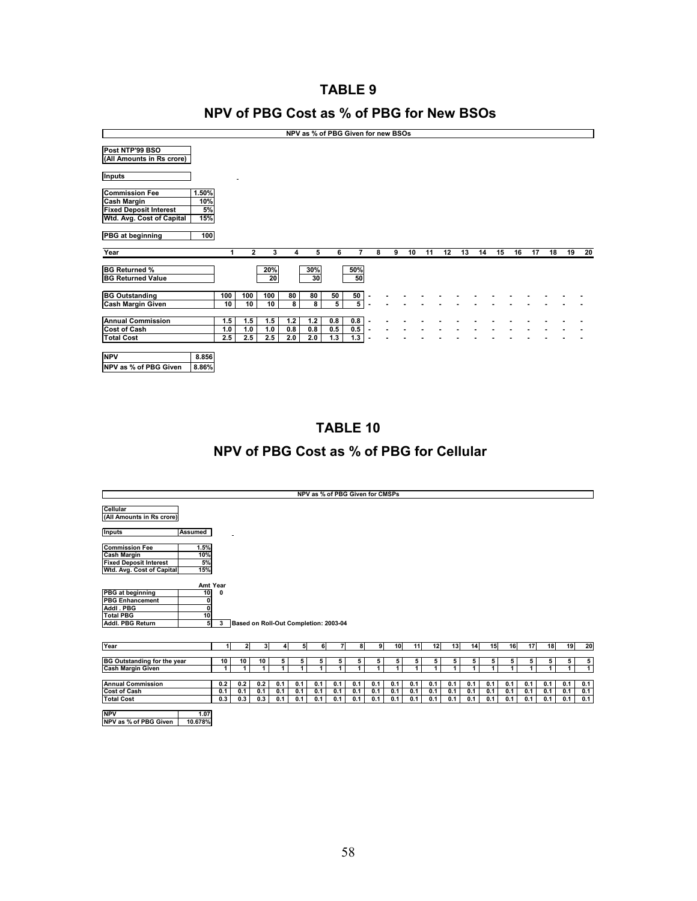# TABLE 9

## NPV of PBG Cost as % of PBG for New BSOs

**NPV as % of PBG Given for new BSOs**

**Post NTP'99 BSO**
**(All Amounts in Rs crore)**

**Inputs**

| | |
|---|---|
| **Commission Fee** | 1.50% |
| **Cash Margin** | 10% |
| **Fixed Deposit Interest** | 5% |
| **Wtd. Avg. Cost of Capital** | 15% |
| **PBG at beginning** | 100 |

| Year | 1 | 2 | 3 | 4 | 5 | 6 | 7 | 8 | 9 | 10 | 11 | 12 | 13 | 14 | 15 | 16 | 17 | 18 | 19 | 20 |
|---|---|---|---|---|---|---|---|---|---|---|---|---|---|---|---|---|---|---|---|---|
| **BG Returned %** | | | 20% | | 30% | | 50% | | | | | | | | | | | | | |
| **BG Returned Value** | | | 20 | | 30 | | 50 | | | | | | | | | | | | | |
| **BG Outstanding** | 100 | 100 | 100 | 80 | 80 | 50 | 50 | - | - | - | - | - | - | - | - | - | - | - | - | - |
| **Cash Margin Given** | 10 | 10 | 10 | 8 | 8 | 5 | 5 | - | - | - | - | - | - | - | - | - | - | - | - | - |
| **Annual Commission** | 1.5 | 1.5 | 1.5 | 1.2 | 1.2 | 0.8 | 0.8 | - | - | - | - | - | - | - | - | - | - | - | - | - |
| **Cost of Cash** | 1.0 | 1.0 | 1.0 | 0.8 | 0.8 | 0.5 | 0.5 | - | - | - | - | - | - | - | - | - | - | - | - | - |
| **Total Cost** | 2.5 | 2.5 | 2.5 | 2.0 | 2.0 | 1.3 | 1.3 | - | - | - | - | - | - | - | - | - | - | - | - | - |

| | |
|---|---|
| **NPV** | 8.856 |
| **NPV as % of PBG Given** | 8.86% |

# TABLE 10

## NPV of PBG Cost as % of PBG for Cellular

**NPV as % of PBG Given for CMSPs**

**Cellular**
**(All Amounts in Rs crore)**

| **Inputs** | **Assumed** |
|---|---|
| **Commission Fee** | 1.5% |
| **Cash Margin** | 10% |
| **Fixed Deposit Interest** | 5% |
| **Wtd. Avg. Cost of Capital** | 15% |

| | Amt | Year | |
|---|---|---|---|
| **PBG at beginning** | 10 | 0 | |
| **PBG Enhancement** | 0 | | |
| **Addl . PBG** | 0 | | |
| **Total PBG** | 10 | | |
| **Addl. PBG Return** | 5 | 3 | Based on Roll-Out Completion: 2003-04 |

| Year | 1 | 2 | 3 | 4 | 5 | 6 | 7 | 8 | 9 | 10 | 11 | 12 | 13 | 14 | 15 | 16 | 17 | 18 | 19 | 20 |
|---|---|---|---|---|---|---|---|---|---|---|---|---|---|---|---|---|---|---|---|---|
| **BG Outstanding for the year** | 10 | 10 | 10 | 5 | 5 | 5 | 5 | 5 | 5 | 5 | 5 | 5 | 5 | 5 | 5 | 5 | 5 | 5 | 5 | 5 |
| **Cash Margin Given** | 1 | 1 | 1 | 1 | 1 | 1 | 1 | 1 | 1 | 1 | 1 | 1 | 1 | 1 | 1 | 1 | 1 | 1 | 1 | 1 |
| **Annual Commission** | 0.2 | 0.2 | 0.2 | 0.1 | 0.1 | 0.1 | 0.1 | 0.1 | 0.1 | 0.1 | 0.1 | 0.1 | 0.1 | 0.1 | 0.1 | 0.1 | 0.1 | 0.1 | 0.1 | 0.1 |
| **Cost of Cash** | 0.1 | 0.1 | 0.1 | 0.1 | 0.1 | 0.1 | 0.1 | 0.1 | 0.1 | 0.1 | 0.1 | 0.1 | 0.1 | 0.1 | 0.1 | 0.1 | 0.1 | 0.1 | 0.1 | 0.1 |
| **Total Cost** | 0.3 | 0.3 | 0.3 | 0.1 | 0.1 | 0.1 | 0.1 | 0.1 | 0.1 | 0.1 | 0.1 | 0.1 | 0.1 | 0.1 | 0.1 | 0.1 | 0.1 | 0.1 | 0.1 | 0.1 |

| | |
|---|---|
| **NPV** | 1.07 |
| **NPV as % of PBG Given** | 10.678% |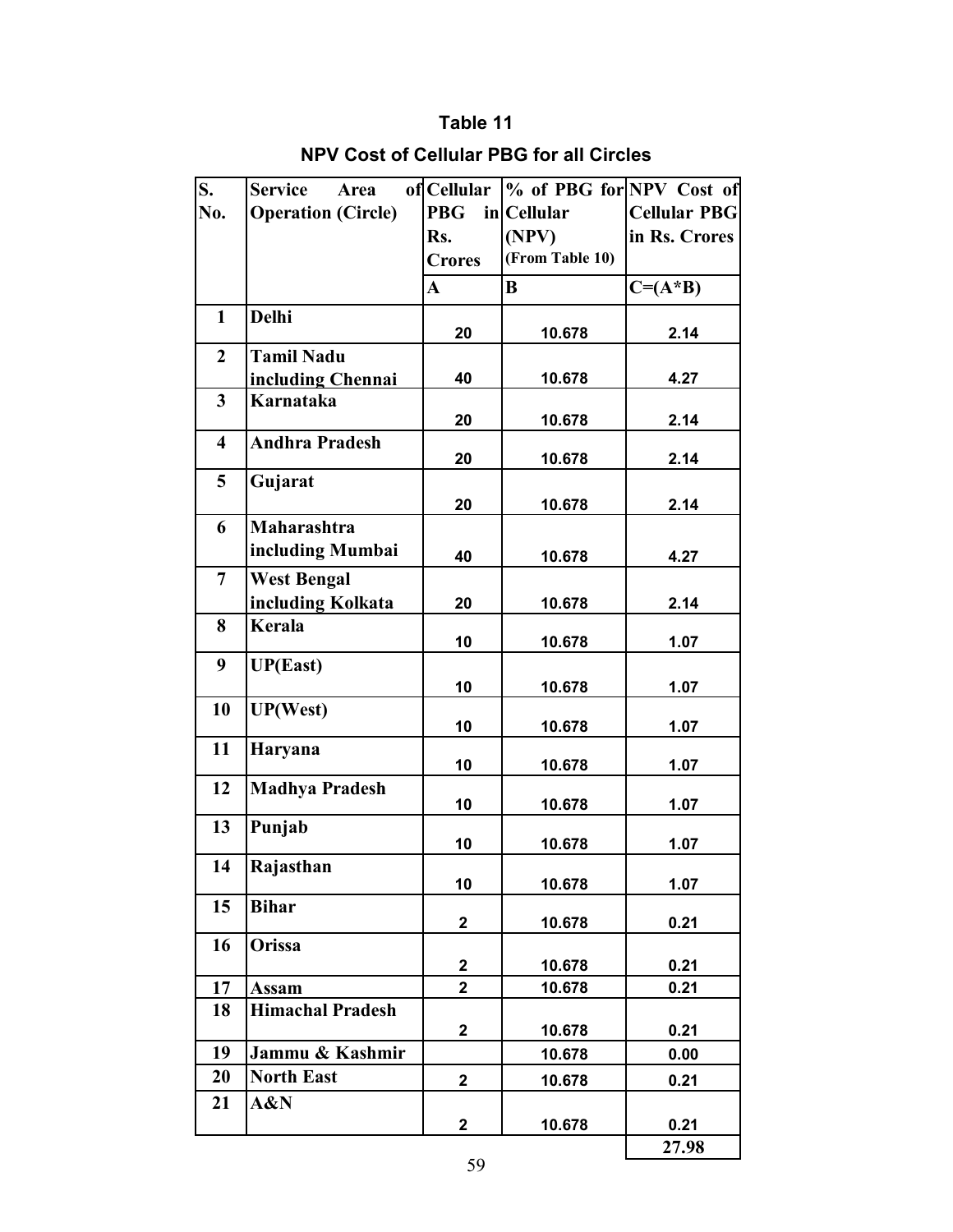# Table 11

## NPV Cost of Cellular PBG for all Circles

| S. No. | Service Area of Operation (Circle) | Cellular PBG in Rs. Crores | % of PBG for Cellular (NPV) (From Table 10) | NPV Cost of Cellular PBG in Rs. Crores |
|---|---|---|---|---|
| | | A | B | C=(A*B) |
| 1 | Delhi | 20 | 10.678 | 2.14 |
| 2 | Tamil Nadu including Chennai | 40 | 10.678 | 4.27 |
| 3 | Karnataka | 20 | 10.678 | 2.14 |
| 4 | Andhra Pradesh | 20 | 10.678 | 2.14 |
| 5 | Gujarat | 20 | 10.678 | 2.14 |
| 6 | Maharashtra including Mumbai | 40 | 10.678 | 4.27 |
| 7 | West Bengal including Kolkata | 20 | 10.678 | 2.14 |
| 8 | Kerala | 10 | 10.678 | 1.07 |
| 9 | UP(East) | 10 | 10.678 | 1.07 |
| 10 | UP(West) | 10 | 10.678 | 1.07 |
| 11 | Haryana | 10 | 10.678 | 1.07 |
| 12 | Madhya Pradesh | 10 | 10.678 | 1.07 |
| 13 | Punjab | 10 | 10.678 | 1.07 |
| 14 | Rajasthan | 10 | 10.678 | 1.07 |
| 15 | Bihar | 2 | 10.678 | 0.21 |
| 16 | Orissa | 2 | 10.678 | 0.21 |
| 17 | Assam | 2 | 10.678 | 0.21 |
| 18 | Himachal Pradesh | 2 | 10.678 | 0.21 |
| 19 | Jammu & Kashmir | | 10.678 | 0.00 |
| 20 | North East | 2 | 10.678 | 0.21 |
| 21 | A&N | 2 | 10.678 | 0.21 |
| | | | | 27.98 |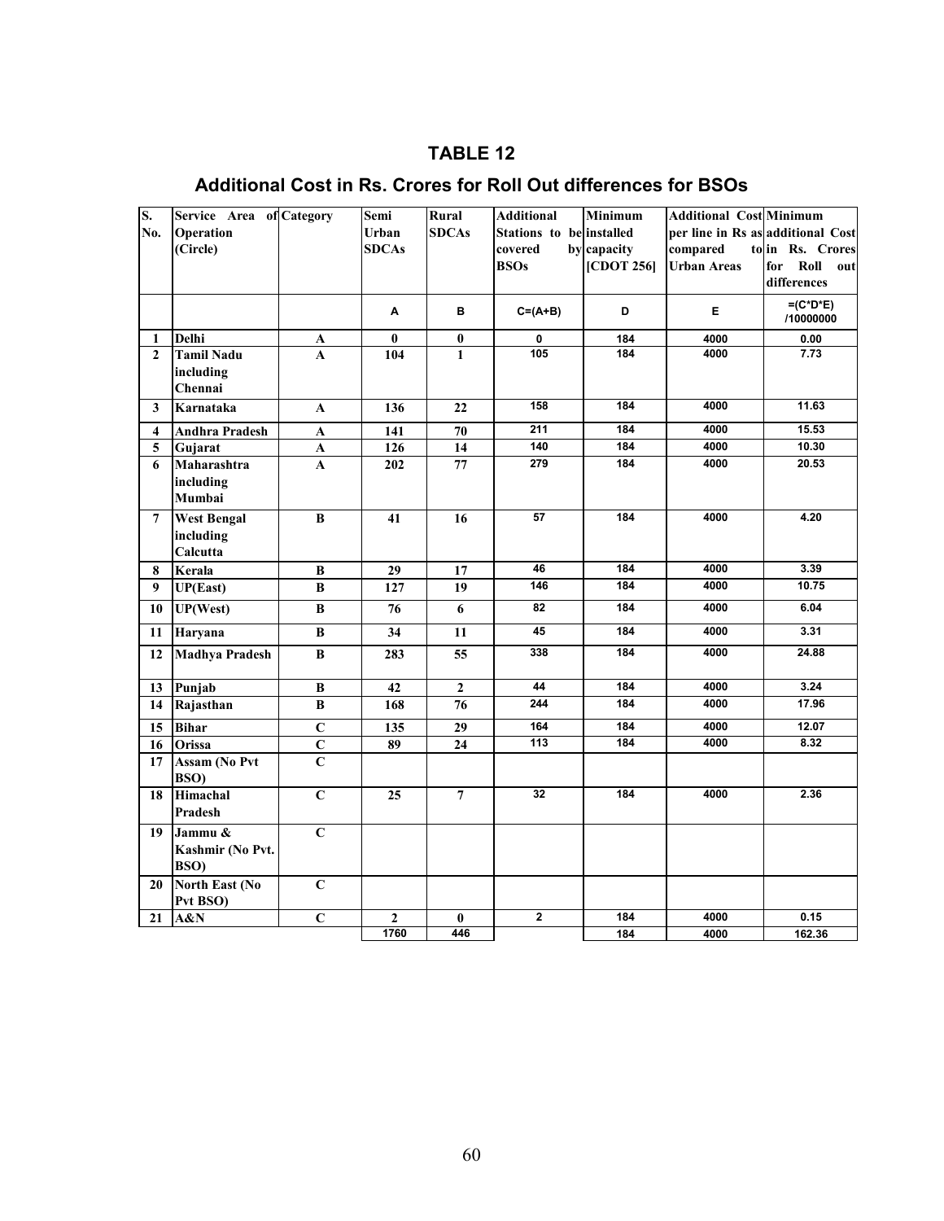## TABLE 12

## Additional Cost in Rs. Crores for Roll Out differences for BSOs

| S. No. | Service Area of Operation (Circle) | Category | Semi Urban SDCAs | Rural SDCAs | Additional Stations to be covered by BSOs | Minimum installed capacity [CDOT 256] | Additional Cost per line in Rs as compared to Urban Areas | Minimum additional Cost in Rs. Crores for Roll out differences |
|---|---|---|---|---|---|---|---|---|
| | | | A | B | C=(A+B) | D | E | =(C*D*E) /10000000 |
| 1 | Delhi | A | 0 | 0 | 0 | 184 | 4000 | 0.00 |
| 2 | Tamil Nadu including Chennai | A | 104 | 1 | 105 | 184 | 4000 | 7.73 |
| 3 | Karnataka | A | 136 | 22 | 158 | 184 | 4000 | 11.63 |
| 4 | Andhra Pradesh | A | 141 | 70 | 211 | 184 | 4000 | 15.53 |
| 5 | Gujarat | A | 126 | 14 | 140 | 184 | 4000 | 10.30 |
| 6 | Maharashtra including Mumbai | A | 202 | 77 | 279 | 184 | 4000 | 20.53 |
| 7 | West Bengal including Calcutta | B | 41 | 16 | 57 | 184 | 4000 | 4.20 |
| 8 | Kerala | B | 29 | 17 | 46 | 184 | 4000 | 3.39 |
| 9 | UP(East) | B | 127 | 19 | 146 | 184 | 4000 | 10.75 |
| 10 | UP(West) | B | 76 | 6 | 82 | 184 | 4000 | 6.04 |
| 11 | Haryana | B | 34 | 11 | 45 | 184 | 4000 | 3.31 |
| 12 | Madhya Pradesh | B | 283 | 55 | 338 | 184 | 4000 | 24.88 |
| 13 | Punjab | B | 42 | 2 | 44 | 184 | 4000 | 3.24 |
| 14 | Rajasthan | B | 168 | 76 | 244 | 184 | 4000 | 17.96 |
| 15 | Bihar | C | 135 | 29 | 164 | 184 | 4000 | 12.07 |
| 16 | Orissa | C | 89 | 24 | 113 | 184 | 4000 | 8.32 |
| 17 | Assam (No Pvt BSO) | C | | | | | | |
| 18 | Himachal Pradesh | C | 25 | 7 | 32 | 184 | 4000 | 2.36 |
| 19 | Jammu & Kashmir (No Pvt. BSO) | C | | | | | | |
| 20 | North East (No Pvt BSO) | C | | | | | | |
| 21 | A&N | C | 2 | 0 | 2 | 184 | 4000 | 0.15 |
| | | | 1760 | 446 | | 184 | 4000 | 162.36 |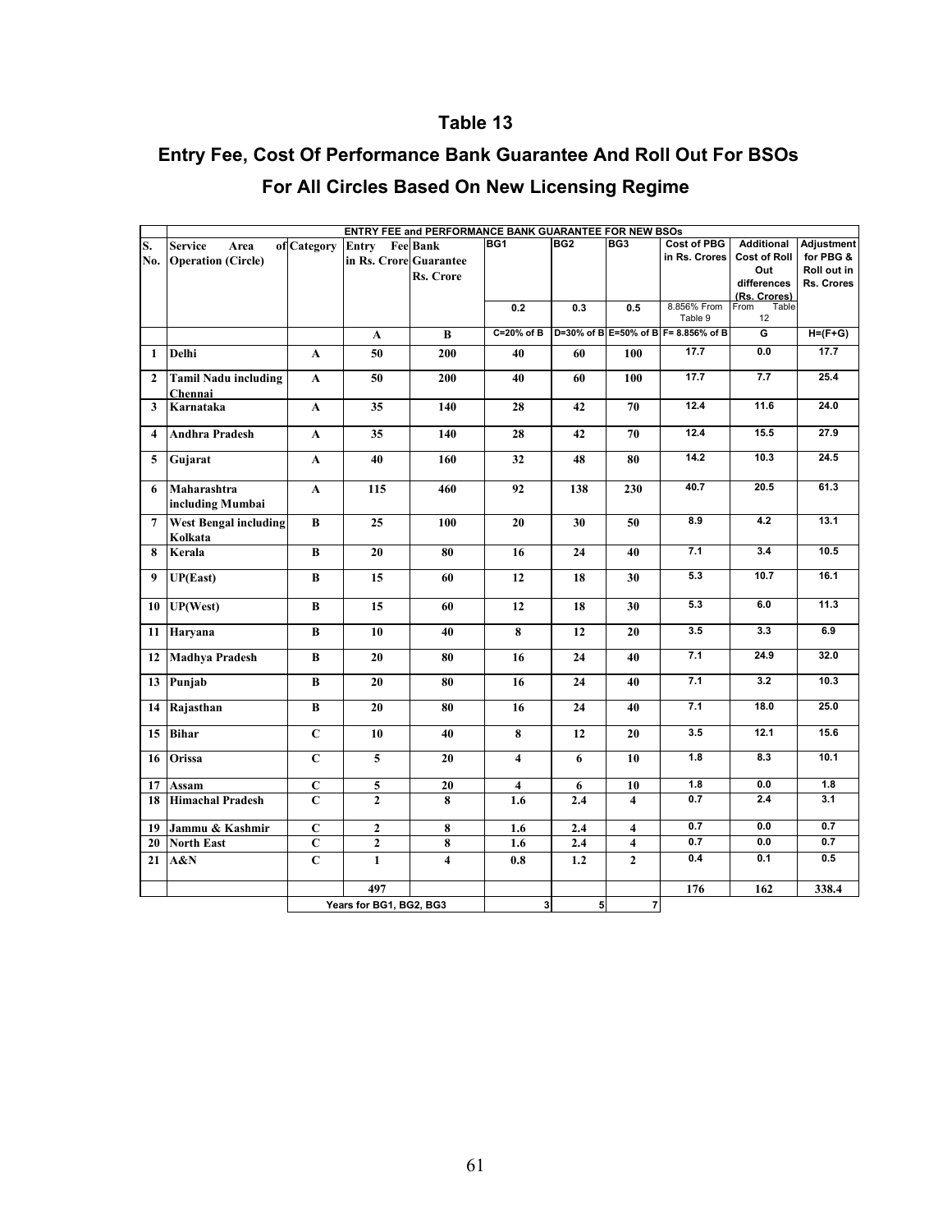# Table 13

## Entry Fee, Cost Of Performance Bank Guarantee And Roll Out For BSOs For All Circles Based On New Licensing Regime

| | ENTRY FEE and PERFORMANCE BANK GUARANTEE FOR NEW BSOs | | | | | | | | | |
|---|---|---|---|---|---|---|---|---|---|---|
| S. No. | Service Area of Operation (Circle) | Category | Entry Fee in Rs. Crore | Bank Guarantee Rs. Crore | BG1 | BG2 | BG3 | Cost of PBG in Rs. Crores | Additional Cost of Roll Out differences (Rs. Crores) | Adjustment for PBG & Roll out in Rs. Crores |
| | | | | | 0.2 | 0.3 | 0.5 | 8.856% From Table 9 | From Table 12 | |
| | | | A | B | C=20% of B | D=30% of B | E=50% of B | F= 8.856% of B | G | H=(F+G) |
| 1 | Delhi | A | 50 | 200 | 40 | 60 | 100 | 17.7 | 0.0 | 17.7 |
| 2 | Tamil Nadu including Chennai | A | 50 | 200 | 40 | 60 | 100 | 17.7 | 7.7 | 25.4 |
| 3 | Karnataka | A | 35 | 140 | 28 | 42 | 70 | 12.4 | 11.6 | 24.0 |
| 4 | Andhra Pradesh | A | 35 | 140 | 28 | 42 | 70 | 12.4 | 15.5 | 27.9 |
| 5 | Gujarat | A | 40 | 160 | 32 | 48 | 80 | 14.2 | 10.3 | 24.5 |
| 6 | Maharashtra including Mumbai | A | 115 | 460 | 92 | 138 | 230 | 40.7 | 20.5 | 61.3 |
| 7 | West Bengal including Kolkata | B | 25 | 100 | 20 | 30 | 50 | 8.9 | 4.2 | 13.1 |
| 8 | Kerala | B | 20 | 80 | 16 | 24 | 40 | 7.1 | 3.4 | 10.5 |
| 9 | UP(East) | B | 15 | 60 | 12 | 18 | 30 | 5.3 | 10.7 | 16.1 |
| 10 | UP(West) | B | 15 | 60 | 12 | 18 | 30 | 5.3 | 6.0 | 11.3 |
| 11 | Haryana | B | 10 | 40 | 8 | 12 | 20 | 3.5 | 3.3 | 6.9 |
| 12 | Madhya Pradesh | B | 20 | 80 | 16 | 24 | 40 | 7.1 | 24.9 | 32.0 |
| 13 | Punjab | B | 20 | 80 | 16 | 24 | 40 | 7.1 | 3.2 | 10.3 |
| 14 | Rajasthan | B | 20 | 80 | 16 | 24 | 40 | 7.1 | 18.0 | 25.0 |
| 15 | Bihar | C | 10 | 40 | 8 | 12 | 20 | 3.5 | 12.1 | 15.6 |
| 16 | Orissa | C | 5 | 20 | 4 | 6 | 10 | 1.8 | 8.3 | 10.1 |
| 17 | Assam | C | 5 | 20 | 4 | 6 | 10 | 1.8 | 0.0 | 1.8 |
| 18 | Himachal Pradesh | C | 2 | 8 | 1.6 | 2.4 | 4 | 0.7 | 2.4 | 3.1 |
| 19 | Jammu & Kashmir | C | 2 | 8 | 1.6 | 2.4 | 4 | 0.7 | 0.0 | 0.7 |
| 20 | North East | C | 2 | 8 | 1.6 | 2.4 | 4 | 0.7 | 0.0 | 0.7 |
| 21 | A&N | C | 1 | 4 | 0.8 | 1.2 | 2 | 0.4 | 0.1 | 0.5 |
| | | | 497 | | | | | 176 | 162 | 338.4 |
| | | Years for BG1, BG2, BG3 | | | 3 | 5 | 7 | | | |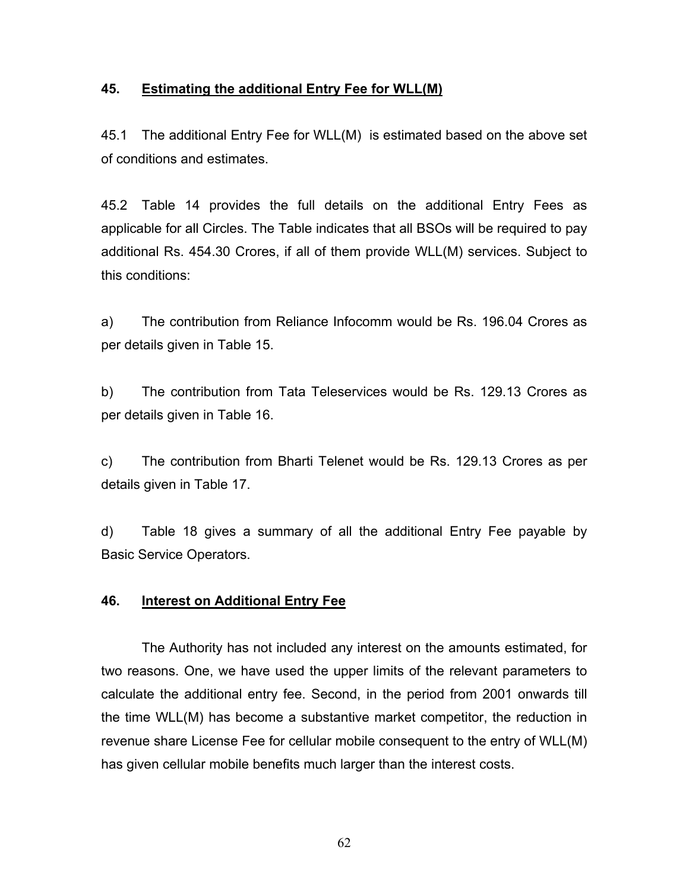## 45. Estimating the additional Entry Fee for WLL(M)

45.1 The additional Entry Fee for WLL(M) is estimated based on the above set of conditions and estimates.

45.2 Table 14 provides the full details on the additional Entry Fees as applicable for all Circles. The Table indicates that all BSOs will be required to pay additional Rs. 454.30 Crores, if all of them provide WLL(M) services. Subject to this conditions:

a) The contribution from Reliance Infocomm would be Rs. 196.04 Crores as per details given in Table 15.

b) The contribution from Tata Teleservices would be Rs. 129.13 Crores as per details given in Table 16.

c) The contribution from Bharti Telenet would be Rs. 129.13 Crores as per details given in Table 17.

d) Table 18 gives a summary of all the additional Entry Fee payable by Basic Service Operators.

## 46. Interest on Additional Entry Fee

The Authority has not included any interest on the amounts estimated, for two reasons. One, we have used the upper limits of the relevant parameters to calculate the additional entry fee. Second, in the period from 2001 onwards till the time WLL(M) has become a substantive market competitor, the reduction in revenue share License Fee for cellular mobile consequent to the entry of WLL(M) has given cellular mobile benefits much larger than the interest costs.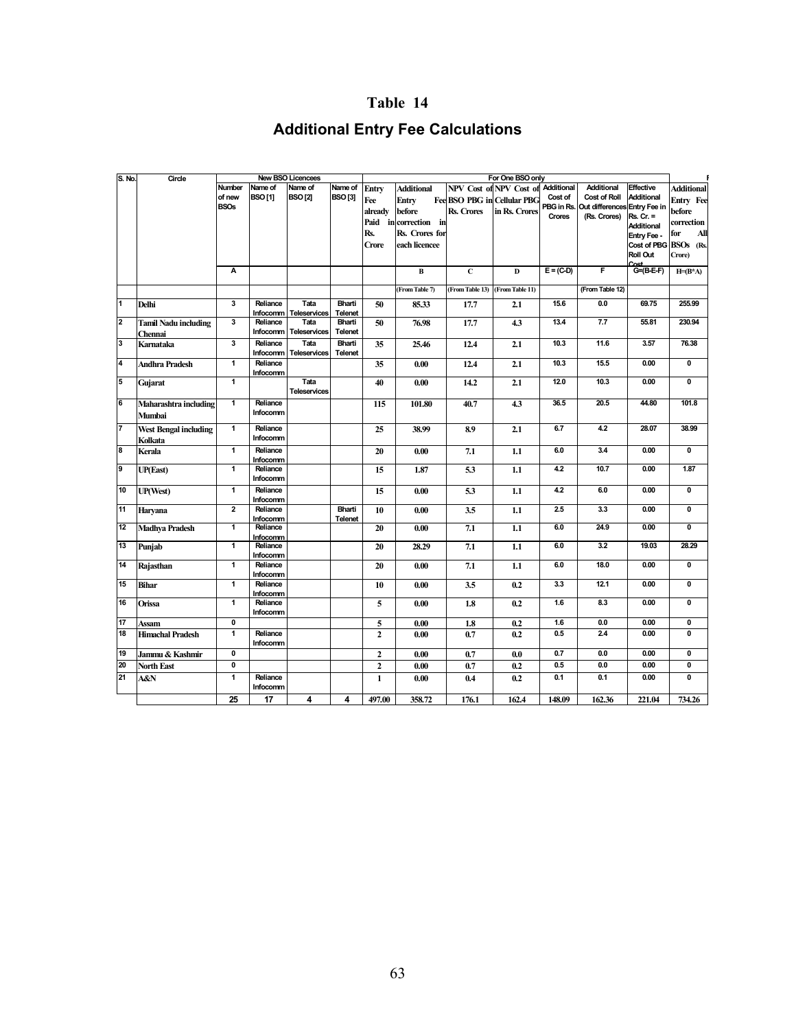# Table 14

## Additional Entry Fee Calculations

| S. No. | Circle | New BSO Licencees | | | | For One BSO only | | | | | | | |
|---|---|---|---|---|---|---|---|---|---|---|---|---|---|
| | | Number of new BSOs | Name of BSO [1] | Name of BSO [2] | Name of BSO [3] | Entry Fee already Paid in Rs. Crore | Additional Entry Fee before correction in Rs. Crores for each licencee | NPV Cost of BSO PBG in Rs. Crores | NPV Cost of Cellular PBG in Rs. Crores | Additional Cost of PBG in Rs. Crores | Additional Cost of Roll Out differences (Rs. Crores) | Effective Additional Entry Fee in Rs. Cr. = Additional Entry Fee - Cost of PBG Roll Out Cost | Additional Entry Fee before correction for All BSOs (Rs. Crore) |
| | | A | | | | | B | C | D | E = (C-D) | F | G=(B-E-F) | H=(B*A) |
| | | | | | | | (From Table 7) | (From Table 13) | (From Table 11) | | (From Table 12) | | |
| 1 | Delhi | 3 | Reliance Infocomm | Tata Teleservices | Bharti Telenet | 50 | 85.33 | 17.7 | 2.1 | 15.6 | 0.0 | 69.75 | 255.99 |
| 2 | Tamil Nadu including Chennai | 3 | Reliance Infocomm | Tata Teleservices | Bharti Telenet | 50 | 76.98 | 17.7 | 4.3 | 13.4 | 7.7 | 55.81 | 230.94 |
| 3 | Karnataka | 3 | Reliance Infocomm | Tata Teleservices | Bharti Telenet | 35 | 25.46 | 12.4 | 2.1 | 10.3 | 11.6 | 3.57 | 76.38 |
| 4 | Andhra Pradesh | 1 | Reliance Infocomm | | | 35 | 0.00 | 12.4 | 2.1 | 10.3 | 15.5 | 0.00 | 0 |
| 5 | Gujarat | 1 | | Tata Teleservices | | 40 | 0.00 | 14.2 | 2.1 | 12.0 | 10.3 | 0.00 | 0 |
| 6 | Maharashtra including Mumbai | 1 | Reliance Infocomm | | | 115 | 101.80 | 40.7 | 4.3 | 36.5 | 20.5 | 44.80 | 101.8 |
| 7 | West Bengal including Kolkata | 1 | Reliance Infocomm | | | 25 | 38.99 | 8.9 | 2.1 | 6.7 | 4.2 | 28.07 | 38.99 |
| 8 | Kerala | 1 | Reliance Infocomm | | | 20 | 0.00 | 7.1 | 1.1 | 6.0 | 3.4 | 0.00 | 0 |
| 9 | UP(East) | 1 | Reliance Infocomm | | | 15 | 1.87 | 5.3 | 1.1 | 4.2 | 10.7 | 0.00 | 1.87 |
| 10 | UP(West) | 1 | Reliance Infocomm | | | 15 | 0.00 | 5.3 | 1.1 | 4.2 | 6.0 | 0.00 | 0 |
| 11 | Haryana | 2 | Reliance Infocomm | | Bharti Telenet | 10 | 0.00 | 3.5 | 1.1 | 2.5 | 3.3 | 0.00 | 0 |
| 12 | Madhya Pradesh | 1 | Reliance Infocomm | | | 20 | 0.00 | 7.1 | 1.1 | 6.0 | 24.9 | 0.00 | 0 |
| 13 | Punjab | 1 | Reliance Infocomm | | | 20 | 28.29 | 7.1 | 1.1 | 6.0 | 3.2 | 19.03 | 28.29 |
| 14 | Rajasthan | 1 | Reliance Infocomm | | | 20 | 0.00 | 7.1 | 1.1 | 6.0 | 18.0 | 0.00 | 0 |
| 15 | Bihar | 1 | Reliance Infocomm | | | 10 | 0.00 | 3.5 | 0.2 | 3.3 | 12.1 | 0.00 | 0 |
| 16 | Orissa | 1 | Reliance Infocomm | | | 5 | 0.00 | 1.8 | 0.2 | 1.6 | 8.3 | 0.00 | 0 |
| 17 | Assam | 0 | | | | 5 | 0.00 | 1.8 | 0.2 | 1.6 | 0.0 | 0.00 | 0 |
| 18 | Himachal Pradesh | 1 | Reliance Infocomm | | | 2 | 0.00 | 0.7 | 0.2 | 0.5 | 2.4 | 0.00 | 0 |
| 19 | Jammu & Kashmir | 0 | | | | 2 | 0.00 | 0.7 | 0.0 | 0.7 | 0.0 | 0.00 | 0 |
| 20 | North East | 0 | | | | 2 | 0.00 | 0.7 | 0.2 | 0.5 | 0.0 | 0.00 | 0 |
| 21 | A&N | 1 | Reliance Infocomm | | | 1 | 0.00 | 0.4 | 0.2 | 0.1 | 0.1 | 0.00 | 0 |
| | | 25 | 17 | 4 | 4 | 497.00 | 358.72 | 176.1 | 162.4 | 148.09 | 162.36 | 221.04 | 734.26 |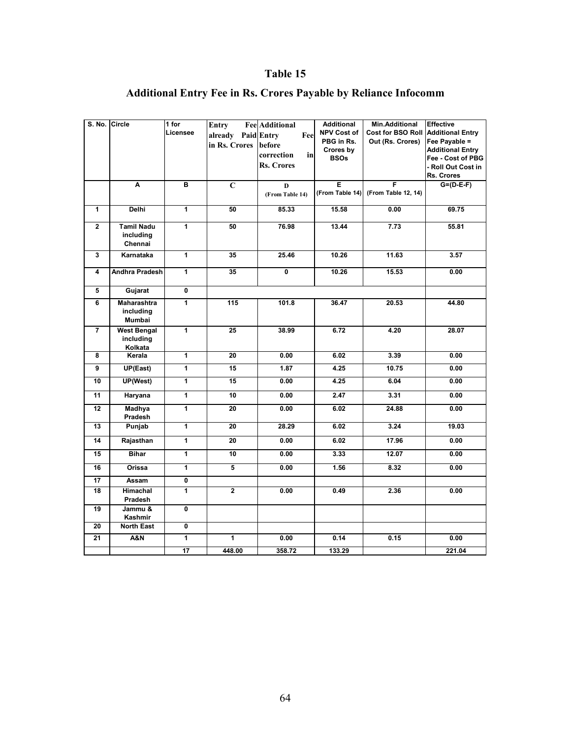# Table 15

## Additional Entry Fee in Rs. Crores Payable by Reliance Infocomm

| S. No. | Circle | 1 for Licensee | Entry Fee already Paid in Rs. Crores | Additional Entry Fee before correction in Rs. Crores | Additional NPV Cost of PBG in Rs. Crores by BSOs | Min.Additional Cost for BSO Roll Out (Rs. Crores) | Effective Additional Entry Fee Payable = Additional Entry Fee - Cost of PBG - Roll Out Cost in Rs. Crores |
|---|---|---|---|---|---|---|---|
| | A | B | C | D (From Table 14) | E (From Table 14) | F (From Table 12, 14) | G=(D-E-F) |
| 1 | Delhi | 1 | 50 | 85.33 | 15.58 | 0.00 | 69.75 |
| 2 | Tamil Nadu including Chennai | 1 | 50 | 76.98 | 13.44 | 7.73 | 55.81 |
| 3 | Karnataka | 1 | 35 | 25.46 | 10.26 | 11.63 | 3.57 |
| 4 | Andhra Pradesh | 1 | 35 | 0 | 10.26 | 15.53 | 0.00 |
| 5 | Gujarat | 0 | | | | | |
| 6 | Maharashtra including Mumbai | 1 | 115 | 101.8 | 36.47 | 20.53 | 44.80 |
| 7 | West Bengal including Kolkata | 1 | 25 | 38.99 | 6.72 | 4.20 | 28.07 |
| 8 | Kerala | 1 | 20 | 0.00 | 6.02 | 3.39 | 0.00 |
| 9 | UP(East) | 1 | 15 | 1.87 | 4.25 | 10.75 | 0.00 |
| 10 | UP(West) | 1 | 15 | 0.00 | 4.25 | 6.04 | 0.00 |
| 11 | Haryana | 1 | 10 | 0.00 | 2.47 | 3.31 | 0.00 |
| 12 | Madhya Pradesh | 1 | 20 | 0.00 | 6.02 | 24.88 | 0.00 |
| 13 | Punjab | 1 | 20 | 28.29 | 6.02 | 3.24 | 19.03 |
| 14 | Rajasthan | 1 | 20 | 0.00 | 6.02 | 17.96 | 0.00 |
| 15 | Bihar | 1 | 10 | 0.00 | 3.33 | 12.07 | 0.00 |
| 16 | Orissa | 1 | 5 | 0.00 | 1.56 | 8.32 | 0.00 |
| 17 | Assam | 0 | | | | | |
| 18 | Himachal Pradesh | 1 | 2 | 0.00 | 0.49 | 2.36 | 0.00 |
| 19 | Jammu & Kashmir | 0 | | | | | |
| 20 | North East | 0 | | | | | |
| 21 | A&N | 1 | 1 | 0.00 | 0.14 | 0.15 | 0.00 |
| | | 17 | 448.00 | 358.72 | 133.29 | | 221.04 |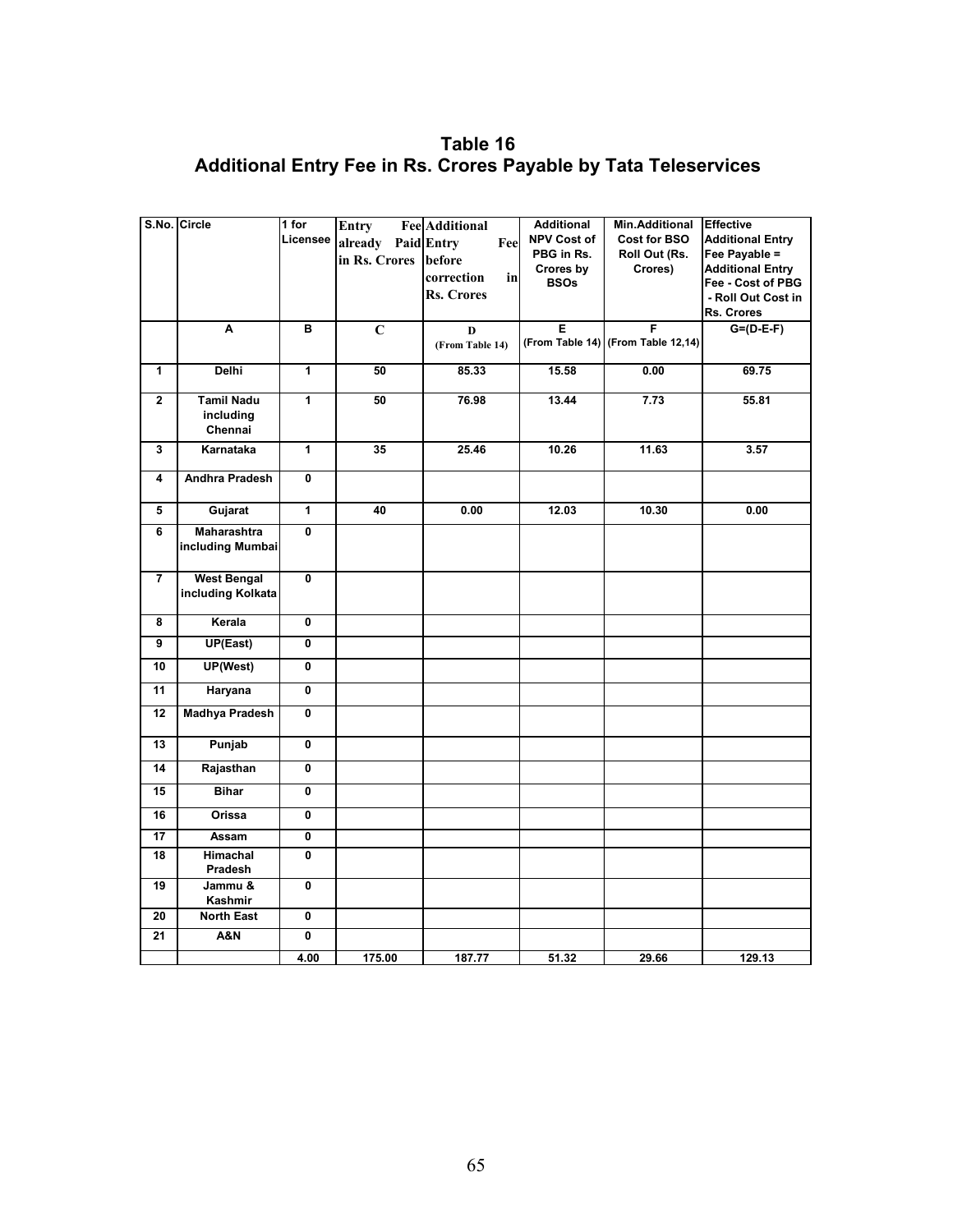# Table 16
## Additional Entry Fee in Rs. Crores Payable by Tata Teleservices

| S.No. | Circle | 1 for Licensee | Entry Fee already Paid in Rs. Crores | Additional Entry Fee before correction in Rs. Crores | Additional NPV Cost of PBG in Rs. Crores by BSOs | Min.Additional Cost for BSO Roll Out (Rs. Crores) | Effective Additional Entry Fee Payable = Additional Entry Fee - Cost of PBG - Roll Out Cost in Rs. Crores |
|---|---|---|---|---|---|---|---|
| | A | B | C | D (From Table 14) | E (From Table 14) | F (From Table 12,14) | G=(D-E-F) |
| 1 | Delhi | 1 | 50 | 85.33 | 15.58 | 0.00 | 69.75 |
| 2 | Tamil Nadu including Chennai | 1 | 50 | 76.98 | 13.44 | 7.73 | 55.81 |
| 3 | Karnataka | 1 | 35 | 25.46 | 10.26 | 11.63 | 3.57 |
| 4 | Andhra Pradesh | 0 | | | | | |
| 5 | Gujarat | 1 | 40 | 0.00 | 12.03 | 10.30 | 0.00 |
| 6 | Maharashtra including Mumbai | 0 | | | | | |
| 7 | West Bengal including Kolkata | 0 | | | | | |
| 8 | Kerala | 0 | | | | | |
| 9 | UP(East) | 0 | | | | | |
| 10 | UP(West) | 0 | | | | | |
| 11 | Haryana | 0 | | | | | |
| 12 | Madhya Pradesh | 0 | | | | | |
| 13 | Punjab | 0 | | | | | |
| 14 | Rajasthan | 0 | | | | | |
| 15 | Bihar | 0 | | | | | |
| 16 | Orissa | 0 | | | | | |
| 17 | Assam | 0 | | | | | |
| 18 | Himachal Pradesh | 0 | | | | | |
| 19 | Jammu & Kashmir | 0 | | | | | |
| 20 | North East | 0 | | | | | |
| 21 | A&N | 0 | | | | | |
| | | 4.00 | 175.00 | 187.77 | 51.32 | 29.66 | 129.13 |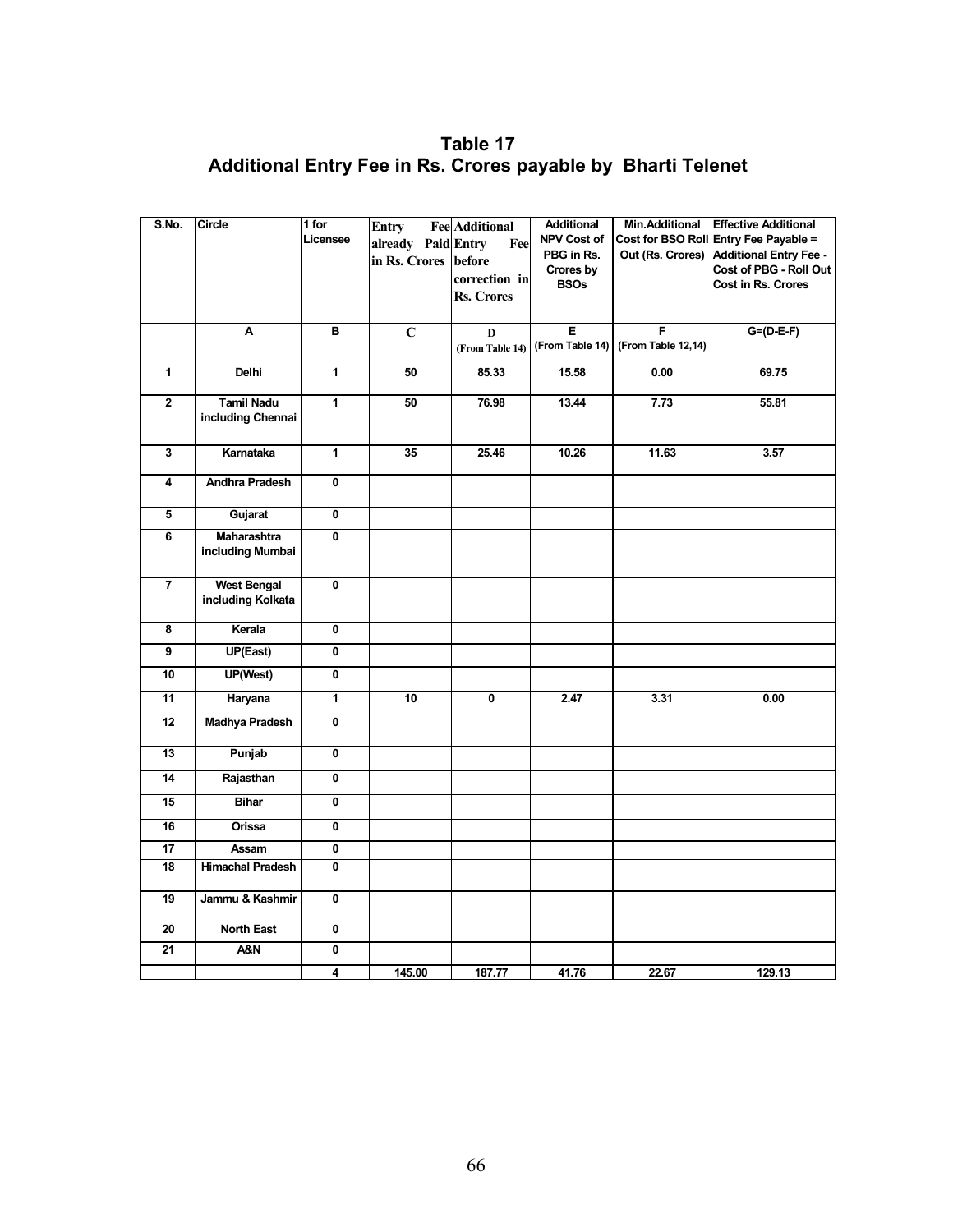# Table 17
## Additional Entry Fee in Rs. Crores payable by Bharti Telenet

| S.No. | Circle | 1 for Licensee | Entry Fee already Paid in Rs. Crores | Additional Entry Fee before correction in Rs. Crores | Additional NPV Cost of PBG in Rs. Crores by BSOs | Min.Additional Cost for BSO Roll Out (Rs. Crores) | Effective Additional Entry Fee Payable = Additional Entry Fee - Cost of PBG - Roll Out Cost in Rs. Crores |
|---|---|---|---|---|---|---|---|
| | A | B | C | D (From Table 14) | E (From Table 14) | F (From Table 12,14) | G=(D-E-F) |
| 1 | Delhi | 1 | 50 | 85.33 | 15.58 | 0.00 | 69.75 |
| 2 | Tamil Nadu including Chennai | 1 | 50 | 76.98 | 13.44 | 7.73 | 55.81 |
| 3 | Karnataka | 1 | 35 | 25.46 | 10.26 | 11.63 | 3.57 |
| 4 | Andhra Pradesh | 0 | | | | | |
| 5 | Gujarat | 0 | | | | | |
| 6 | Maharashtra including Mumbai | 0 | | | | | |
| 7 | West Bengal including Kolkata | 0 | | | | | |
| 8 | Kerala | 0 | | | | | |
| 9 | UP(East) | 0 | | | | | |
| 10 | UP(West) | 0 | | | | | |
| 11 | Haryana | 1 | 10 | 0 | 2.47 | 3.31 | 0.00 |
| 12 | Madhya Pradesh | 0 | | | | | |
| 13 | Punjab | 0 | | | | | |
| 14 | Rajasthan | 0 | | | | | |
| 15 | Bihar | 0 | | | | | |
| 16 | Orissa | 0 | | | | | |
| 17 | Assam | 0 | | | | | |
| 18 | Himachal Pradesh | 0 | | | | | |
| 19 | Jammu & Kashmir | 0 | | | | | |
| 20 | North East | 0 | | | | | |
| 21 | A&N | 0 | | | | | |
| | | 4 | 145.00 | 187.77 | 41.76 | 22.67 | 129.13 |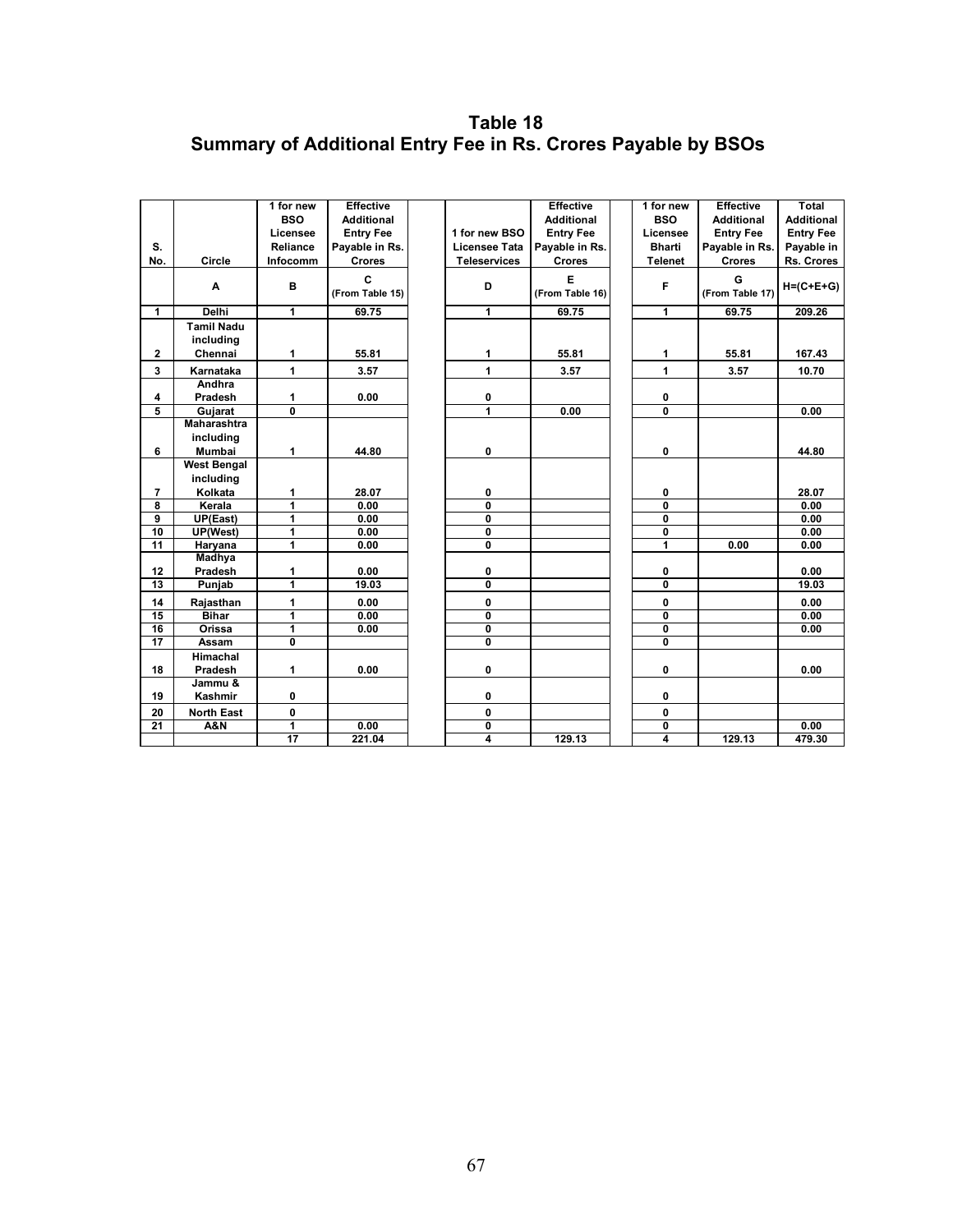# Table 18
## Summary of Additional Entry Fee in Rs. Crores Payable by BSOs

| S. No. | Circle | 1 for new BSO Licensee Reliance Infocomm | Effective Additional Entry Fee Payable in Rs. Crores | 1 for new BSO Licensee Tata Teleservices | Effective Additional Entry Fee Payable in Rs. Crores | 1 for new BSO Licensee Bharti Telenet | Effective Additional Entry Fee Payable in Rs. Crores | Total Additional Entry Fee Payable in Rs. Crores |
|---|---|---|---|---|---|---|---|---|
| | A | B | C (From Table 15) | D | E (From Table 16) | F | G (From Table 17) | H=(C+E+G) |
| 1 | Delhi | 1 | 69.75 | 1 | 69.75 | 1 | 69.75 | 209.26 |
| 2 | Tamil Nadu including Chennai | 1 | 55.81 | 1 | 55.81 | 1 | 55.81 | 167.43 |
| 3 | Karnataka | 1 | 3.57 | 1 | 3.57 | 1 | 3.57 | 10.70 |
| 4 | Andhra Pradesh | 1 | 0.00 | 0 | | 0 | | |
| 5 | Gujarat | 0 | | 1 | 0.00 | 0 | | 0.00 |
| 6 | Maharashtra including Mumbai | 1 | 44.80 | 0 | | 0 | | 44.80 |
| 7 | West Bengal including Kolkata | 1 | 28.07 | 0 | | 0 | | 28.07 |
| 8 | Kerala | 1 | 0.00 | 0 | | 0 | | 0.00 |
| 9 | UP(East) | 1 | 0.00 | 0 | | 0 | | 0.00 |
| 10 | UP(West) | 1 | 0.00 | 0 | | 0 | | 0.00 |
| 11 | Haryana | 1 | 0.00 | 0 | | 1 | 0.00 | 0.00 |
| 12 | Madhya Pradesh | 1 | 0.00 | 0 | | 0 | | 0.00 |
| 13 | Punjab | 1 | 19.03 | 0 | | 0 | | 19.03 |
| 14 | Rajasthan | 1 | 0.00 | 0 | | 0 | | 0.00 |
| 15 | Bihar | 1 | 0.00 | 0 | | 0 | | 0.00 |
| 16 | Orissa | 1 | 0.00 | 0 | | 0 | | 0.00 |
| 17 | Assam | 0 | | 0 | | 0 | | |
| 18 | Himachal Pradesh | 1 | 0.00 | 0 | | 0 | | 0.00 |
| 19 | Jammu & Kashmir | 0 | | 0 | | 0 | | |
| 20 | North East | 0 | | 0 | | 0 | | |
| 21 | A&N | 1 | 0.00 | 0 | | 0 | | 0.00 |
| | | 17 | 221.04 | 4 | 129.13 | 4 | 129.13 | 479.30 |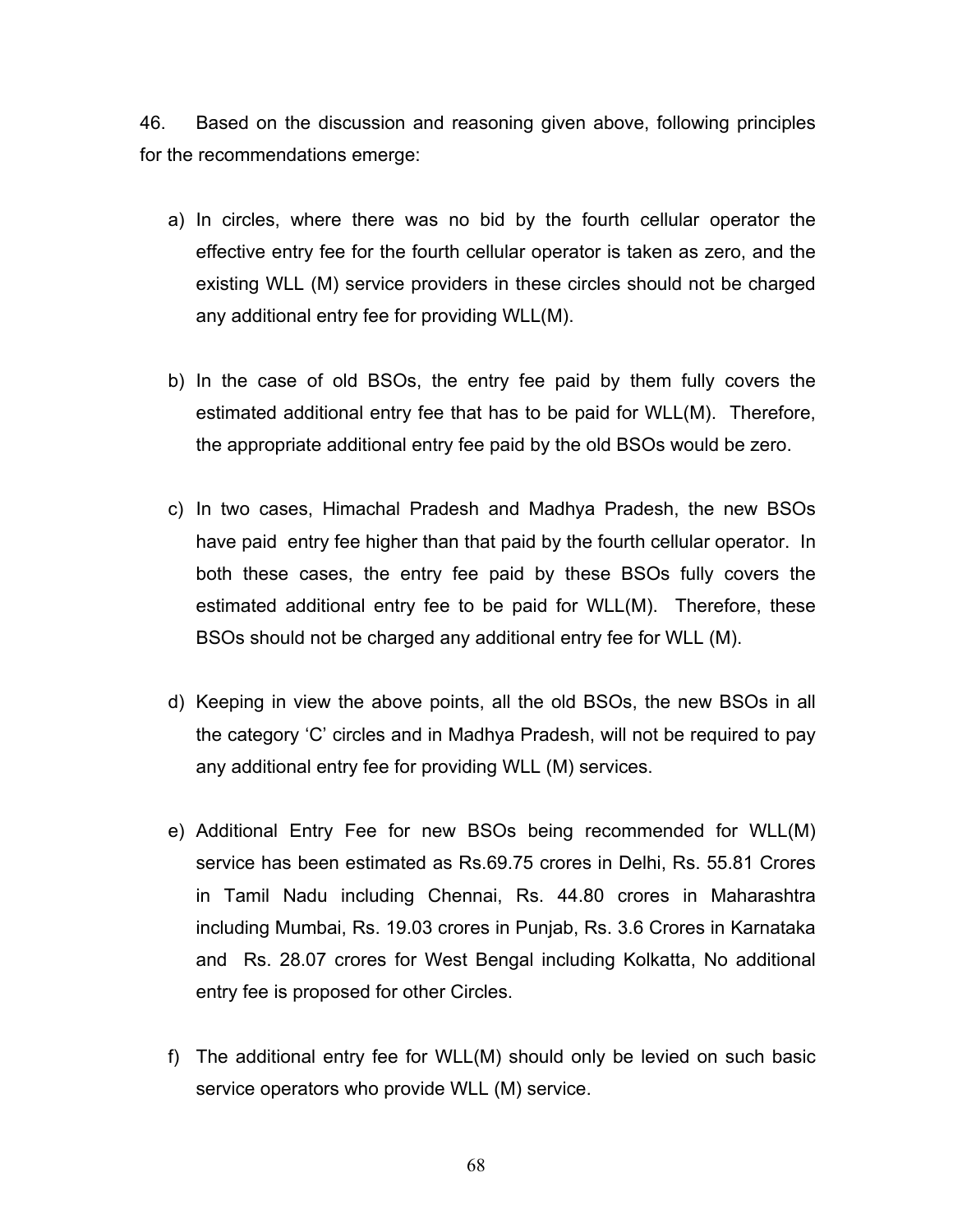46. Based on the discussion and reasoning given above, following principles for the recommendations emerge:

a) In circles, where there was no bid by the fourth cellular operator the effective entry fee for the fourth cellular operator is taken as zero, and the existing WLL (M) service providers in these circles should not be charged any additional entry fee for providing WLL(M).

b) In the case of old BSOs, the entry fee paid by them fully covers the estimated additional entry fee that has to be paid for WLL(M). Therefore, the appropriate additional entry fee paid by the old BSOs would be zero.

c) In two cases, Himachal Pradesh and Madhya Pradesh, the new BSOs have paid entry fee higher than that paid by the fourth cellular operator. In both these cases, the entry fee paid by these BSOs fully covers the estimated additional entry fee to be paid for WLL(M). Therefore, these BSOs should not be charged any additional entry fee for WLL (M).

d) Keeping in view the above points, all the old BSOs, the new BSOs in all the category 'C' circles and in Madhya Pradesh, will not be required to pay any additional entry fee for providing WLL (M) services.

e) Additional Entry Fee for new BSOs being recommended for WLL(M) service has been estimated as Rs.69.75 crores in Delhi, Rs. 55.81 Crores in Tamil Nadu including Chennai, Rs. 44.80 crores in Maharashtra including Mumbai, Rs. 19.03 crores in Punjab, Rs. 3.6 Crores in Karnataka and Rs. 28.07 crores for West Bengal including Kolkatta, No additional entry fee is proposed for other Circles.

f) The additional entry fee for WLL(M) should only be levied on such basic service operators who provide WLL (M) service.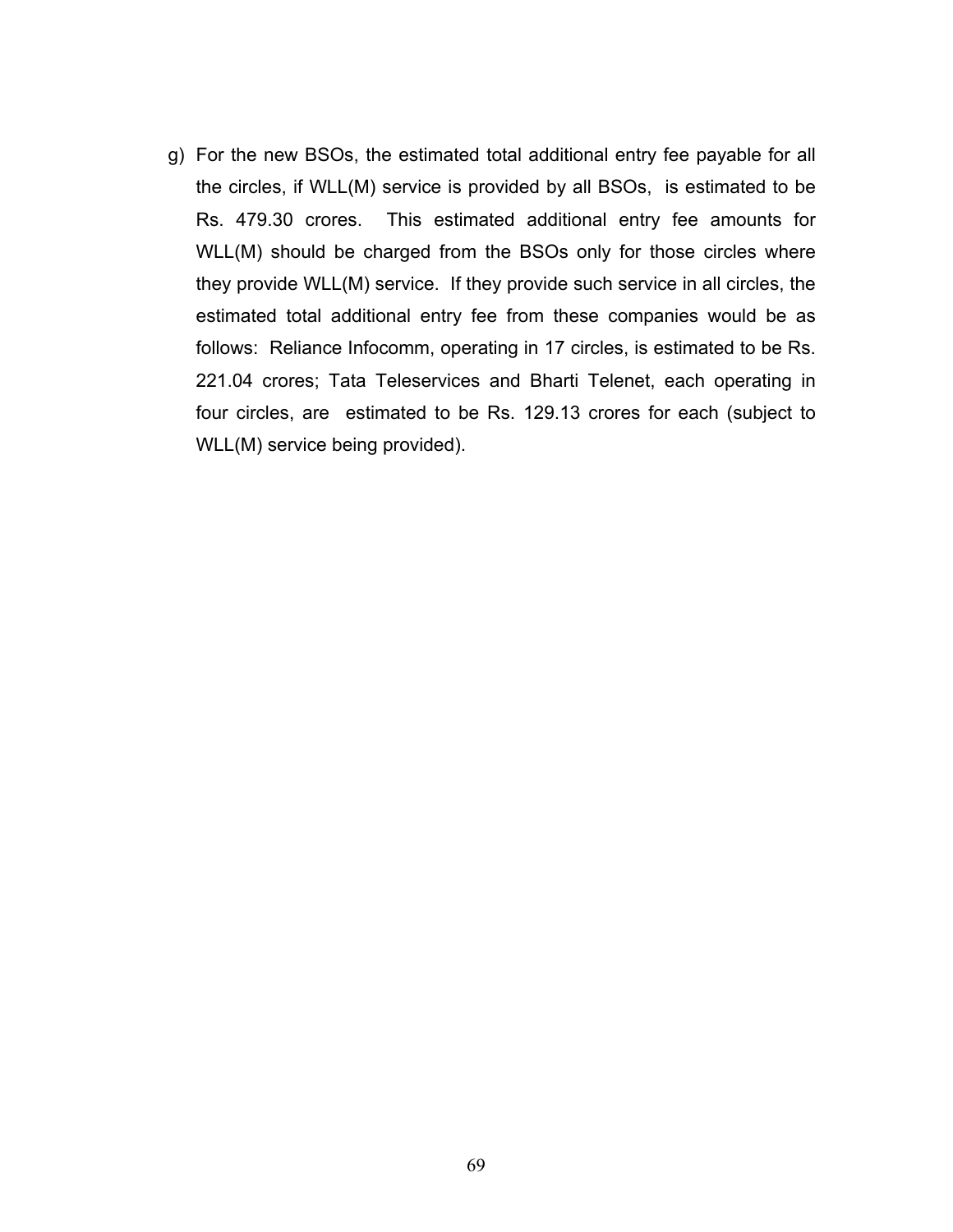g) For the new BSOs, the estimated total additional entry fee payable for all the circles, if WLL(M) service is provided by all BSOs, is estimated to be Rs. 479.30 crores. This estimated additional entry fee amounts for WLL(M) should be charged from the BSOs only for those circles where they provide WLL(M) service. If they provide such service in all circles, the estimated total additional entry fee from these companies would be as follows: Reliance Infocomm, operating in 17 circles, is estimated to be Rs. 221.04 crores; Tata Teleservices and Bharti Telenet, each operating in four circles, are estimated to be Rs. 129.13 crores for each (subject to WLL(M) service being provided).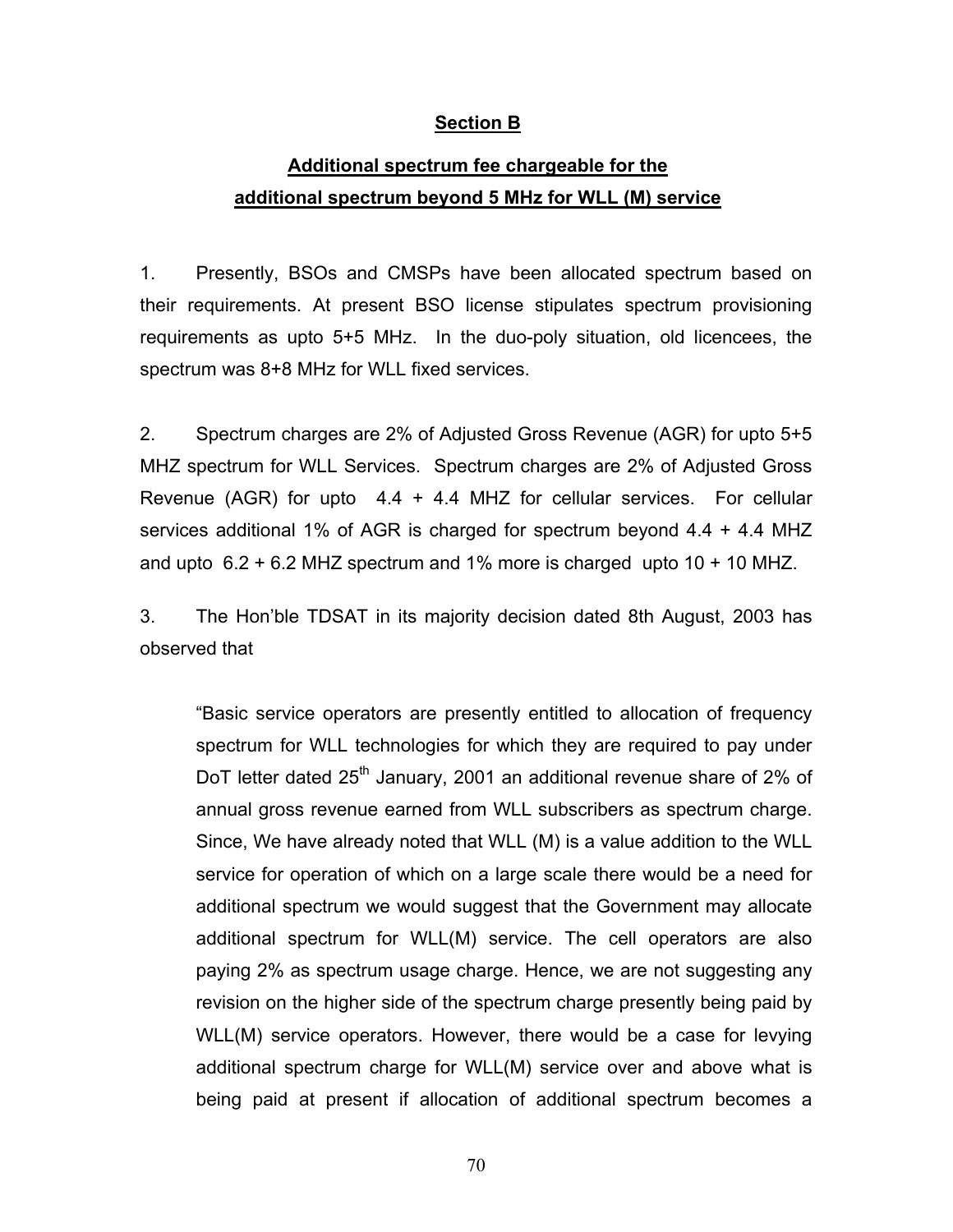## Section B

## Additional spectrum fee chargeable for the additional spectrum beyond 5 MHz for WLL (M) service

1. Presently, BSOs and CMSPs have been allocated spectrum based on their requirements. At present BSO license stipulates spectrum provisioning requirements as upto 5+5 MHz. In the duo-poly situation, old licencees, the spectrum was 8+8 MHz for WLL fixed services.

2. Spectrum charges are 2% of Adjusted Gross Revenue (AGR) for upto 5+5 MHZ spectrum for WLL Services. Spectrum charges are 2% of Adjusted Gross Revenue (AGR) for upto 4.4 + 4.4 MHZ for cellular services. For cellular services additional 1% of AGR is charged for spectrum beyond 4.4 + 4.4 MHZ and upto 6.2 + 6.2 MHZ spectrum and 1% more is charged upto 10 + 10 MHZ.

3. The Hon'ble TDSAT in its majority decision dated 8th August, 2003 has observed that

> "Basic service operators are presently entitled to allocation of frequency spectrum for WLL technologies for which they are required to pay under DoT letter dated 25th January, 2001 an additional revenue share of 2% of annual gross revenue earned from WLL subscribers as spectrum charge. Since, We have already noted that WLL (M) is a value addition to the WLL service for operation of which on a large scale there would be a need for additional spectrum we would suggest that the Government may allocate additional spectrum for WLL(M) service. The cell operators are also paying 2% as spectrum usage charge. Hence, we are not suggesting any revision on the higher side of the spectrum charge presently being paid by WLL(M) service operators. However, there would be a case for levying additional spectrum charge for WLL(M) service over and above what is being paid at present if allocation of additional spectrum becomes a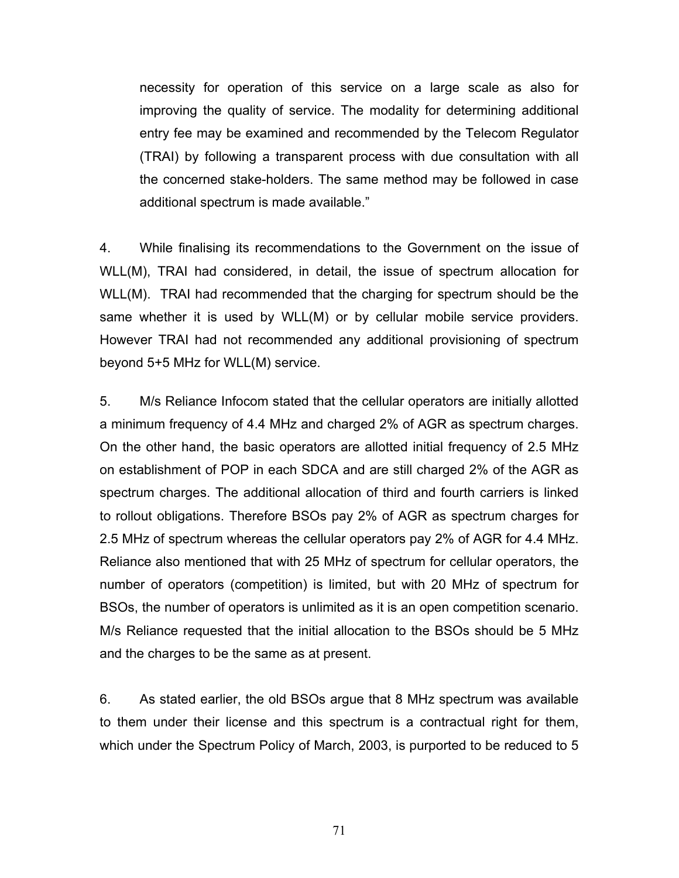necessity for operation of this service on a large scale as also for improving the quality of service. The modality for determining additional entry fee may be examined and recommended by the Telecom Regulator (TRAI) by following a transparent process with due consultation with all the concerned stake-holders. The same method may be followed in case additional spectrum is made available."

4. While finalising its recommendations to the Government on the issue of WLL(M), TRAI had considered, in detail, the issue of spectrum allocation for WLL(M). TRAI had recommended that the charging for spectrum should be the same whether it is used by WLL(M) or by cellular mobile service providers. However TRAI had not recommended any additional provisioning of spectrum beyond 5+5 MHz for WLL(M) service.

5. M/s Reliance Infocom stated that the cellular operators are initially allotted a minimum frequency of 4.4 MHz and charged 2% of AGR as spectrum charges. On the other hand, the basic operators are allotted initial frequency of 2.5 MHz on establishment of POP in each SDCA and are still charged 2% of the AGR as spectrum charges. The additional allocation of third and fourth carriers is linked to rollout obligations. Therefore BSOs pay 2% of AGR as spectrum charges for 2.5 MHz of spectrum whereas the cellular operators pay 2% of AGR for 4.4 MHz. Reliance also mentioned that with 25 MHz of spectrum for cellular operators, the number of operators (competition) is limited, but with 20 MHz of spectrum for BSOs, the number of operators is unlimited as it is an open competition scenario. M/s Reliance requested that the initial allocation to the BSOs should be 5 MHz and the charges to be the same as at present.

6. As stated earlier, the old BSOs argue that 8 MHz spectrum was available to them under their license and this spectrum is a contractual right for them, which under the Spectrum Policy of March, 2003, is purported to be reduced to 5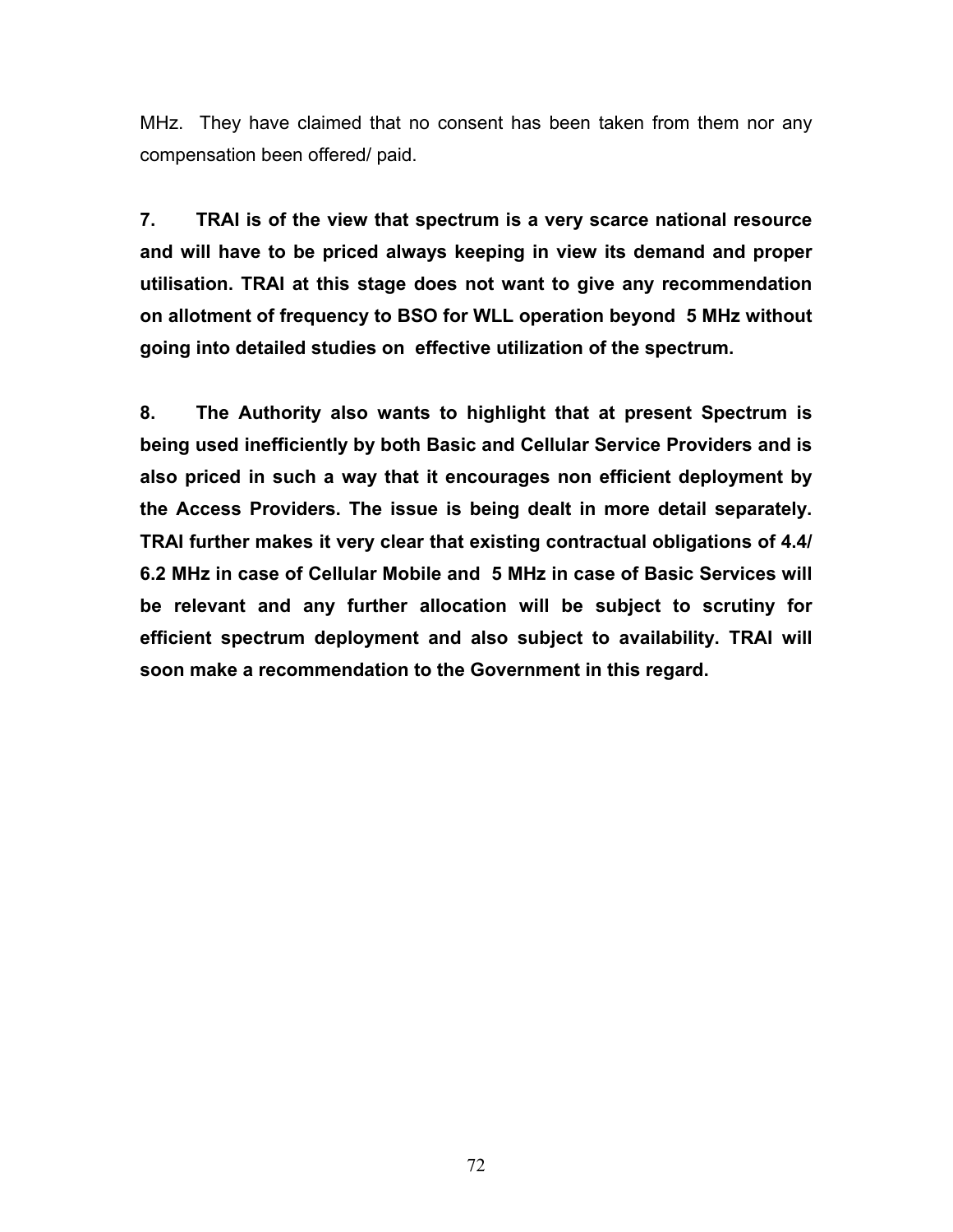MHz. They have claimed that no consent has been taken from them nor any compensation been offered/ paid.

**7. TRAI is of the view that spectrum is a very scarce national resource and will have to be priced always keeping in view its demand and proper utilisation. TRAI at this stage does not want to give any recommendation on allotment of frequency to BSO for WLL operation beyond 5 MHz without going into detailed studies on effective utilization of the spectrum.**

**8. The Authority also wants to highlight that at present Spectrum is being used inefficiently by both Basic and Cellular Service Providers and is also priced in such a way that it encourages non efficient deployment by the Access Providers. The issue is being dealt in more detail separately. TRAI further makes it very clear that existing contractual obligations of 4.4/ 6.2 MHz in case of Cellular Mobile and 5 MHz in case of Basic Services will be relevant and any further allocation will be subject to scrutiny for efficient spectrum deployment and also subject to availability. TRAI will soon make a recommendation to the Government in this regard.**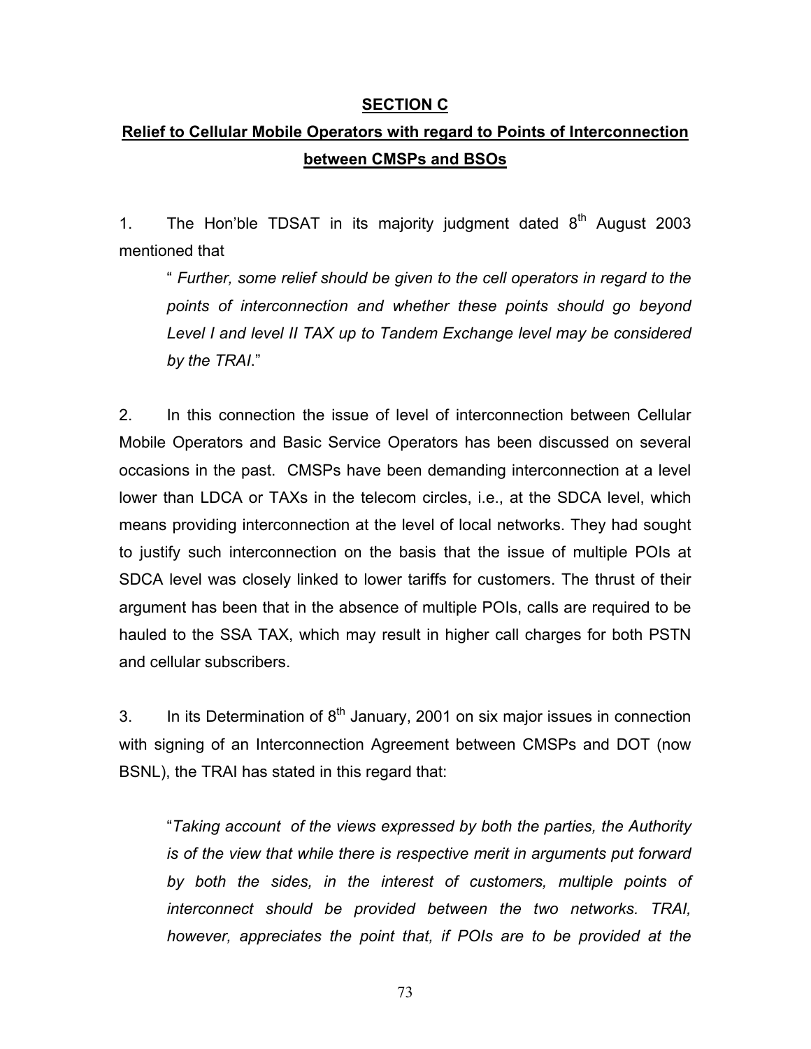**SECTION C**

**Relief to Cellular Mobile Operators with regard to Points of Interconnection between CMSPs and BSOs**

1. The Hon'ble TDSAT in its majority judgment dated 8th August 2003 mentioned that

> " *Further, some relief should be given to the cell operators in regard to the points of interconnection and whether these points should go beyond Level I and level II TAX up to Tandem Exchange level may be considered by the TRAI*."

2. In this connection the issue of level of interconnection between Cellular Mobile Operators and Basic Service Operators has been discussed on several occasions in the past. CMSPs have been demanding interconnection at a level lower than LDCA or TAXs in the telecom circles, i.e., at the SDCA level, which means providing interconnection at the level of local networks. They had sought to justify such interconnection on the basis that the issue of multiple POIs at SDCA level was closely linked to lower tariffs for customers. The thrust of their argument has been that in the absence of multiple POIs, calls are required to be hauled to the SSA TAX, which may result in higher call charges for both PSTN and cellular subscribers.

3. In its Determination of 8th January, 2001 on six major issues in connection with signing of an Interconnection Agreement between CMSPs and DOT (now BSNL), the TRAI has stated in this regard that:

> "*Taking account of the views expressed by both the parties, the Authority is of the view that while there is respective merit in arguments put forward by both the sides, in the interest of customers, multiple points of interconnect should be provided between the two networks. TRAI, however, appreciates the point that, if POIs are to be provided at the*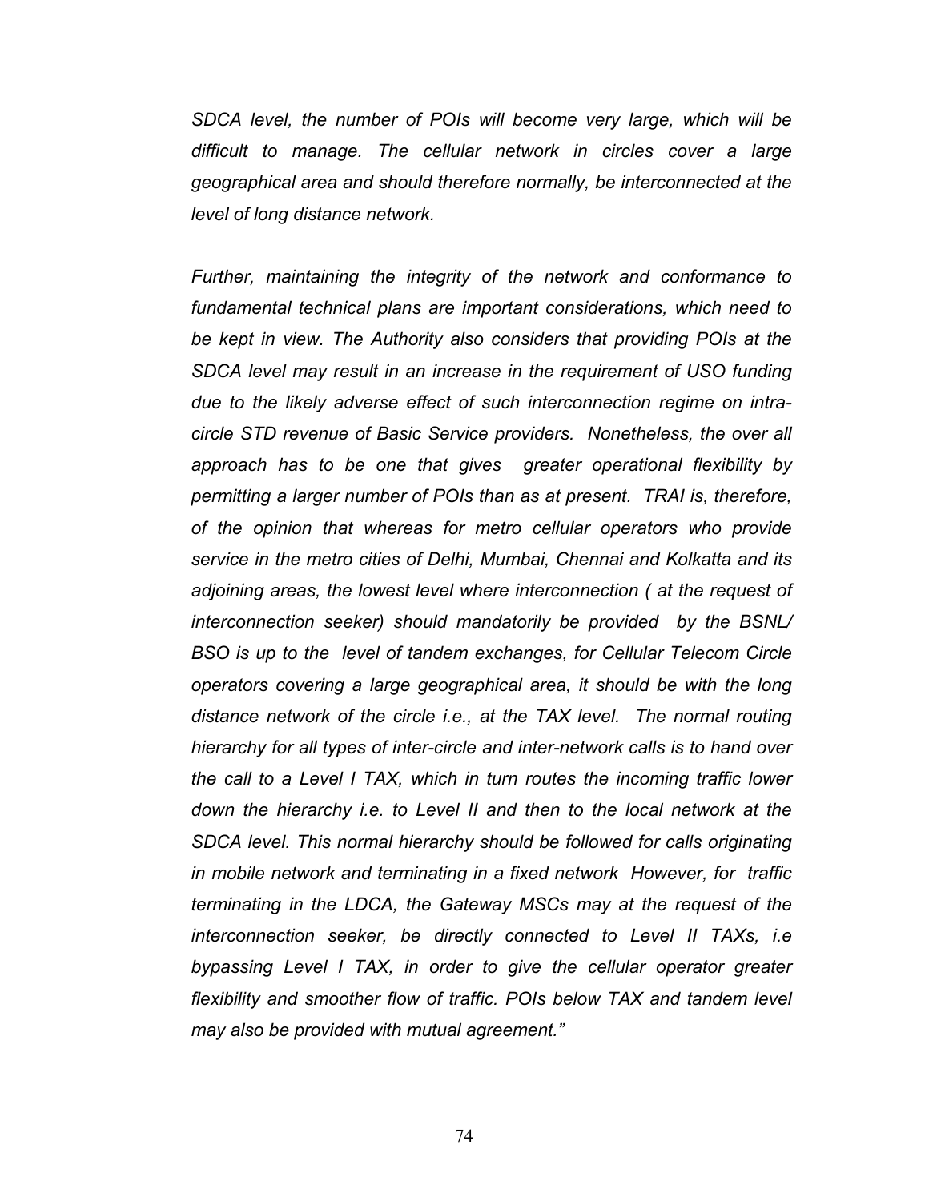*SDCA level, the number of POIs will become very large, which will be difficult to manage. The cellular network in circles cover a large geographical area and should therefore normally, be interconnected at the level of long distance network.*

*Further, maintaining the integrity of the network and conformance to fundamental technical plans are important considerations, which need to be kept in view. The Authority also considers that providing POIs at the SDCA level may result in an increase in the requirement of USO funding due to the likely adverse effect of such interconnection regime on intra-circle STD revenue of Basic Service providers. Nonetheless, the over all approach has to be one that gives greater operational flexibility by permitting a larger number of POIs than as at present. TRAI is, therefore, of the opinion that whereas for metro cellular operators who provide service in the metro cities of Delhi, Mumbai, Chennai and Kolkatta and its adjoining areas, the lowest level where interconnection ( at the request of interconnection seeker) should mandatorily be provided by the BSNL/ BSO is up to the level of tandem exchanges, for Cellular Telecom Circle operators covering a large geographical area, it should be with the long distance network of the circle i.e., at the TAX level. The normal routing hierarchy for all types of inter-circle and inter-network calls is to hand over the call to a Level I TAX, which in turn routes the incoming traffic lower down the hierarchy i.e. to Level II and then to the local network at the SDCA level. This normal hierarchy should be followed for calls originating in mobile network and terminating in a fixed network However, for traffic terminating in the LDCA, the Gateway MSCs may at the request of the interconnection seeker, be directly connected to Level II TAXs, i.e bypassing Level I TAX, in order to give the cellular operator greater flexibility and smoother flow of traffic. POIs below TAX and tandem level may also be provided with mutual agreement."*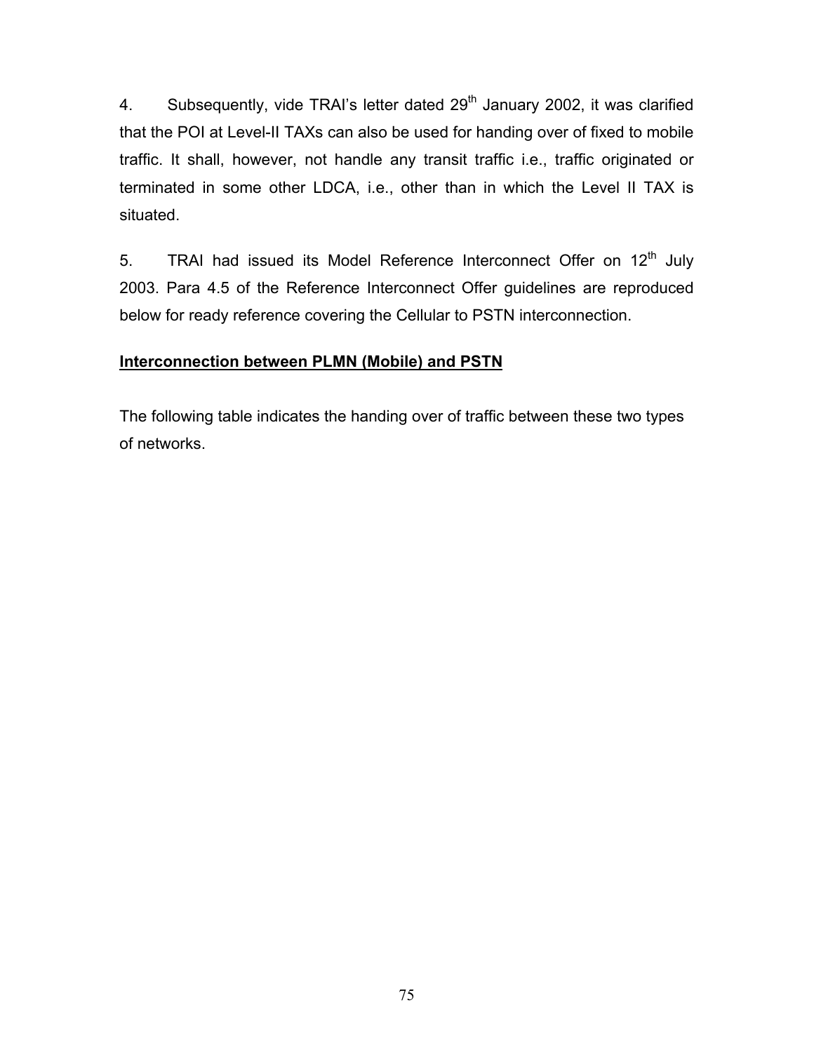4. Subsequently, vide TRAI's letter dated 29th January 2002, it was clarified that the POI at Level-II TAXs can also be used for handing over of fixed to mobile traffic. It shall, however, not handle any transit traffic i.e., traffic originated or terminated in some other LDCA, i.e., other than in which the Level II TAX is situated.

5. TRAI had issued its Model Reference Interconnect Offer on 12th July 2003. Para 4.5 of the Reference Interconnect Offer guidelines are reproduced below for ready reference covering the Cellular to PSTN interconnection.

**Interconnection between PLMN (Mobile) and PSTN**

The following table indicates the handing over of traffic between these two types of networks.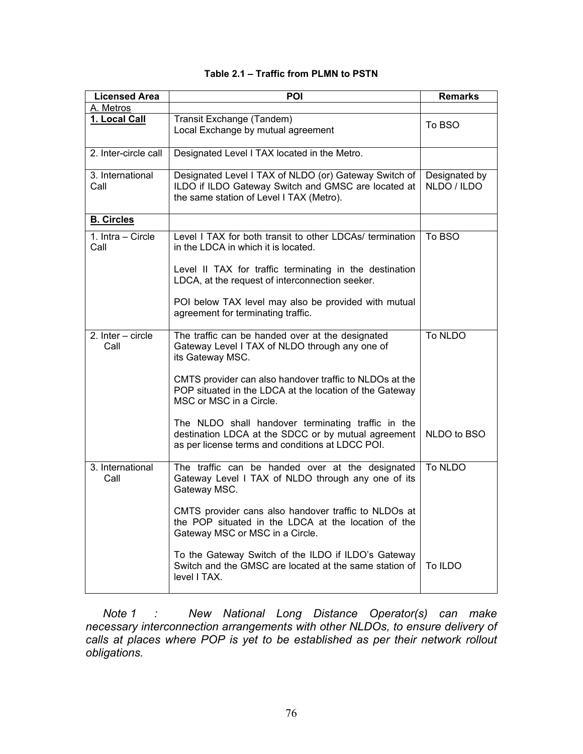**Table 2.1 – Traffic from PLMN to PSTN**

| Licensed Area | POI | Remarks |
|---|---|---|
| A. Metros | | |
| **1. Local Call** | Transit Exchange (Tandem)<br>Local Exchange by mutual agreement | To BSO |
| 2. Inter-circle call | Designated Level I TAX located in the Metro. | |
| 3. International Call | Designated Level I TAX of NLDO (or) Gateway Switch of ILDO if ILDO Gateway Switch and GMSC are located at the same station of Level I TAX (Metro). | Designated by NLDO / ILDO |
| **B. Circles** | | |
| 1. Intra – Circle Call | Level I TAX for both transit to other LDCAs/ termination in the LDCA in which it is located.<br><br>Level II TAX for traffic terminating in the destination LDCA, at the request of interconnection seeker.<br><br>POI below TAX level may also be provided with mutual agreement for terminating traffic. | To BSO |
| 2. Inter – circle Call | The traffic can be handed over at the designated Gateway Level I TAX of NLDO through any one of its Gateway MSC.<br><br>CMTS provider can also handover traffic to NLDOs at the POP situated in the LDCA at the location of the Gateway MSC or MSC in a Circle.<br><br>The NLDO shall handover terminating traffic in the destination LDCA at the SDCC or by mutual agreement as per license terms and conditions at LDCC POI. | To NLDO<br><br><br><br>NLDO to BSO |
| 3. International Call | The traffic can be handed over at the designated Gateway Level I TAX of NLDO through any one of its Gateway MSC.<br><br>CMTS provider cans also handover traffic to NLDOs at the POP situated in the LDCA at the location of the Gateway MSC or MSC in a Circle.<br><br>To the Gateway Switch of the ILDO if ILDO's Gateway Switch and the GMSC are located at the same station of level I TAX. | To NLDO<br><br><br><br>To ILDO |

*Note 1 : New National Long Distance Operator(s) can make necessary interconnection arrangements with other NLDOs, to ensure delivery of calls at places where POP is yet to be established as per their network rollout obligations.*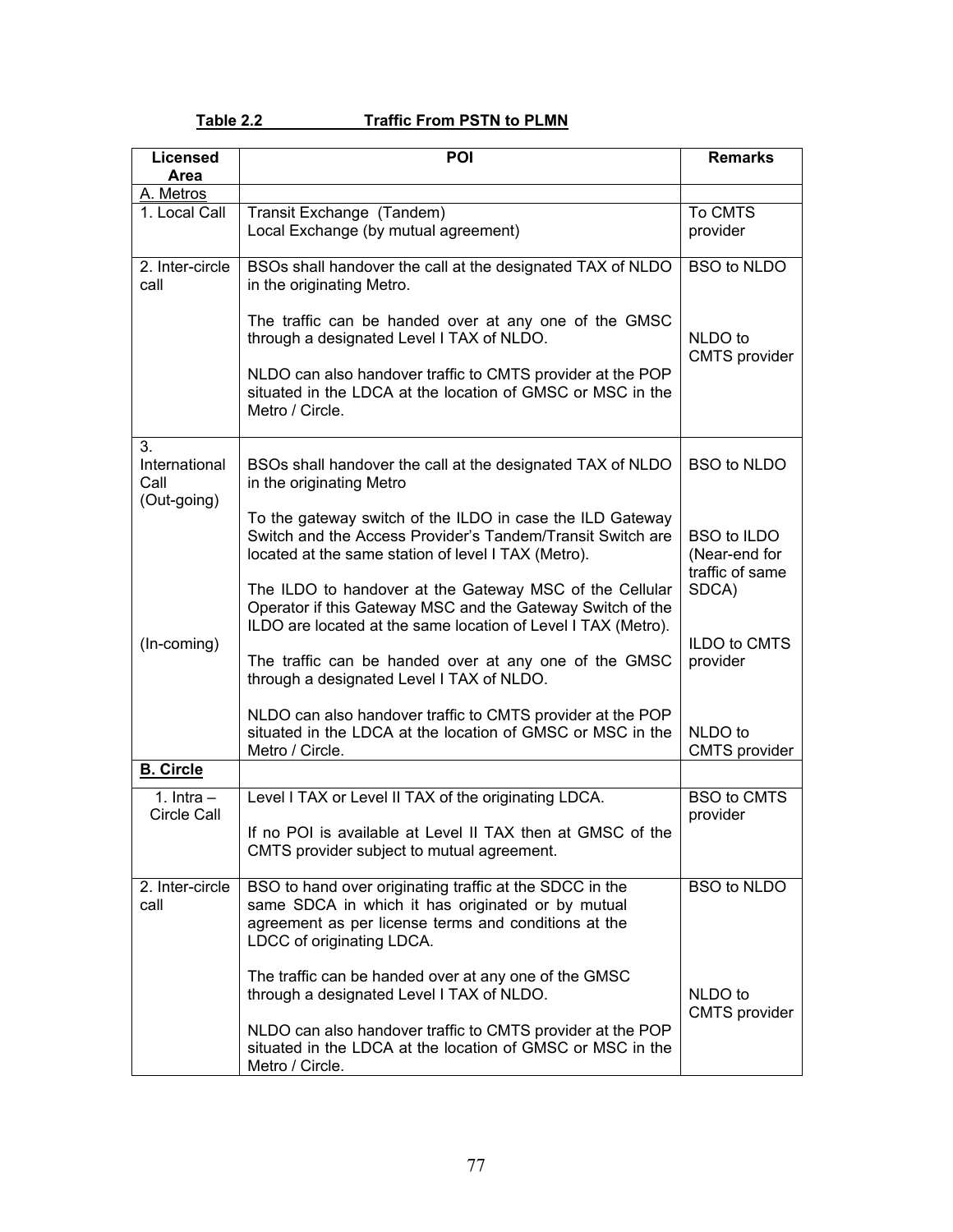**Table 2.2 Traffic From PSTN to PLMN**

| Licensed Area | POI | Remarks |
|---|---|---|
| A. Metros | | |
| 1. Local Call | Transit Exchange (Tandem)<br>Local Exchange (by mutual agreement) | To CMTS provider |
| 2. Inter-circle call | BSOs shall handover the call at the designated TAX of NLDO in the originating Metro.<br><br>The traffic can be handed over at any one of the GMSC through a designated Level I TAX of NLDO.<br><br>NLDO can also handover traffic to CMTS provider at the POP situated in the LDCA at the location of GMSC or MSC in the Metro / Circle. | BSO to NLDO<br><br>NLDO to CMTS provider |
| 3. International Call (Out-going)<br><br>(In-coming) | BSOs shall handover the call at the designated TAX of NLDO in the originating Metro<br><br>To the gateway switch of the ILDO in case the ILD Gateway Switch and the Access Provider's Tandem/Transit Switch are located at the same station of level I TAX (Metro).<br><br>The ILDO to handover at the Gateway MSC of the Cellular Operator if this Gateway MSC and the Gateway Switch of the ILDO are located at the same location of Level I TAX (Metro).<br><br>The traffic can be handed over at any one of the GMSC through a designated Level I TAX of NLDO.<br><br>NLDO can also handover traffic to CMTS provider at the POP situated in the LDCA at the location of GMSC or MSC in the Metro / Circle. | BSO to NLDO<br><br>BSO to ILDO (Near-end for traffic of same SDCA)<br><br>ILDO to CMTS provider<br><br>NLDO to CMTS provider |
| **B. Circle** | | |
| 1. Intra – Circle Call | Level I TAX or Level II TAX of the originating LDCA.<br><br>If no POI is available at Level II TAX then at GMSC of the CMTS provider subject to mutual agreement. | BSO to CMTS provider |
| 2. Inter-circle call | BSO to hand over originating traffic at the SDCC in the same SDCA in which it has originated or by mutual agreement as per license terms and conditions at the LDCC of originating LDCA.<br><br>The traffic can be handed over at any one of the GMSC through a designated Level I TAX of NLDO.<br><br>NLDO can also handover traffic to CMTS provider at the POP situated in the LDCA at the location of GMSC or MSC in the Metro / Circle. | BSO to NLDO<br><br>NLDO to CMTS provider |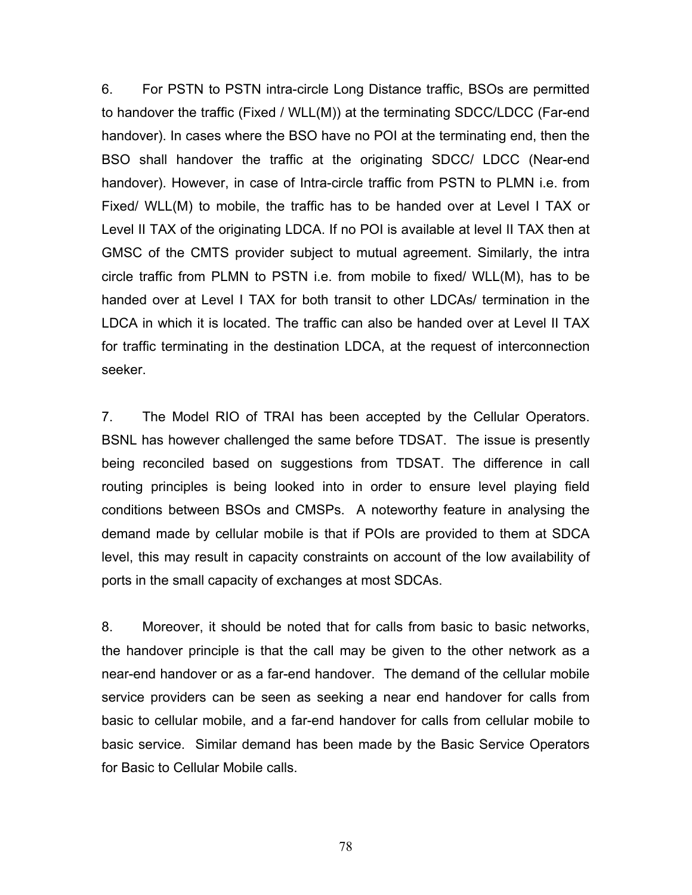6. For PSTN to PSTN intra-circle Long Distance traffic, BSOs are permitted to handover the traffic (Fixed / WLL(M)) at the terminating SDCC/LDCC (Far-end handover). In cases where the BSO have no POI at the terminating end, then the BSO shall handover the traffic at the originating SDCC/ LDCC (Near-end handover). However, in case of Intra-circle traffic from PSTN to PLMN i.e. from Fixed/ WLL(M) to mobile, the traffic has to be handed over at Level I TAX or Level II TAX of the originating LDCA. If no POI is available at level II TAX then at GMSC of the CMTS provider subject to mutual agreement. Similarly, the intra circle traffic from PLMN to PSTN i.e. from mobile to fixed/ WLL(M), has to be handed over at Level I TAX for both transit to other LDCAs/ termination in the LDCA in which it is located. The traffic can also be handed over at Level II TAX for traffic terminating in the destination LDCA, at the request of interconnection seeker.

7. The Model RIO of TRAI has been accepted by the Cellular Operators. BSNL has however challenged the same before TDSAT. The issue is presently being reconciled based on suggestions from TDSAT. The difference in call routing principles is being looked into in order to ensure level playing field conditions between BSOs and CMSPs. A noteworthy feature in analysing the demand made by cellular mobile is that if POIs are provided to them at SDCA level, this may result in capacity constraints on account of the low availability of ports in the small capacity of exchanges at most SDCAs.

8. Moreover, it should be noted that for calls from basic to basic networks, the handover principle is that the call may be given to the other network as a near-end handover or as a far-end handover. The demand of the cellular mobile service providers can be seen as seeking a near end handover for calls from basic to cellular mobile, and a far-end handover for calls from cellular mobile to basic service. Similar demand has been made by the Basic Service Operators for Basic to Cellular Mobile calls.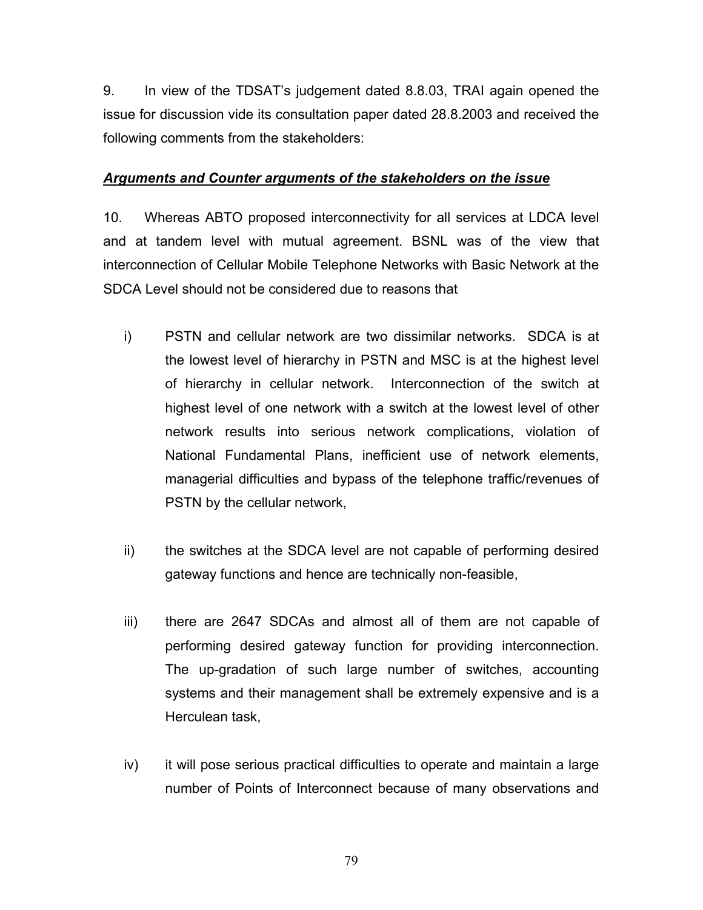9. In view of the TDSAT's judgement dated 8.8.03, TRAI again opened the issue for discussion vide its consultation paper dated 28.8.2003 and received the following comments from the stakeholders:

***Arguments and Counter arguments of the stakeholders on the issue***

10. Whereas ABTO proposed interconnectivity for all services at LDCA level and at tandem level with mutual agreement. BSNL was of the view that interconnection of Cellular Mobile Telephone Networks with Basic Network at the SDCA Level should not be considered due to reasons that

i) PSTN and cellular network are two dissimilar networks. SDCA is at the lowest level of hierarchy in PSTN and MSC is at the highest level of hierarchy in cellular network. Interconnection of the switch at highest level of one network with a switch at the lowest level of other network results into serious network complications, violation of National Fundamental Plans, inefficient use of network elements, managerial difficulties and bypass of the telephone traffic/revenues of PSTN by the cellular network,

ii) the switches at the SDCA level are not capable of performing desired gateway functions and hence are technically non-feasible,

iii) there are 2647 SDCAs and almost all of them are not capable of performing desired gateway function for providing interconnection. The up-gradation of such large number of switches, accounting systems and their management shall be extremely expensive and is a Herculean task,

iv) it will pose serious practical difficulties to operate and maintain a large number of Points of Interconnect because of many observations and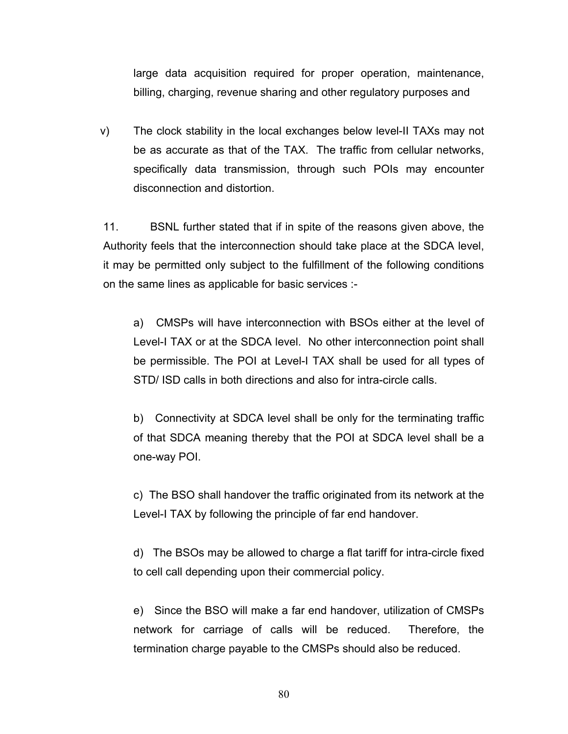large data acquisition required for proper operation, maintenance, billing, charging, revenue sharing and other regulatory purposes and

v) The clock stability in the local exchanges below level-II TAXs may not be as accurate as that of the TAX. The traffic from cellular networks, specifically data transmission, through such POIs may encounter disconnection and distortion.

11. BSNL further stated that if in spite of the reasons given above, the Authority feels that the interconnection should take place at the SDCA level, it may be permitted only subject to the fulfillment of the following conditions on the same lines as applicable for basic services :-

a) CMSPs will have interconnection with BSOs either at the level of Level-I TAX or at the SDCA level. No other interconnection point shall be permissible. The POI at Level-I TAX shall be used for all types of STD/ ISD calls in both directions and also for intra-circle calls.

b) Connectivity at SDCA level shall be only for the terminating traffic of that SDCA meaning thereby that the POI at SDCA level shall be a one-way POI.

c) The BSO shall handover the traffic originated from its network at the Level-I TAX by following the principle of far end handover.

d) The BSOs may be allowed to charge a flat tariff for intra-circle fixed to cell call depending upon their commercial policy.

e) Since the BSO will make a far end handover, utilization of CMSPs network for carriage of calls will be reduced. Therefore, the termination charge payable to the CMSPs should also be reduced.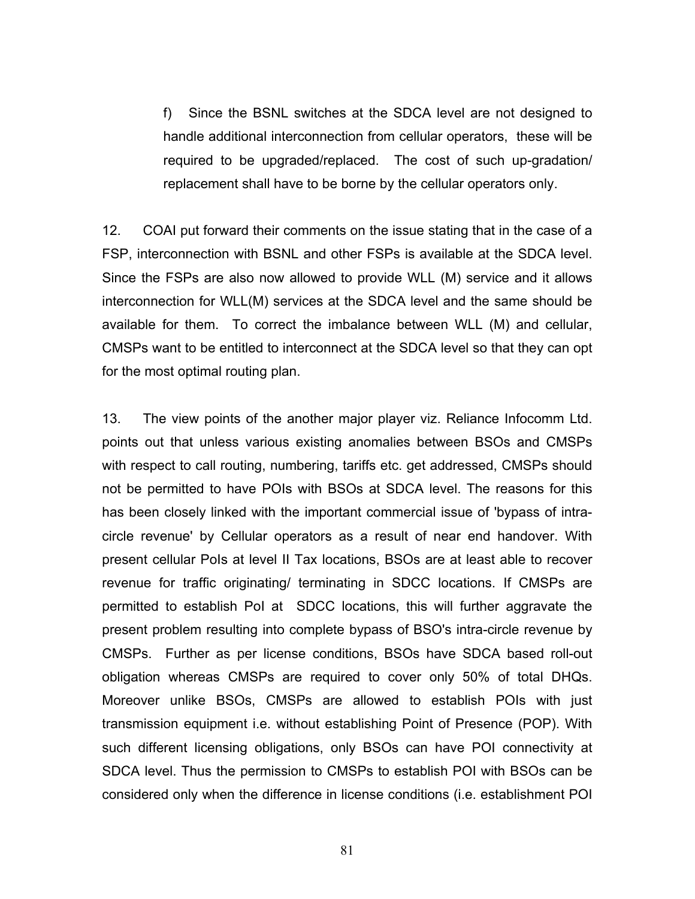f) Since the BSNL switches at the SDCA level are not designed to handle additional interconnection from cellular operators, these will be required to be upgraded/replaced. The cost of such up-gradation/ replacement shall have to be borne by the cellular operators only.

12. COAI put forward their comments on the issue stating that in the case of a FSP, interconnection with BSNL and other FSPs is available at the SDCA level. Since the FSPs are also now allowed to provide WLL (M) service and it allows interconnection for WLL(M) services at the SDCA level and the same should be available for them. To correct the imbalance between WLL (M) and cellular, CMSPs want to be entitled to interconnect at the SDCA level so that they can opt for the most optimal routing plan.

13. The view points of the another major player viz. Reliance Infocomm Ltd. points out that unless various existing anomalies between BSOs and CMSPs with respect to call routing, numbering, tariffs etc. get addressed, CMSPs should not be permitted to have POIs with BSOs at SDCA level. The reasons for this has been closely linked with the important commercial issue of 'bypass of intra-circle revenue' by Cellular operators as a result of near end handover. With present cellular PoIs at level II Tax locations, BSOs are at least able to recover revenue for traffic originating/ terminating in SDCC locations. If CMSPs are permitted to establish PoI at SDCC locations, this will further aggravate the present problem resulting into complete bypass of BSO's intra-circle revenue by CMSPs. Further as per license conditions, BSOs have SDCA based roll-out obligation whereas CMSPs are required to cover only 50% of total DHQs. Moreover unlike BSOs, CMSPs are allowed to establish POIs with just transmission equipment i.e. without establishing Point of Presence (POP). With such different licensing obligations, only BSOs can have POI connectivity at SDCA level. Thus the permission to CMSPs to establish POI with BSOs can be considered only when the difference in license conditions (i.e. establishment POI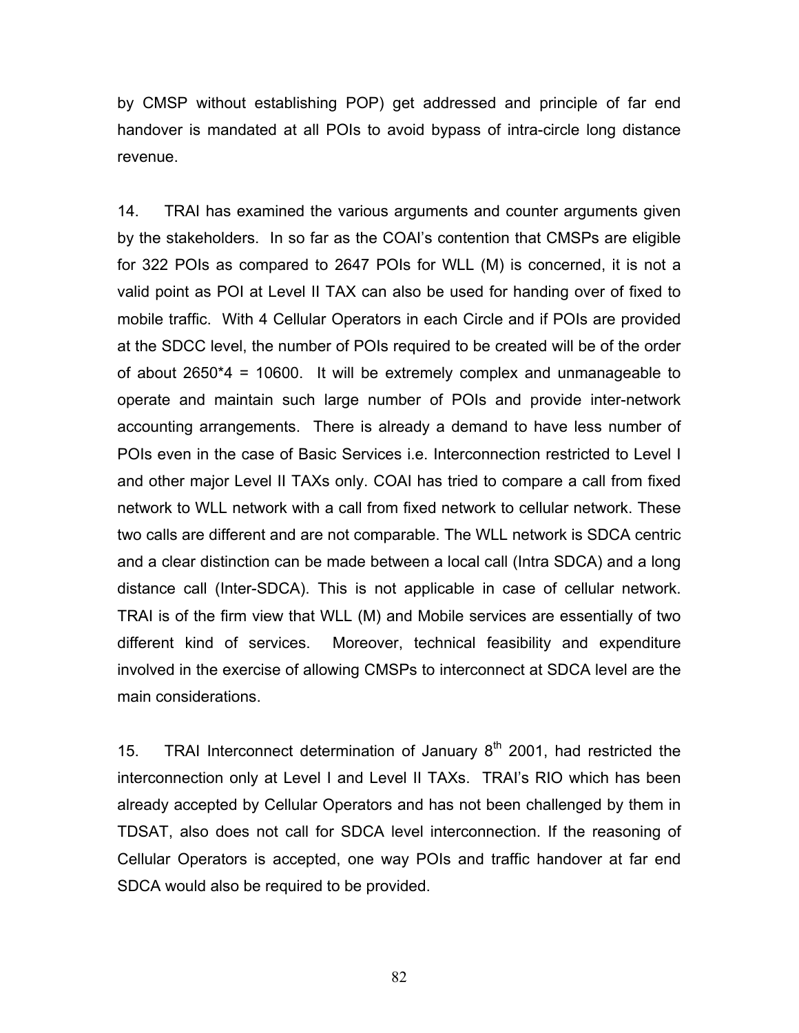by CMSP without establishing POP) get addressed and principle of far end handover is mandated at all POIs to avoid bypass of intra-circle long distance revenue.

14. TRAI has examined the various arguments and counter arguments given by the stakeholders. In so far as the COAI's contention that CMSPs are eligible for 322 POIs as compared to 2647 POIs for WLL (M) is concerned, it is not a valid point as POI at Level II TAX can also be used for handing over of fixed to mobile traffic. With 4 Cellular Operators in each Circle and if POIs are provided at the SDCC level, the number of POIs required to be created will be of the order of about 2650*4 = 10600. It will be extremely complex and unmanageable to operate and maintain such large number of POIs and provide inter-network accounting arrangements. There is already a demand to have less number of POIs even in the case of Basic Services i.e. Interconnection restricted to Level I and other major Level II TAXs only. COAI has tried to compare a call from fixed network to WLL network with a call from fixed network to cellular network. These two calls are different and are not comparable. The WLL network is SDCA centric and a clear distinction can be made between a local call (Intra SDCA) and a long distance call (Inter-SDCA). This is not applicable in case of cellular network. TRAI is of the firm view that WLL (M) and Mobile services are essentially of two different kind of services. Moreover, technical feasibility and expenditure involved in the exercise of allowing CMSPs to interconnect at SDCA level are the main considerations.

15. TRAI Interconnect determination of January 8th 2001, had restricted the interconnection only at Level I and Level II TAXs. TRAI's RIO which has been already accepted by Cellular Operators and has not been challenged by them in TDSAT, also does not call for SDCA level interconnection. If the reasoning of Cellular Operators is accepted, one way POIs and traffic handover at far end SDCA would also be required to be provided.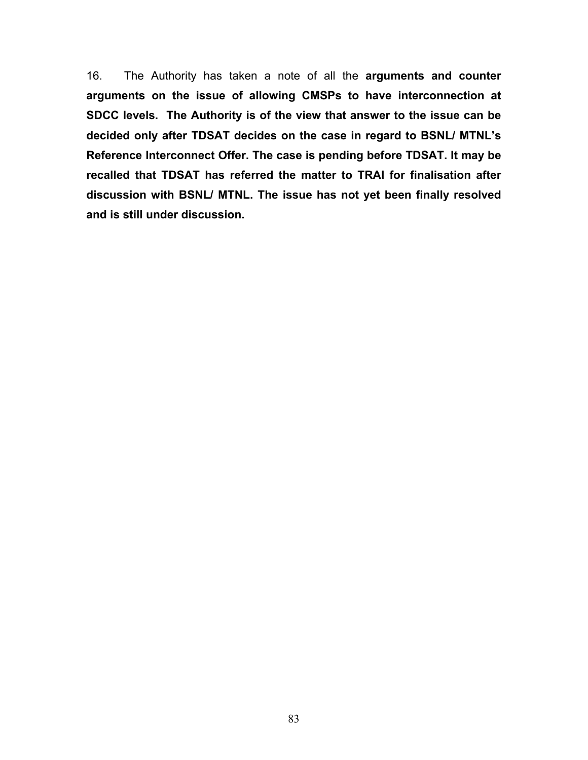16. The Authority has taken a note of all the **arguments and counter arguments on the issue of allowing CMSPs to have interconnection at SDCC levels. The Authority is of the view that answer to the issue can be decided only after TDSAT decides on the case in regard to BSNL/ MTNL's Reference Interconnect Offer. The case is pending before TDSAT. It may be recalled that TDSAT has referred the matter to TRAI for finalisation after discussion with BSNL/ MTNL. The issue has not yet been finally resolved and is still under discussion.**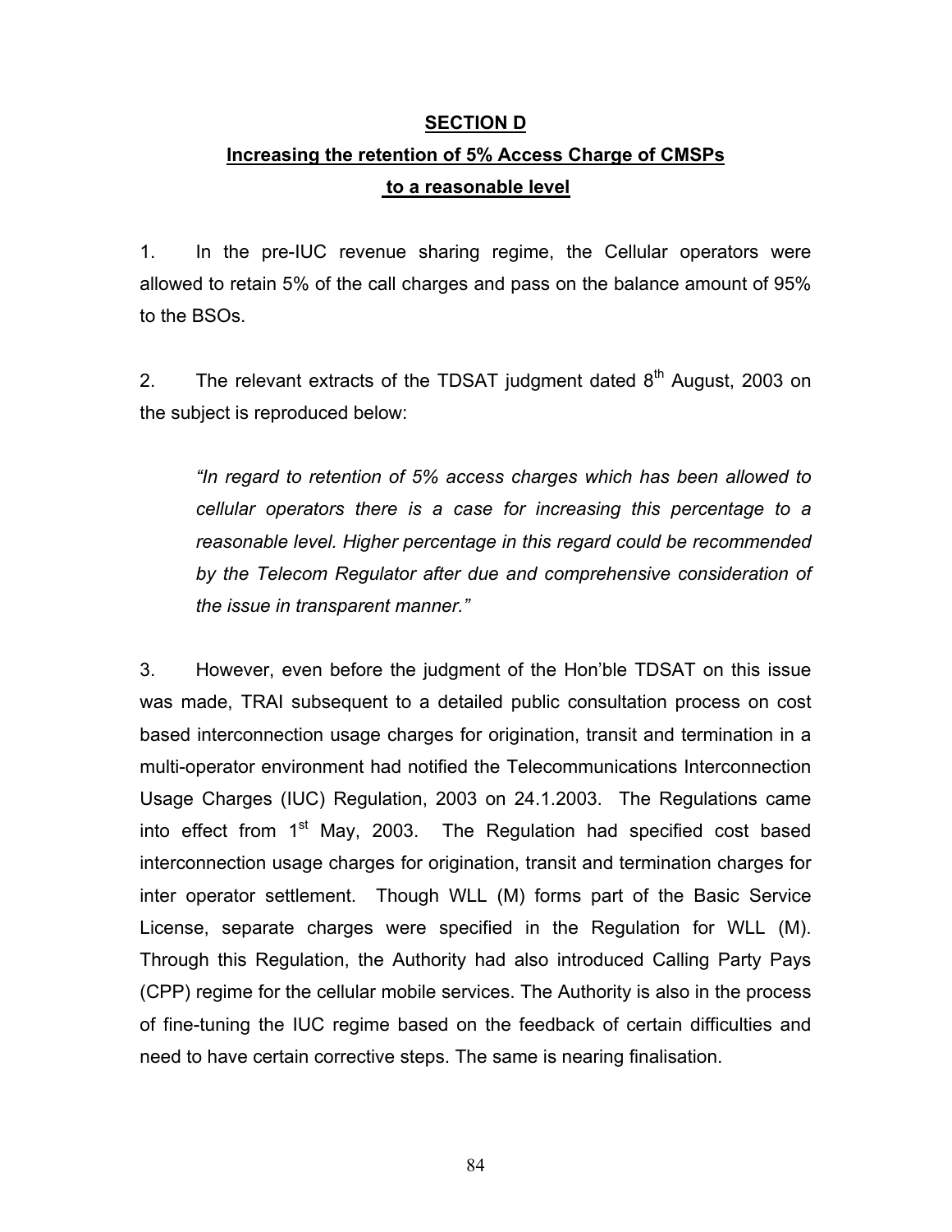## SECTION D

## Increasing the retention of 5% Access Charge of CMSPs to a reasonable level

1. In the pre-IUC revenue sharing regime, the Cellular operators were allowed to retain 5% of the call charges and pass on the balance amount of 95% to the BSOs.

2. The relevant extracts of the TDSAT judgment dated 8th August, 2003 on the subject is reproduced below:

> *"In regard to retention of 5% access charges which has been allowed to cellular operators there is a case for increasing this percentage to a reasonable level. Higher percentage in this regard could be recommended by the Telecom Regulator after due and comprehensive consideration of the issue in transparent manner."*

3. However, even before the judgment of the Hon'ble TDSAT on this issue was made, TRAI subsequent to a detailed public consultation process on cost based interconnection usage charges for origination, transit and termination in a multi-operator environment had notified the Telecommunications Interconnection Usage Charges (IUC) Regulation, 2003 on 24.1.2003. The Regulations came into effect from 1st May, 2003. The Regulation had specified cost based interconnection usage charges for origination, transit and termination charges for inter operator settlement. Though WLL (M) forms part of the Basic Service License, separate charges were specified in the Regulation for WLL (M). Through this Regulation, the Authority had also introduced Calling Party Pays (CPP) regime for the cellular mobile services. The Authority is also in the process of fine-tuning the IUC regime based on the feedback of certain difficulties and need to have certain corrective steps. The same is nearing finalisation.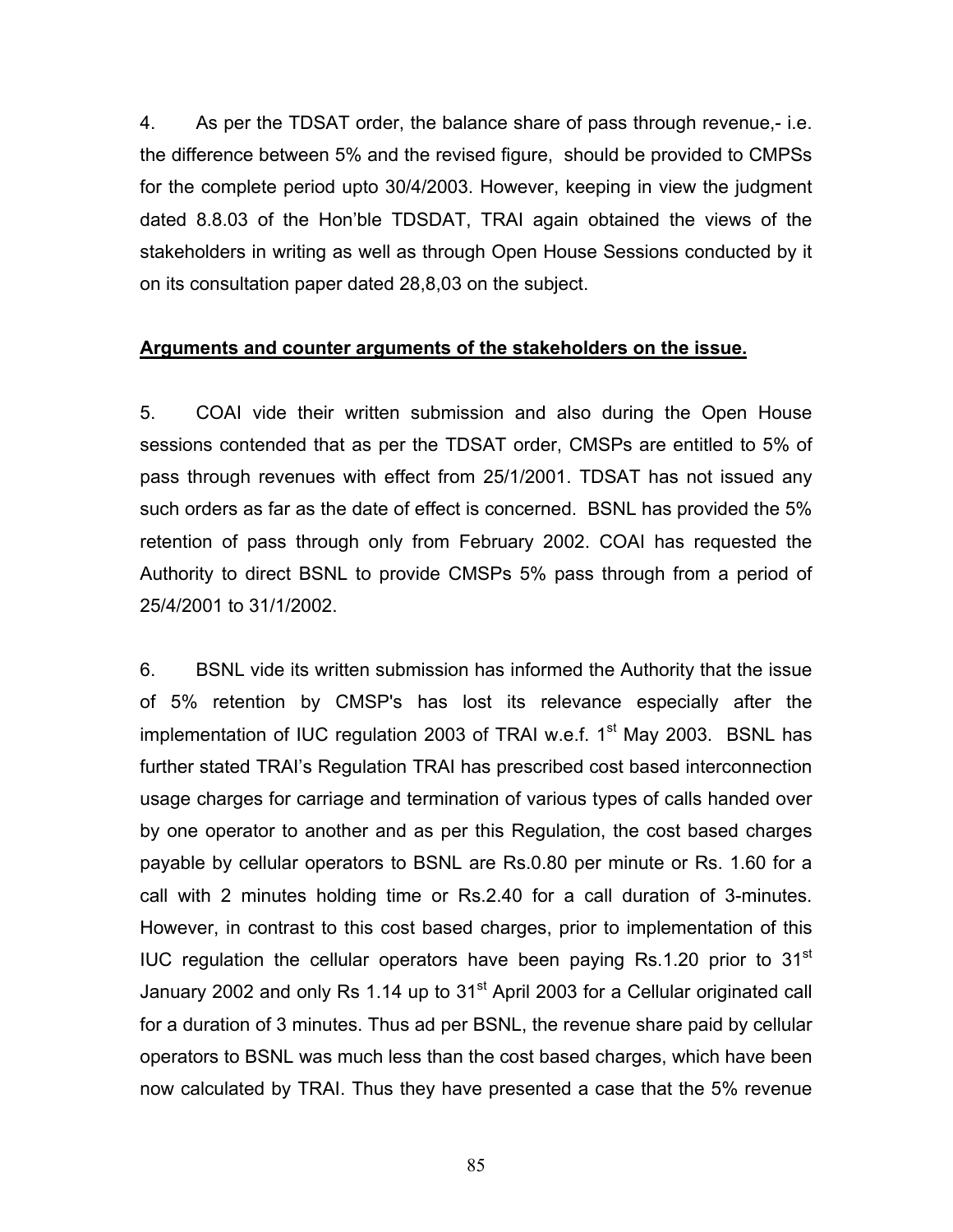4. As per the TDSAT order, the balance share of pass through revenue,- i.e. the difference between 5% and the revised figure, should be provided to CMPSs for the complete period upto 30/4/2003. However, keeping in view the judgment dated 8.8.03 of the Hon'ble TDSDAT, TRAI again obtained the views of the stakeholders in writing as well as through Open House Sessions conducted by it on its consultation paper dated 28,8,03 on the subject.

**Arguments and counter arguments of the stakeholders on the issue.**

5. COAI vide their written submission and also during the Open House sessions contended that as per the TDSAT order, CMSPs are entitled to 5% of pass through revenues with effect from 25/1/2001. TDSAT has not issued any such orders as far as the date of effect is concerned. BSNL has provided the 5% retention of pass through only from February 2002. COAI has requested the Authority to direct BSNL to provide CMSPs 5% pass through from a period of 25/4/2001 to 31/1/2002.

6. BSNL vide its written submission has informed the Authority that the issue of 5% retention by CMSP's has lost its relevance especially after the implementation of IUC regulation 2003 of TRAI w.e.f. 1st May 2003. BSNL has further stated TRAI's Regulation TRAI has prescribed cost based interconnection usage charges for carriage and termination of various types of calls handed over by one operator to another and as per this Regulation, the cost based charges payable by cellular operators to BSNL are Rs.0.80 per minute or Rs. 1.60 for a call with 2 minutes holding time or Rs.2.40 for a call duration of 3-minutes. However, in contrast to this cost based charges, prior to implementation of this IUC regulation the cellular operators have been paying Rs.1.20 prior to 31st January 2002 and only Rs 1.14 up to 31st April 2003 for a Cellular originated call for a duration of 3 minutes. Thus ad per BSNL, the revenue share paid by cellular operators to BSNL was much less than the cost based charges, which have been now calculated by TRAI. Thus they have presented a case that the 5% revenue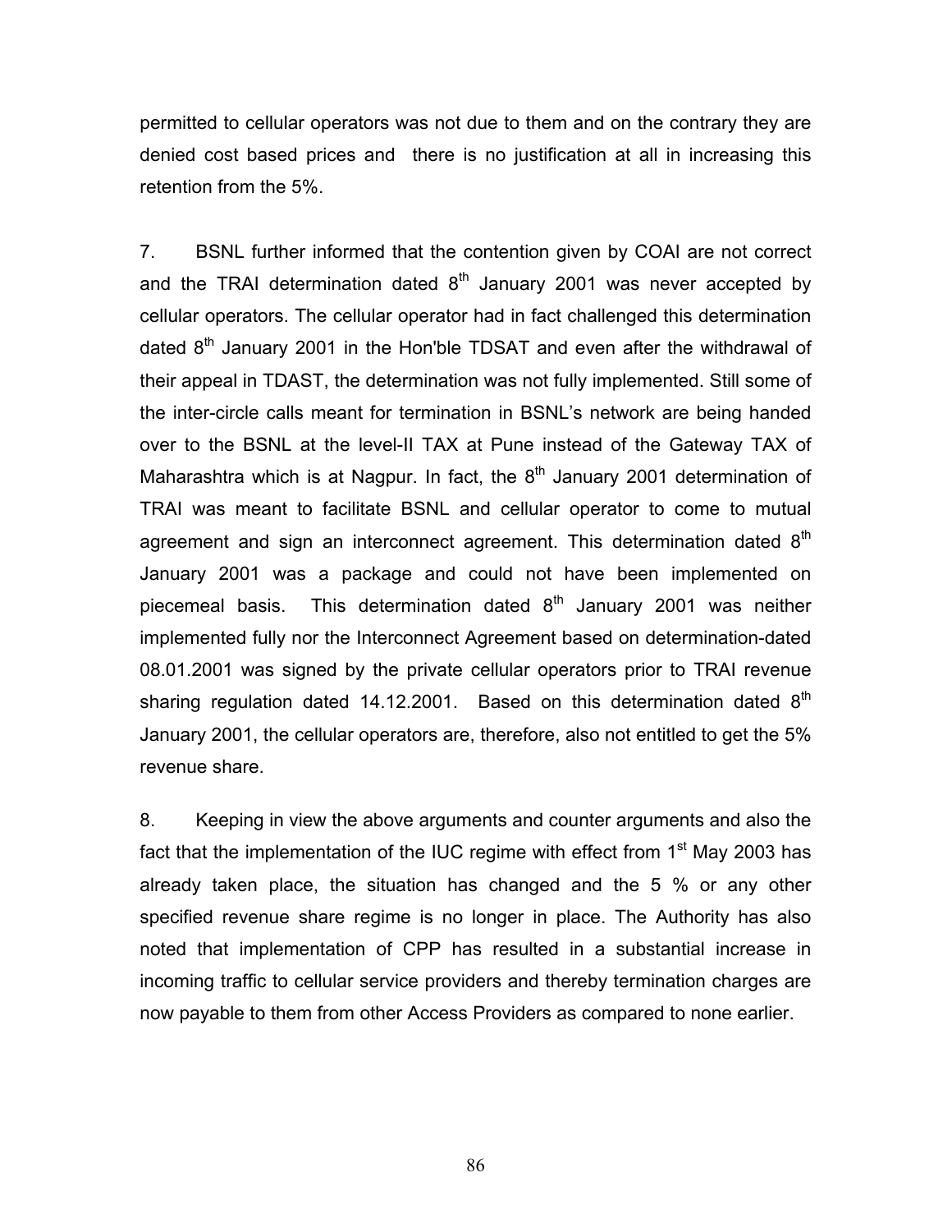permitted to cellular operators was not due to them and on the contrary they are denied cost based prices and there is no justification at all in increasing this retention from the 5%.

7. BSNL further informed that the contention given by COAI are not correct and the TRAI determination dated 8th January 2001 was never accepted by cellular operators. The cellular operator had in fact challenged this determination dated 8th January 2001 in the Hon'ble TDSAT and even after the withdrawal of their appeal in TDAST, the determination was not fully implemented. Still some of the inter-circle calls meant for termination in BSNL's network are being handed over to the BSNL at the level-II TAX at Pune instead of the Gateway TAX of Maharashtra which is at Nagpur. In fact, the 8th January 2001 determination of TRAI was meant to facilitate BSNL and cellular operator to come to mutual agreement and sign an interconnect agreement. This determination dated 8th January 2001 was a package and could not have been implemented on piecemeal basis. This determination dated 8th January 2001 was neither implemented fully nor the Interconnect Agreement based on determination-dated 08.01.2001 was signed by the private cellular operators prior to TRAI revenue sharing regulation dated 14.12.2001. Based on this determination dated 8th January 2001, the cellular operators are, therefore, also not entitled to get the 5% revenue share.

8. Keeping in view the above arguments and counter arguments and also the fact that the implementation of the IUC regime with effect from 1st May 2003 has already taken place, the situation has changed and the 5 % or any other specified revenue share regime is no longer in place. The Authority has also noted that implementation of CPP has resulted in a substantial increase in incoming traffic to cellular service providers and thereby termination charges are now payable to them from other Access Providers as compared to none earlier.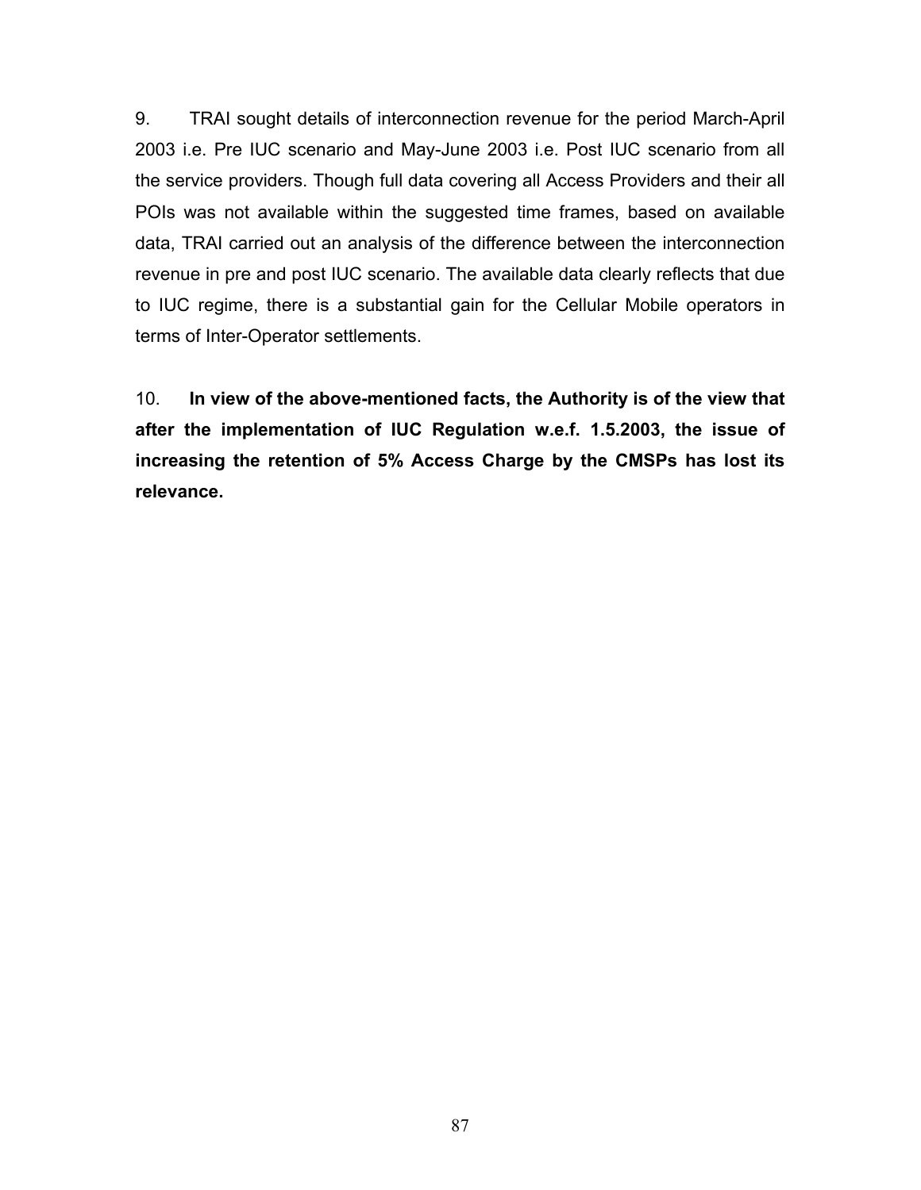9. TRAI sought details of interconnection revenue for the period March-April 2003 i.e. Pre IUC scenario and May-June 2003 i.e. Post IUC scenario from all the service providers. Though full data covering all Access Providers and their all POIs was not available within the suggested time frames, based on available data, TRAI carried out an analysis of the difference between the interconnection revenue in pre and post IUC scenario. The available data clearly reflects that due to IUC regime, there is a substantial gain for the Cellular Mobile operators in terms of Inter-Operator settlements.

10. **In view of the above-mentioned facts, the Authority is of the view that after the implementation of IUC Regulation w.e.f. 1.5.2003, the issue of increasing the retention of 5% Access Charge by the CMSPs has lost its relevance.**